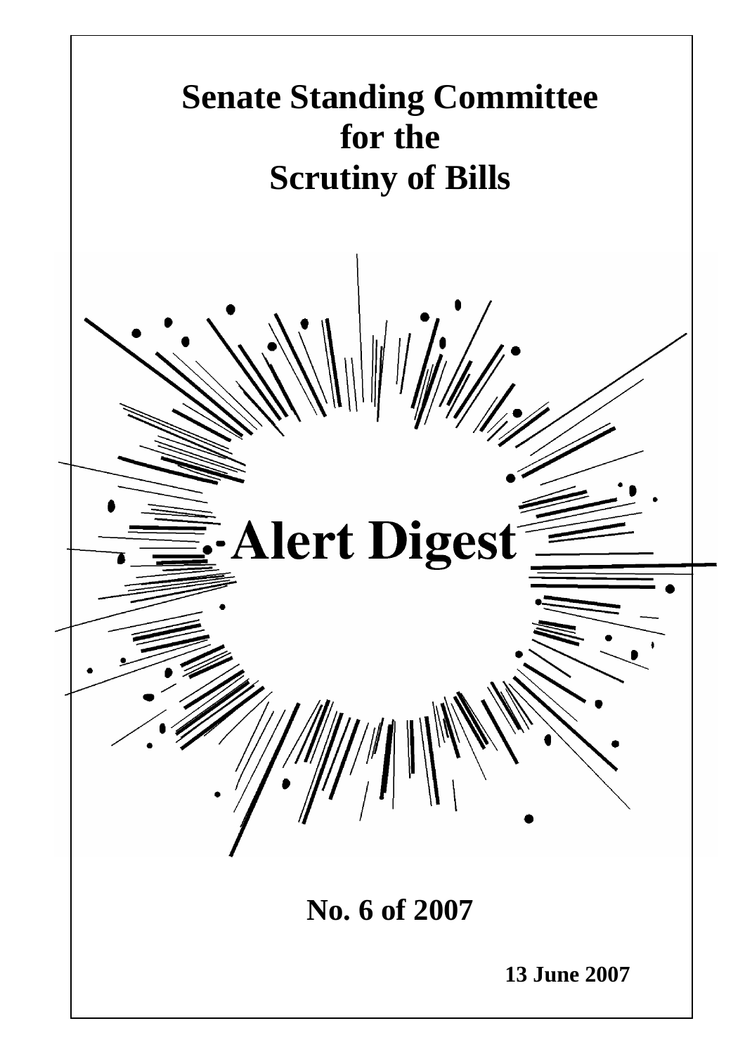# Senate Standing Committee for the Scrutiny of Bills

# Alert Digest

## No. 6 of 2007

**13 June 2007**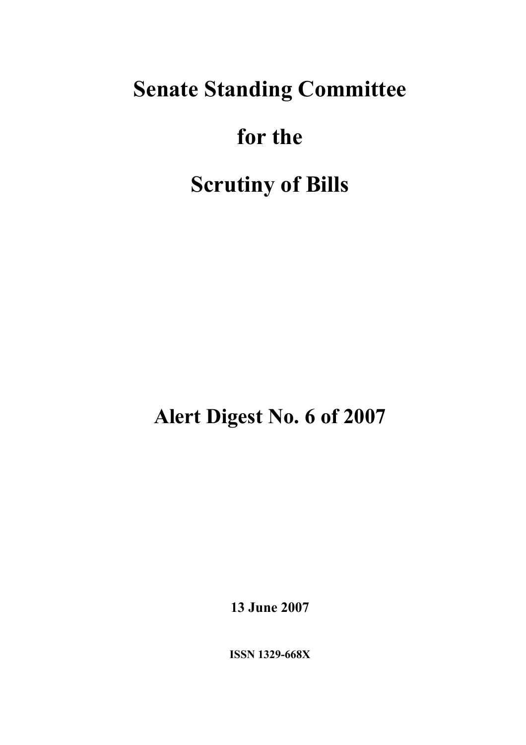# Senate Standing Committee

# for the

# Scrutiny of Bills

## Alert Digest No. 6 of 2007

**13 June 2007**

**ISSN 1329-668X**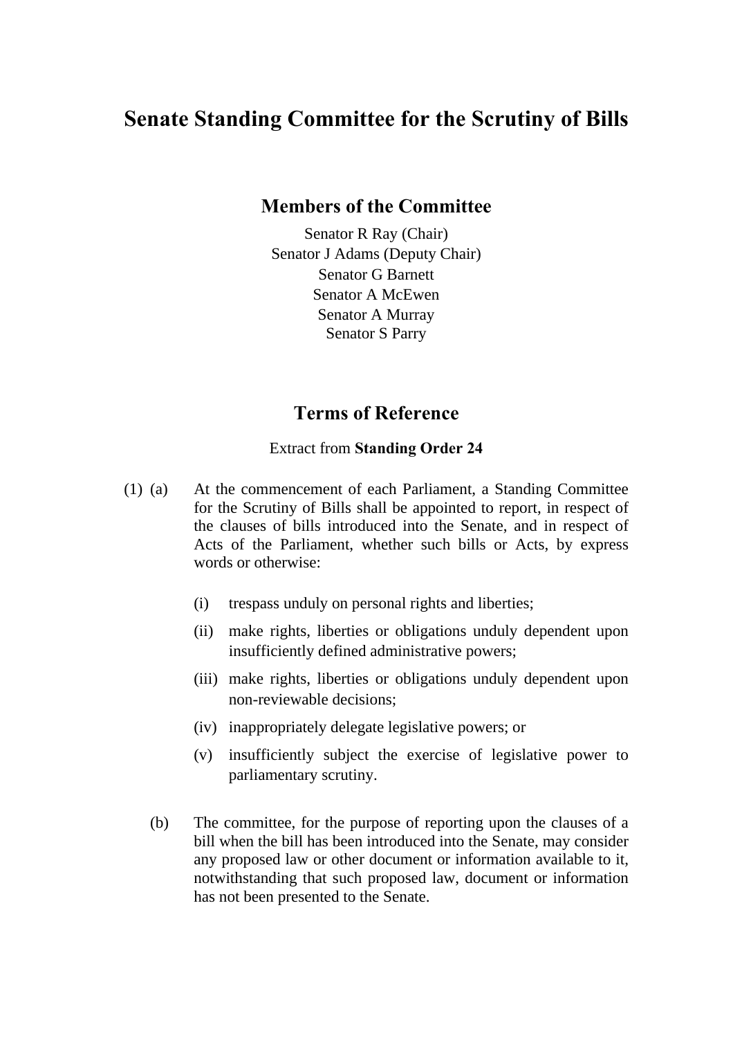# Senate Standing Committee for the Scrutiny of Bills

## Members of the Committee

Senator R Ray (Chair)
Senator J Adams (Deputy Chair)
Senator G Barnett
Senator A McEwen
Senator A Murray
Senator S Parry

## Terms of Reference

Extract from **Standing Order 24**

(1) (a) At the commencement of each Parliament, a Standing Committee for the Scrutiny of Bills shall be appointed to report, in respect of the clauses of bills introduced into the Senate, and in respect of Acts of the Parliament, whether such bills or Acts, by express words or otherwise:

(i) trespass unduly on personal rights and liberties;

(ii) make rights, liberties or obligations unduly dependent upon insufficiently defined administrative powers;

(iii) make rights, liberties or obligations unduly dependent upon non-reviewable decisions;

(iv) inappropriately delegate legislative powers; or

(v) insufficiently subject the exercise of legislative power to parliamentary scrutiny.

(b) The committee, for the purpose of reporting upon the clauses of a bill when the bill has been introduced into the Senate, may consider any proposed law or other document or information available to it, notwithstanding that such proposed law, document or information has not been presented to the Senate.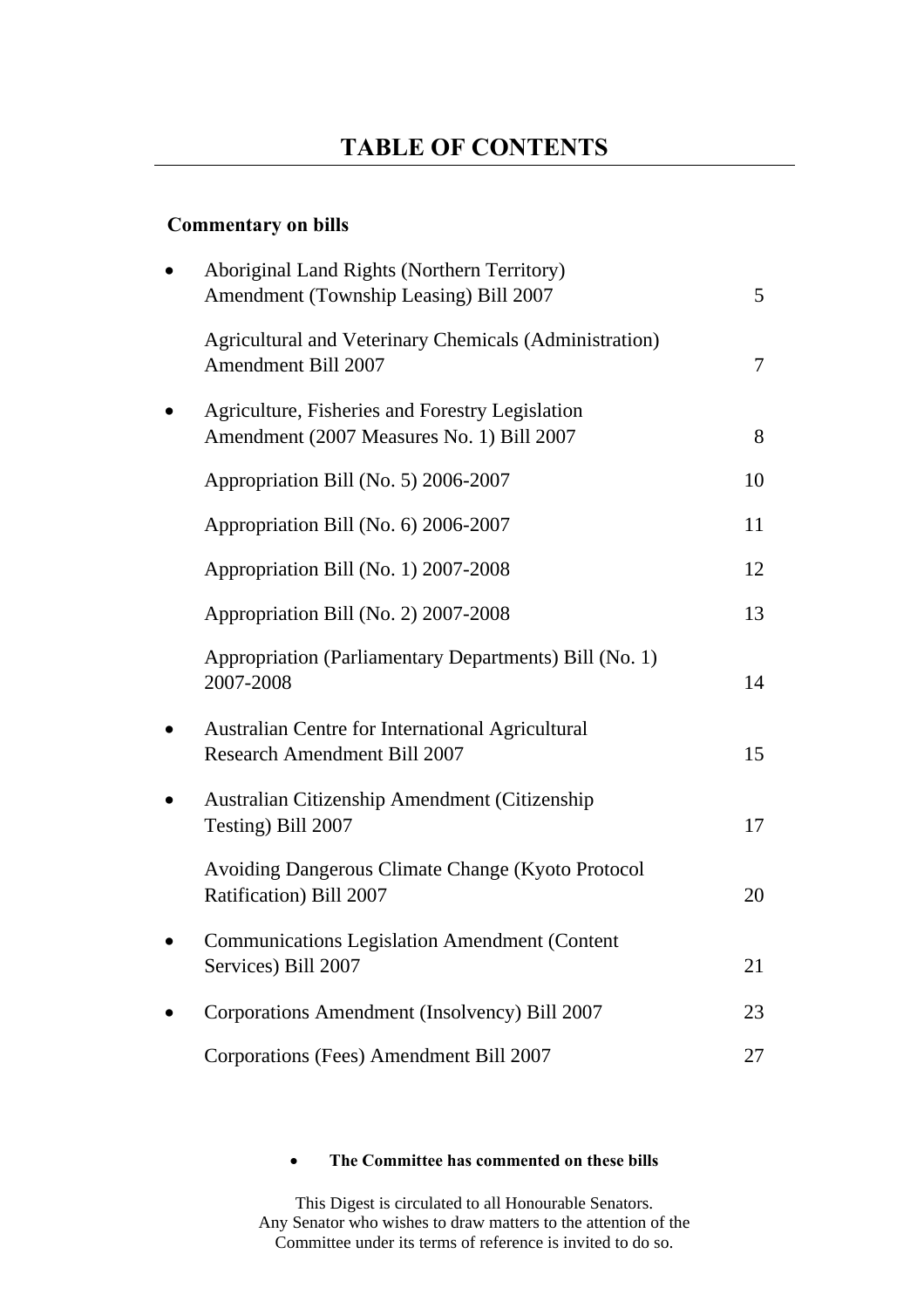# TABLE OF CONTENTS

**Commentary on bills**

| | | |
|---|---|---|
| • | Aboriginal Land Rights (Northern Territory) Amendment (Township Leasing) Bill 2007 | 5 |
| | Agricultural and Veterinary Chemicals (Administration) Amendment Bill 2007 | 7 |
| • | Agriculture, Fisheries and Forestry Legislation Amendment (2007 Measures No. 1) Bill 2007 | 8 |
| | Appropriation Bill (No. 5) 2006-2007 | 10 |
| | Appropriation Bill (No. 6) 2006-2007 | 11 |
| | Appropriation Bill (No. 1) 2007-2008 | 12 |
| | Appropriation Bill (No. 2) 2007-2008 | 13 |
| | Appropriation (Parliamentary Departments) Bill (No. 1) 2007-2008 | 14 |
| • | Australian Centre for International Agricultural Research Amendment Bill 2007 | 15 |
| • | Australian Citizenship Amendment (Citizenship Testing) Bill 2007 | 17 |
| | Avoiding Dangerous Climate Change (Kyoto Protocol Ratification) Bill 2007 | 20 |
| • | Communications Legislation Amendment (Content Services) Bill 2007 | 21 |
| • | Corporations Amendment (Insolvency) Bill 2007 | 23 |
| | Corporations (Fees) Amendment Bill 2007 | 27 |

- **The Committee has commented on these bills**

This Digest is circulated to all Honourable Senators.
Any Senator who wishes to draw matters to the attention of the Committee under its terms of reference is invited to do so.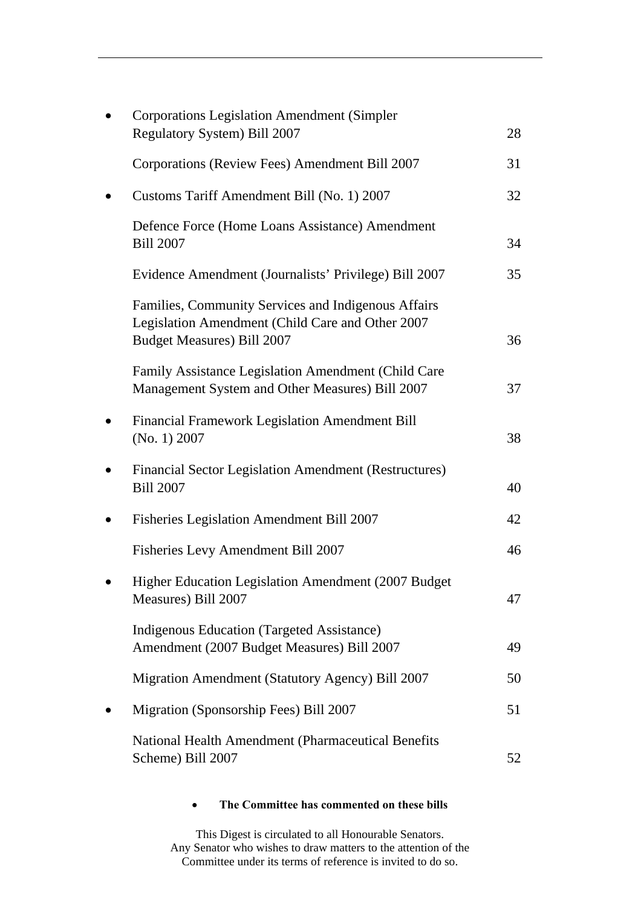| | | |
|---|---|---|
| • | Corporations Legislation Amendment (Simpler Regulatory System) Bill 2007 | 28 |
| | Corporations (Review Fees) Amendment Bill 2007 | 31 |
| • | Customs Tariff Amendment Bill (No. 1) 2007 | 32 |
| | Defence Force (Home Loans Assistance) Amendment Bill 2007 | 34 |
| | Evidence Amendment (Journalists' Privilege) Bill 2007 | 35 |
| | Families, Community Services and Indigenous Affairs Legislation Amendment (Child Care and Other 2007 Budget Measures) Bill 2007 | 36 |
| | Family Assistance Legislation Amendment (Child Care Management System and Other Measures) Bill 2007 | 37 |
| • | Financial Framework Legislation Amendment Bill (No. 1) 2007 | 38 |
| • | Financial Sector Legislation Amendment (Restructures) Bill 2007 | 40 |
| • | Fisheries Legislation Amendment Bill 2007 | 42 |
| | Fisheries Levy Amendment Bill 2007 | 46 |
| • | Higher Education Legislation Amendment (2007 Budget Measures) Bill 2007 | 47 |
| | Indigenous Education (Targeted Assistance) Amendment (2007 Budget Measures) Bill 2007 | 49 |
| | Migration Amendment (Statutory Agency) Bill 2007 | 50 |
| • | Migration (Sponsorship Fees) Bill 2007 | 51 |
| | National Health Amendment (Pharmaceutical Benefits Scheme) Bill 2007 | 52 |

- **The Committee has commented on these bills**

This Digest is circulated to all Honourable Senators.
Any Senator who wishes to draw matters to the attention of the Committee under its terms of reference is invited to do so.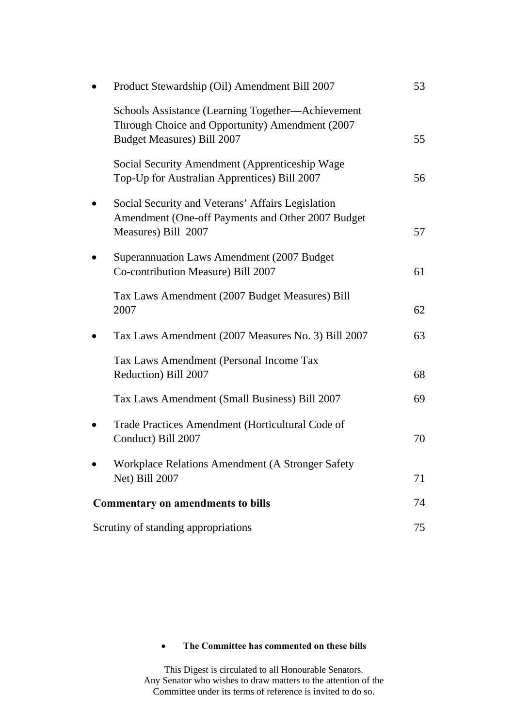| | | |
|---|---|---|
| • | Product Stewardship (Oil) Amendment Bill 2007 | 53 |
| | Schools Assistance (Learning Together—Achievement Through Choice and Opportunity) Amendment (2007 Budget Measures) Bill 2007 | 55 |
| | Social Security Amendment (Apprenticeship Wage Top-Up for Australian Apprentices) Bill 2007 | 56 |
| • | Social Security and Veterans' Affairs Legislation Amendment (One-off Payments and Other 2007 Budget Measures) Bill 2007 | 57 |
| • | Superannuation Laws Amendment (2007 Budget Co-contribution Measure) Bill 2007 | 61 |
| | Tax Laws Amendment (2007 Budget Measures) Bill 2007 | 62 |
| • | Tax Laws Amendment (2007 Measures No. 3) Bill 2007 | 63 |
| | Tax Laws Amendment (Personal Income Tax Reduction) Bill 2007 | 68 |
| | Tax Laws Amendment (Small Business) Bill 2007 | 69 |
| • | Trade Practices Amendment (Horticultural Code of Conduct) Bill 2007 | 70 |
| • | Workplace Relations Amendment (A Stronger Safety Net) Bill 2007 | 71 |

**Commentary on amendments to bills** 74

Scrutiny of standing appropriations 75

- **The Committee has commented on these bills**

This Digest is circulated to all Honourable Senators.
Any Senator who wishes to draw matters to the attention of the Committee under its terms of reference is invited to do so.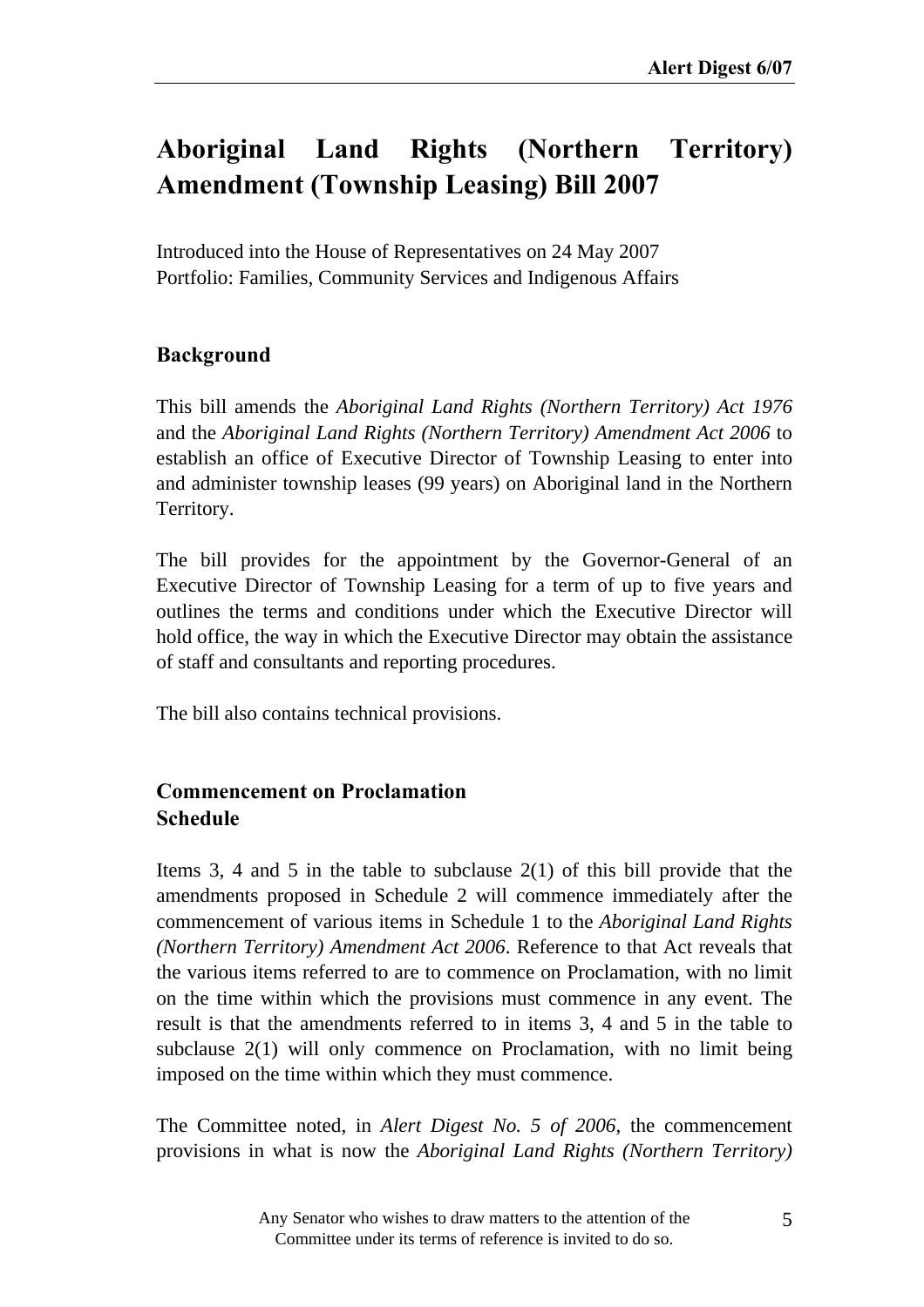# Aboriginal Land Rights (Northern Territory) Amendment (Township Leasing) Bill 2007

Introduced into the House of Representatives on 24 May 2007
Portfolio: Families, Community Services and Indigenous Affairs

## Background

This bill amends the *Aboriginal Land Rights (Northern Territory) Act 1976* and the *Aboriginal Land Rights (Northern Territory) Amendment Act 2006* to establish an office of Executive Director of Township Leasing to enter into and administer township leases (99 years) on Aboriginal land in the Northern Territory.

The bill provides for the appointment by the Governor-General of an Executive Director of Township Leasing for a term of up to five years and outlines the terms and conditions under which the Executive Director will hold office, the way in which the Executive Director may obtain the assistance of staff and consultants and reporting procedures.

The bill also contains technical provisions.

## Commencement on Proclamation
## Schedule

Items 3, 4 and 5 in the table to subclause 2(1) of this bill provide that the amendments proposed in Schedule 2 will commence immediately after the commencement of various items in Schedule 1 to the *Aboriginal Land Rights (Northern Territory) Amendment Act 2006*. Reference to that Act reveals that the various items referred to are to commence on Proclamation, with no limit on the time within which the provisions must commence in any event. The result is that the amendments referred to in items 3, 4 and 5 in the table to subclause 2(1) will only commence on Proclamation, with no limit being imposed on the time within which they must commence.

The Committee noted, in *Alert Digest No. 5 of 2006,* the commencement provisions in what is now the *Aboriginal Land Rights (Northern Territory)*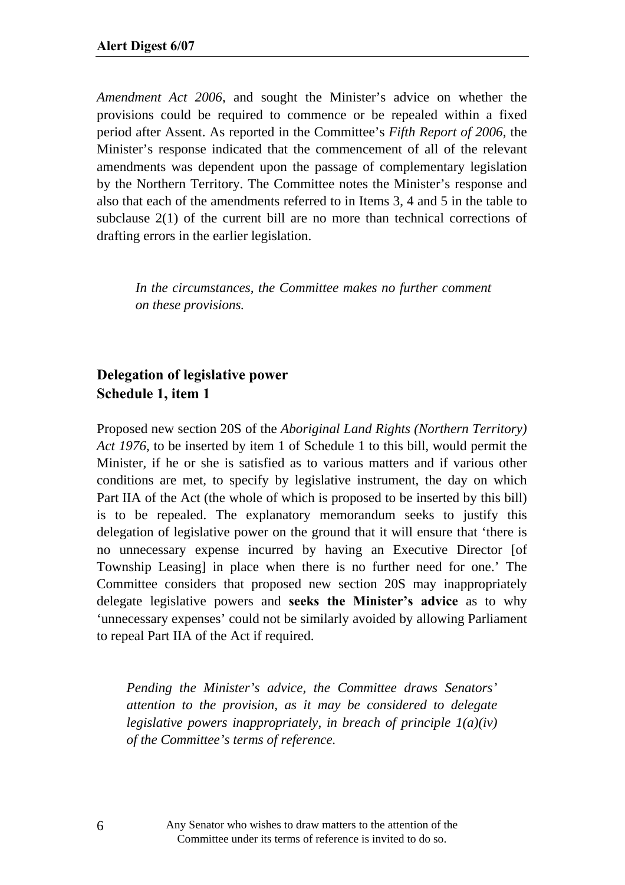*Amendment Act 2006*, and sought the Minister's advice on whether the provisions could be required to commence or be repealed within a fixed period after Assent. As reported in the Committee's *Fifth Report of 2006*, the Minister's response indicated that the commencement of all of the relevant amendments was dependent upon the passage of complementary legislation by the Northern Territory. The Committee notes the Minister's response and also that each of the amendments referred to in Items 3, 4 and 5 in the table to subclause 2(1) of the current bill are no more than technical corrections of drafting errors in the earlier legislation.

> *In the circumstances, the Committee makes no further comment on these provisions.*

## Delegation of legislative power
## Schedule 1, item 1

Proposed new section 20S of the *Aboriginal Land Rights (Northern Territory) Act 1976*, to be inserted by item 1 of Schedule 1 to this bill, would permit the Minister, if he or she is satisfied as to various matters and if various other conditions are met, to specify by legislative instrument, the day on which Part IIA of the Act (the whole of which is proposed to be inserted by this bill) is to be repealed. The explanatory memorandum seeks to justify this delegation of legislative power on the ground that it will ensure that 'there is no unnecessary expense incurred by having an Executive Director [of Township Leasing] in place when there is no further need for one.' The Committee considers that proposed new section 20S may inappropriately delegate legislative powers and **seeks the Minister's advice** as to why 'unnecessary expenses' could not be similarly avoided by allowing Parliament to repeal Part IIA of the Act if required.

> *Pending the Minister's advice, the Committee draws Senators' attention to the provision, as it may be considered to delegate legislative powers inappropriately, in breach of principle 1(a)(iv) of the Committee's terms of reference.*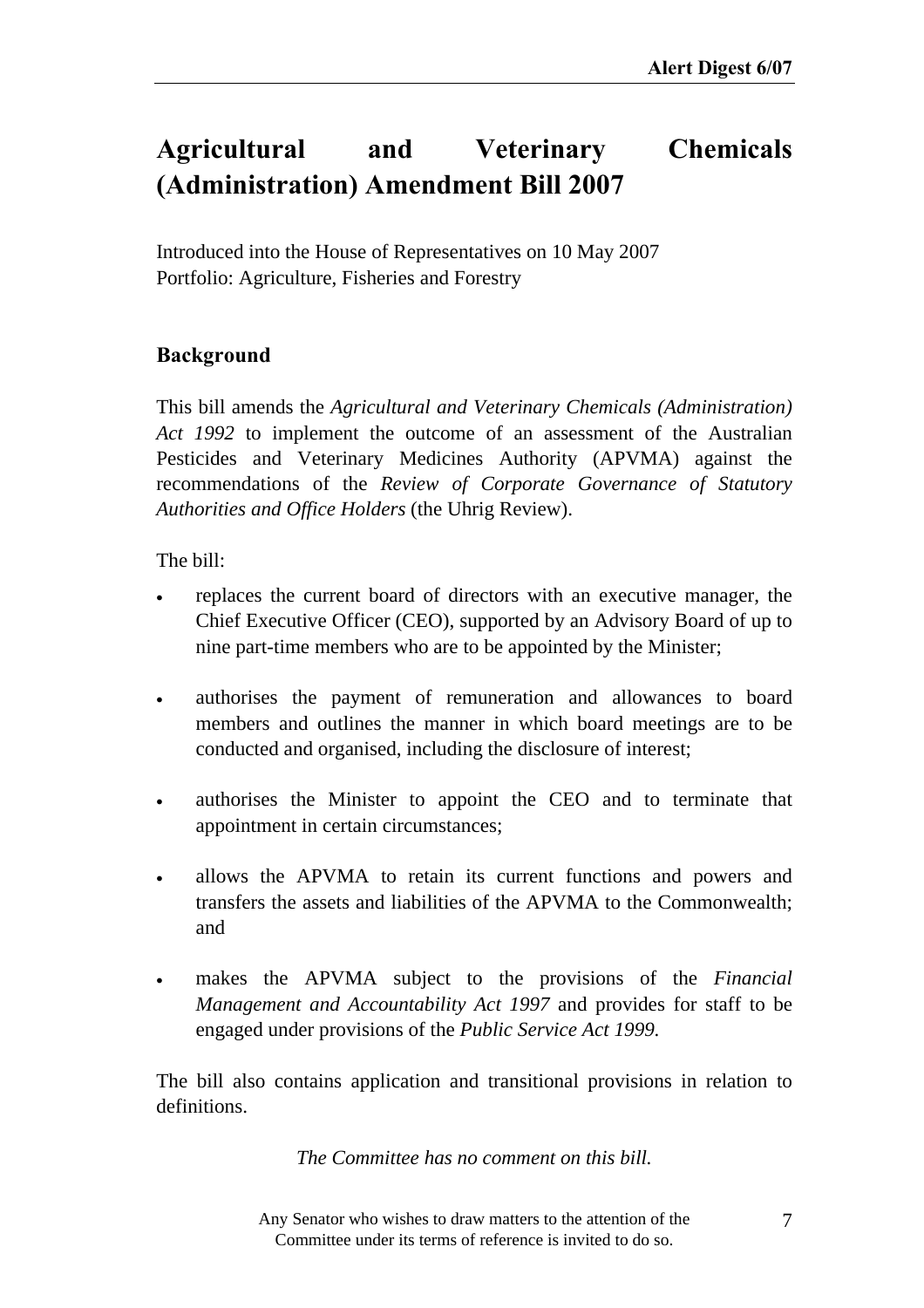# Agricultural and Veterinary Chemicals (Administration) Amendment Bill 2007

Introduced into the House of Representatives on 10 May 2007
Portfolio: Agriculture, Fisheries and Forestry

## Background

This bill amends the *Agricultural and Veterinary Chemicals (Administration) Act 1992* to implement the outcome of an assessment of the Australian Pesticides and Veterinary Medicines Authority (APVMA) against the recommendations of the *Review of Corporate Governance of Statutory Authorities and Office Holders* (the Uhrig Review).

The bill:

- replaces the current board of directors with an executive manager, the Chief Executive Officer (CEO), supported by an Advisory Board of up to nine part-time members who are to be appointed by the Minister;
- authorises the payment of remuneration and allowances to board members and outlines the manner in which board meetings are to be conducted and organised, including the disclosure of interest;
- authorises the Minister to appoint the CEO and to terminate that appointment in certain circumstances;
- allows the APVMA to retain its current functions and powers and transfers the assets and liabilities of the APVMA to the Commonwealth; and
- makes the APVMA subject to the provisions of the *Financial Management and Accountability Act 1997* and provides for staff to be engaged under provisions of the *Public Service Act 1999.*

The bill also contains application and transitional provisions in relation to definitions.

*The Committee has no comment on this bill.*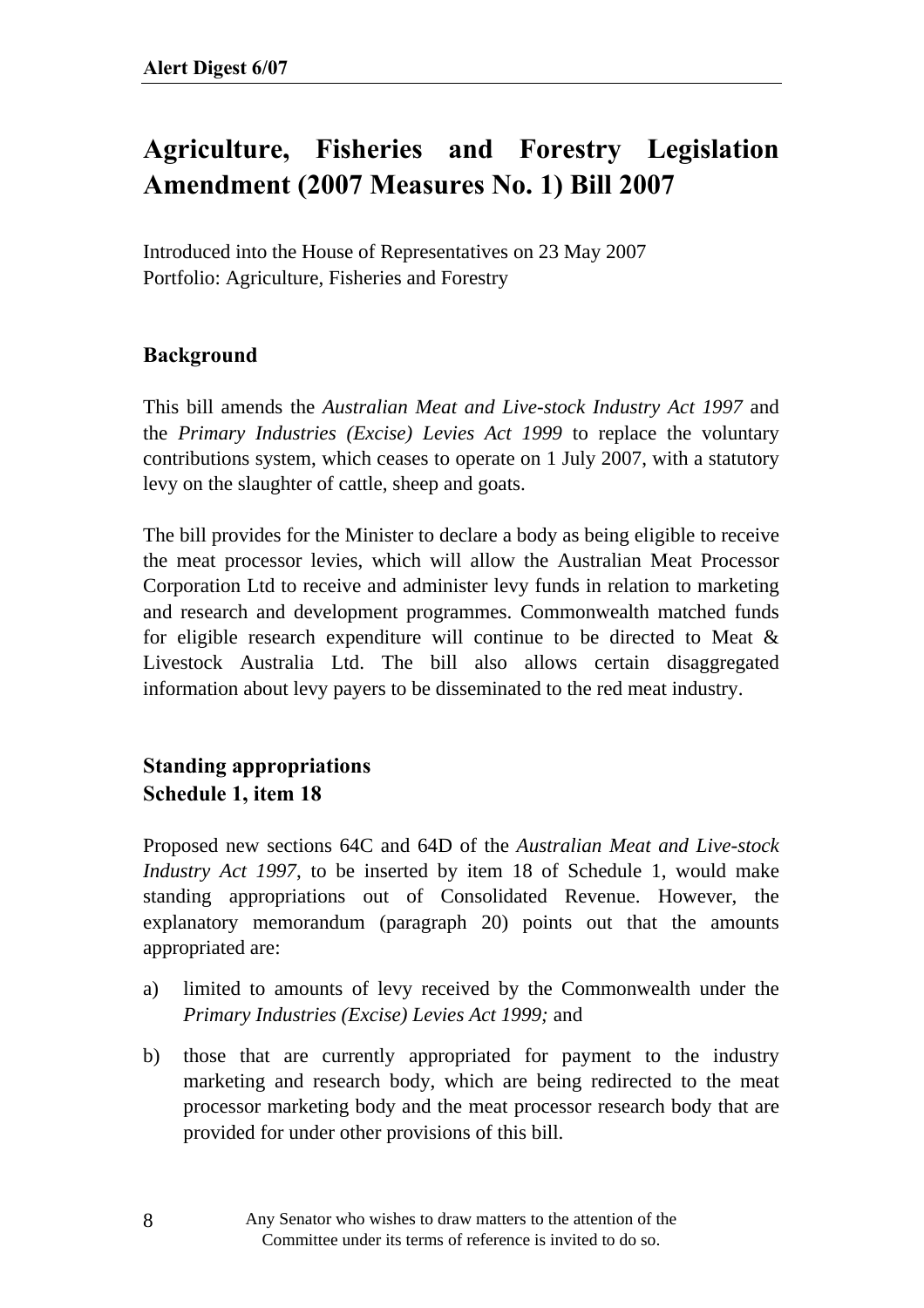# Agriculture, Fisheries and Forestry Legislation Amendment (2007 Measures No. 1) Bill 2007

Introduced into the House of Representatives on 23 May 2007
Portfolio: Agriculture, Fisheries and Forestry

## Background

This bill amends the *Australian Meat and Live-stock Industry Act 1997* and the *Primary Industries (Excise) Levies Act 1999* to replace the voluntary contributions system, which ceases to operate on 1 July 2007, with a statutory levy on the slaughter of cattle, sheep and goats.

The bill provides for the Minister to declare a body as being eligible to receive the meat processor levies, which will allow the Australian Meat Processor Corporation Ltd to receive and administer levy funds in relation to marketing and research and development programmes. Commonwealth matched funds for eligible research expenditure will continue to be directed to Meat & Livestock Australia Ltd. The bill also allows certain disaggregated information about levy payers to be disseminated to the red meat industry.

## Standing appropriations
## Schedule 1, item 18

Proposed new sections 64C and 64D of the *Australian Meat and Live-stock Industry Act 1997*, to be inserted by item 18 of Schedule 1, would make standing appropriations out of Consolidated Revenue. However, the explanatory memorandum (paragraph 20) points out that the amounts appropriated are:

a) limited to amounts of levy received by the Commonwealth under the *Primary Industries (Excise) Levies Act 1999;* and

b) those that are currently appropriated for payment to the industry marketing and research body, which are being redirected to the meat processor marketing body and the meat processor research body that are provided for under other provisions of this bill.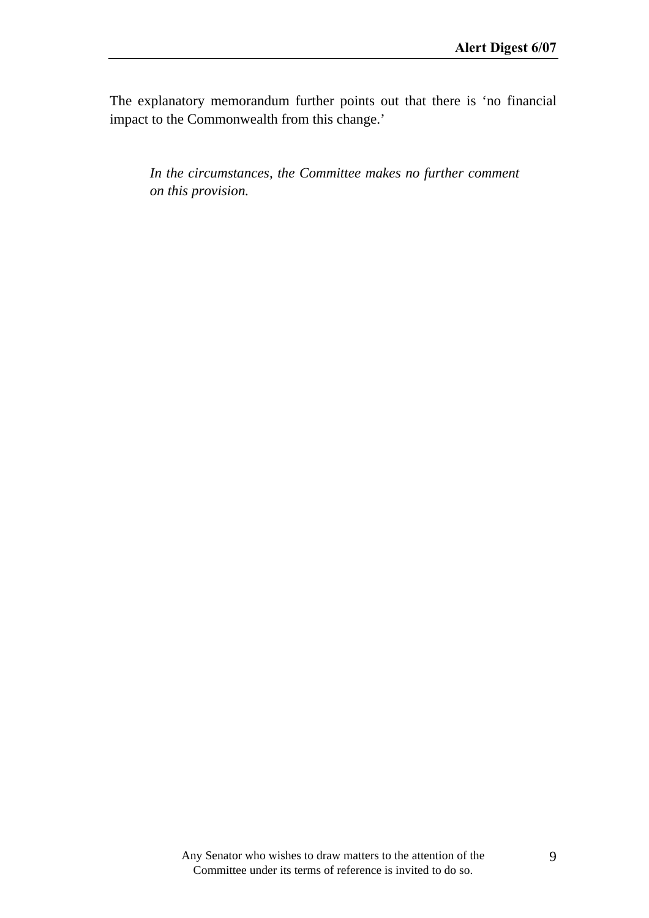The explanatory memorandum further points out that there is ‘no financial impact to the Commonwealth from this change.’

> *In the circumstances, the Committee makes no further comment on this provision.*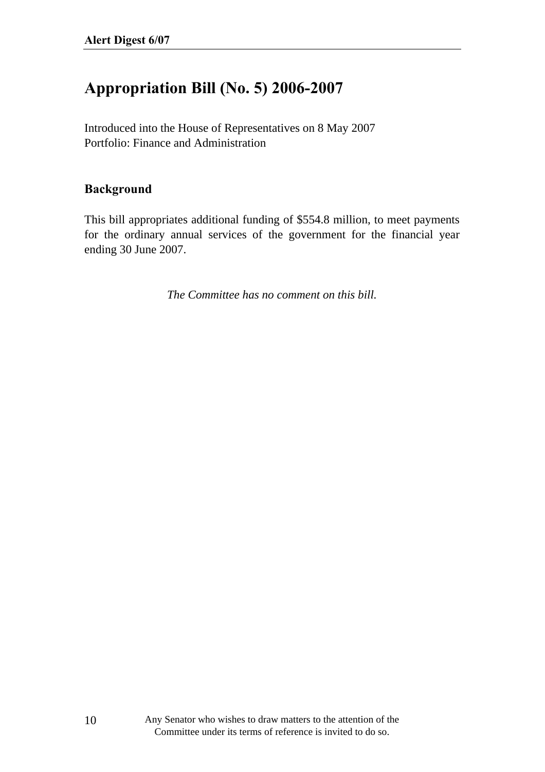# Appropriation Bill (No. 5) 2006-2007

Introduced into the House of Representatives on 8 May 2007
Portfolio: Finance and Administration

## Background

This bill appropriates additional funding of $554.8 million, to meet payments for the ordinary annual services of the government for the financial year ending 30 June 2007.

*The Committee has no comment on this bill.*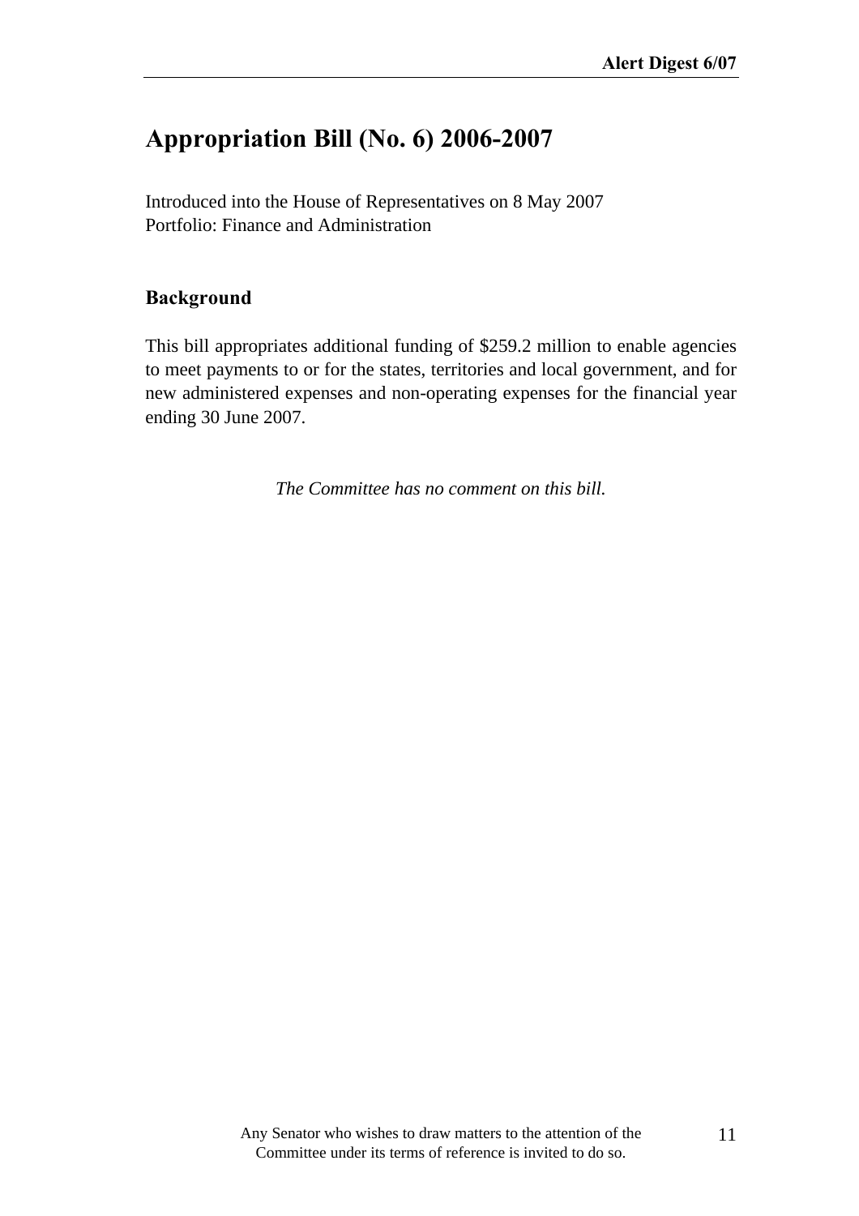# Appropriation Bill (No. 6) 2006-2007

Introduced into the House of Representatives on 8 May 2007
Portfolio: Finance and Administration

## Background

This bill appropriates additional funding of $259.2 million to enable agencies to meet payments to or for the states, territories and local government, and for new administered expenses and non-operating expenses for the financial year ending 30 June 2007.

*The Committee has no comment on this bill.*

Any Senator who wishes to draw matters to the attention of the Committee under its terms of reference is invited to do so.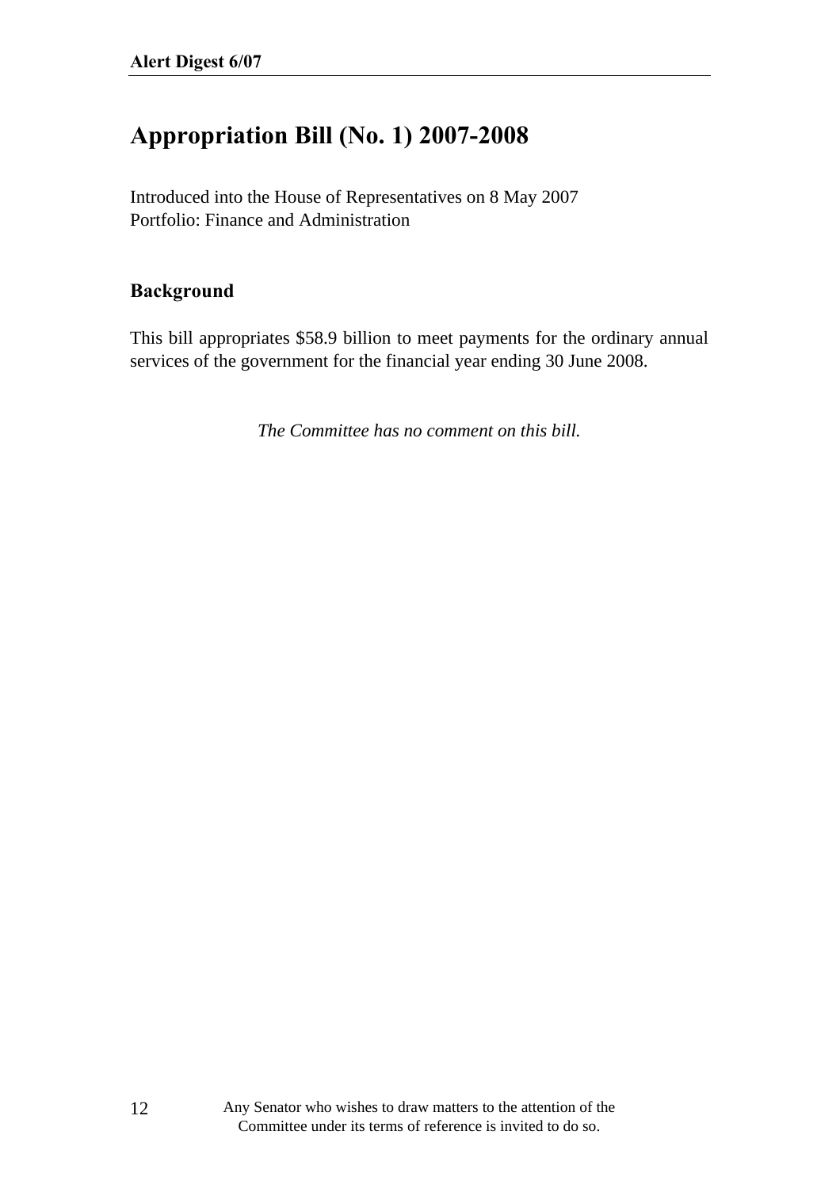# Appropriation Bill (No. 1) 2007-2008

Introduced into the House of Representatives on 8 May 2007
Portfolio: Finance and Administration

## Background

This bill appropriates $58.9 billion to meet payments for the ordinary annual services of the government for the financial year ending 30 June 2008.

*The Committee has no comment on this bill.*

Any Senator who wishes to draw matters to the attention of the Committee under its terms of reference is invited to do so.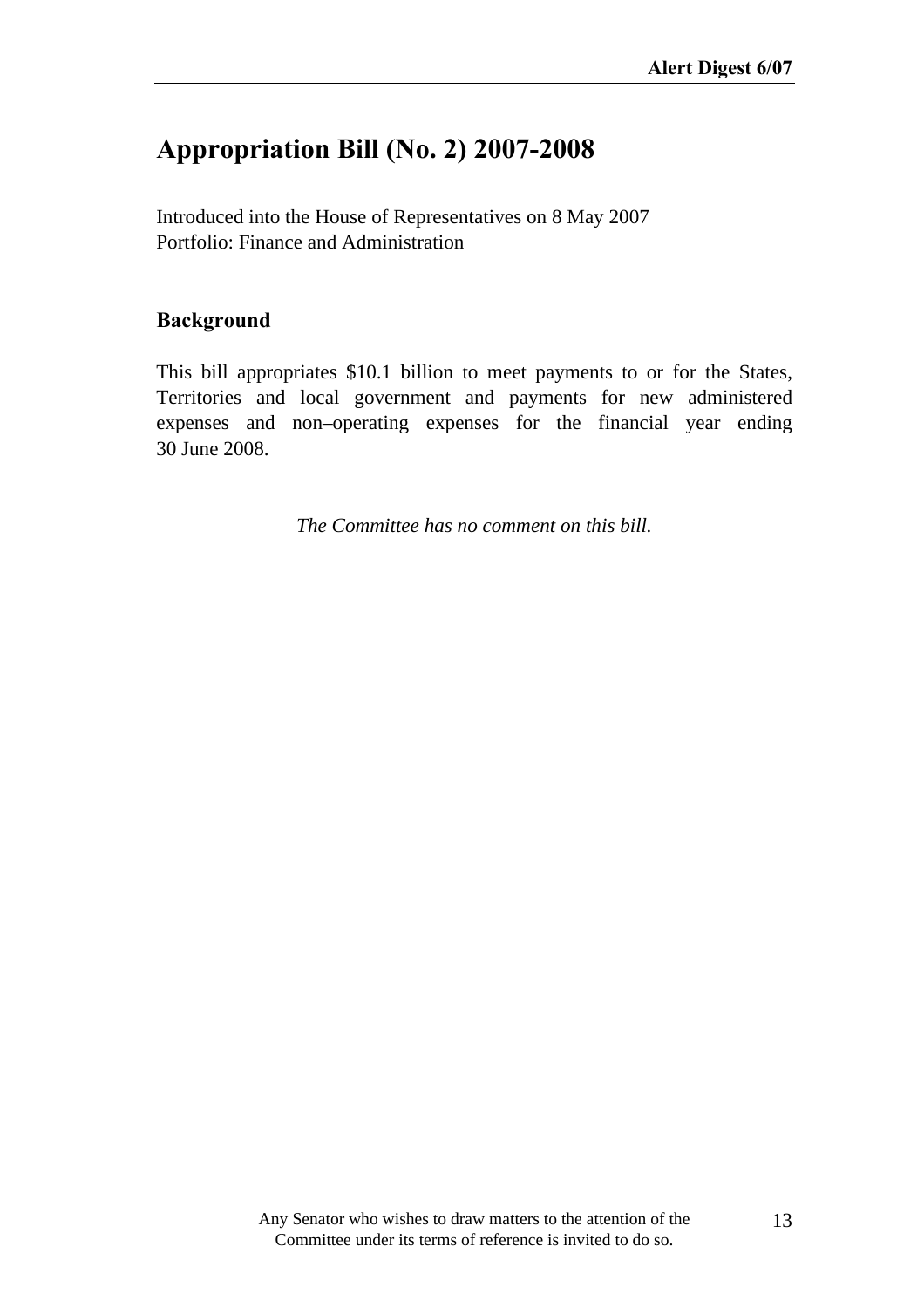# Appropriation Bill (No. 2) 2007-2008

Introduced into the House of Representatives on 8 May 2007
Portfolio: Finance and Administration

## Background

This bill appropriates $10.1 billion to meet payments to or for the States, Territories and local government and payments for new administered expenses and non–operating expenses for the financial year ending 30 June 2008.

*The Committee has no comment on this bill.*

Any Senator who wishes to draw matters to the attention of the Committee under its terms of reference is invited to do so.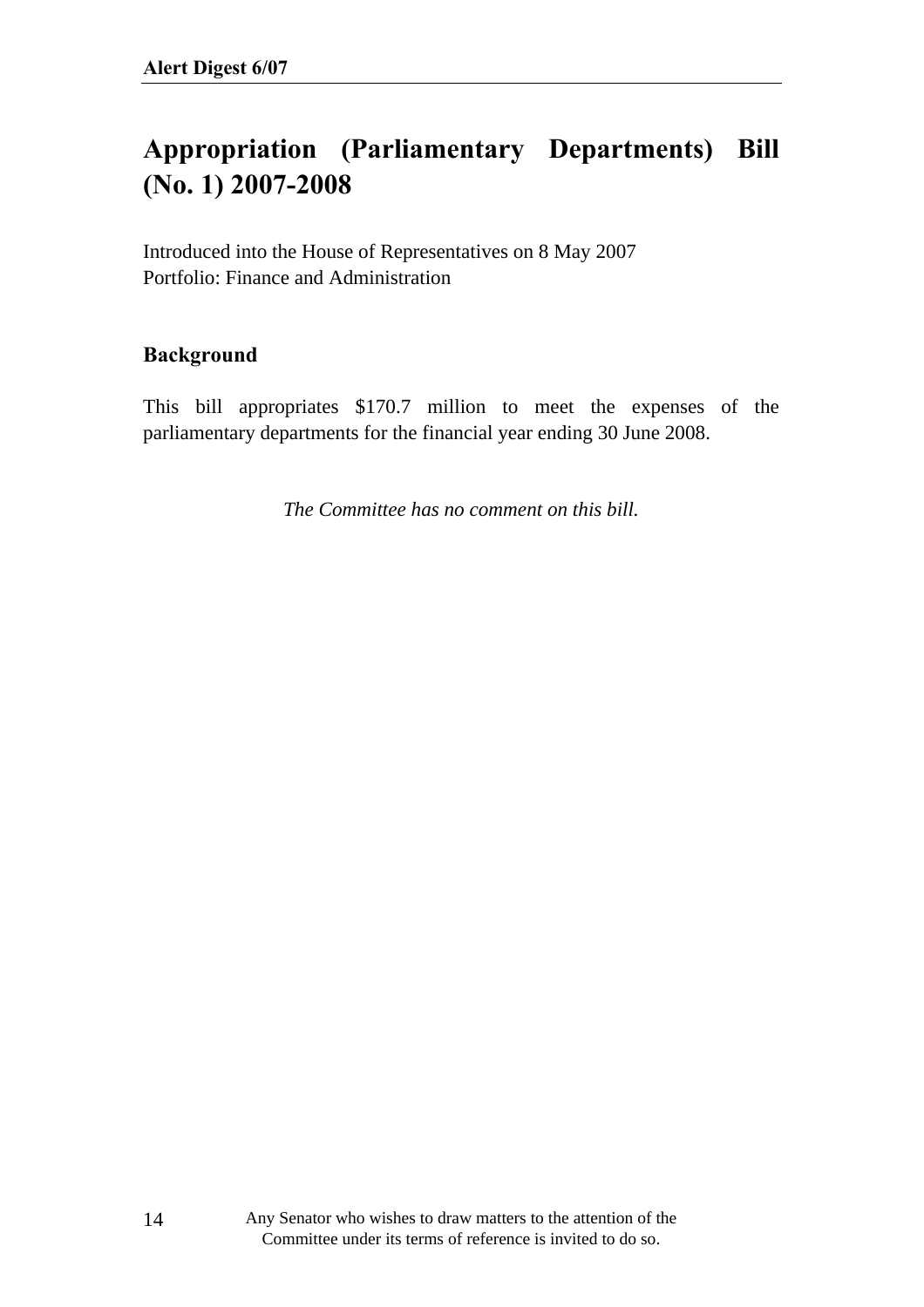# Appropriation (Parliamentary Departments) Bill (No. 1) 2007-2008

Introduced into the House of Representatives on 8 May 2007
Portfolio: Finance and Administration

## Background

This bill appropriates $170.7 million to meet the expenses of the parliamentary departments for the financial year ending 30 June 2008.

*The Committee has no comment on this bill.*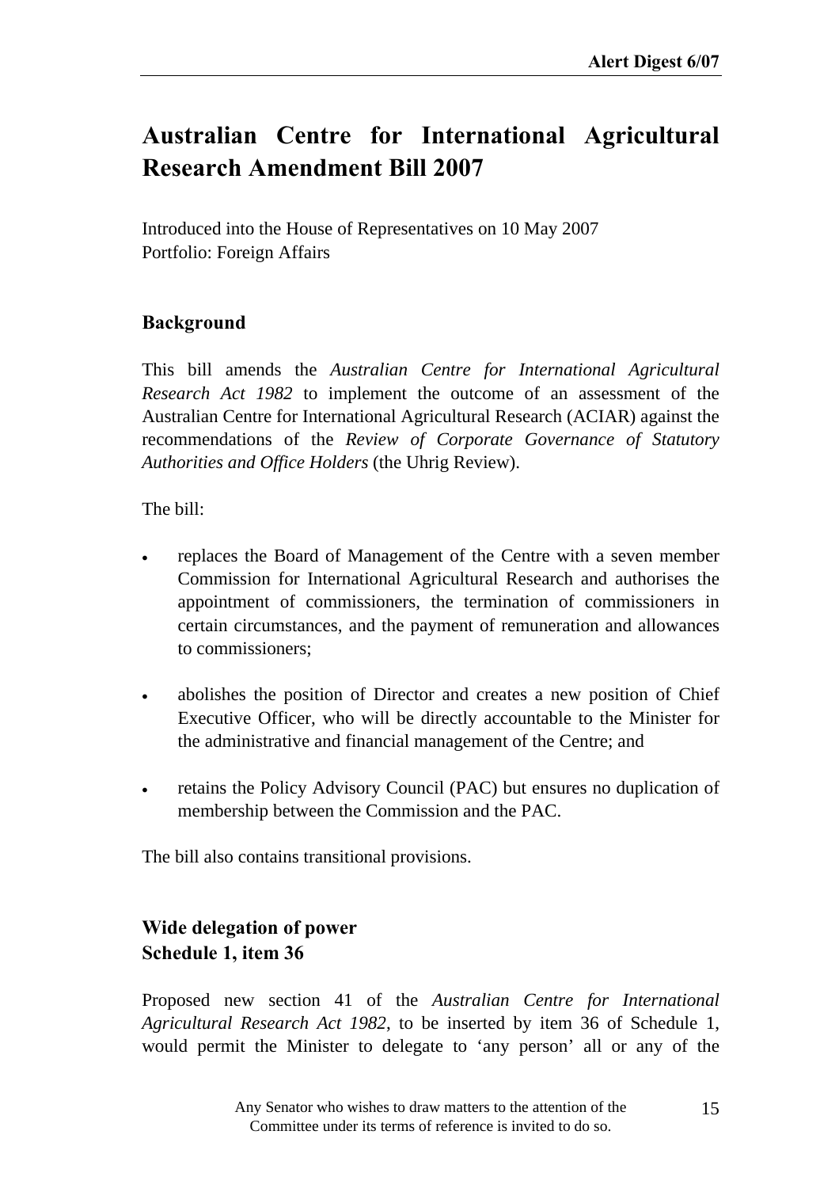# Australian Centre for International Agricultural Research Amendment Bill 2007

Introduced into the House of Representatives on 10 May 2007
Portfolio: Foreign Affairs

## Background

This bill amends the *Australian Centre for International Agricultural Research Act 1982* to implement the outcome of an assessment of the Australian Centre for International Agricultural Research (ACIAR) against the recommendations of the *Review of Corporate Governance of Statutory Authorities and Office Holders* (the Uhrig Review).

The bill:

- replaces the Board of Management of the Centre with a seven member Commission for International Agricultural Research and authorises the appointment of commissioners, the termination of commissioners in certain circumstances, and the payment of remuneration and allowances to commissioners;
- abolishes the position of Director and creates a new position of Chief Executive Officer, who will be directly accountable to the Minister for the administrative and financial management of the Centre; and
- retains the Policy Advisory Council (PAC) but ensures no duplication of membership between the Commission and the PAC.

The bill also contains transitional provisions.

## Wide delegation of power
## Schedule 1, item 36

Proposed new section 41 of the *Australian Centre for International Agricultural Research Act 1982*, to be inserted by item 36 of Schedule 1, would permit the Minister to delegate to 'any person' all or any of the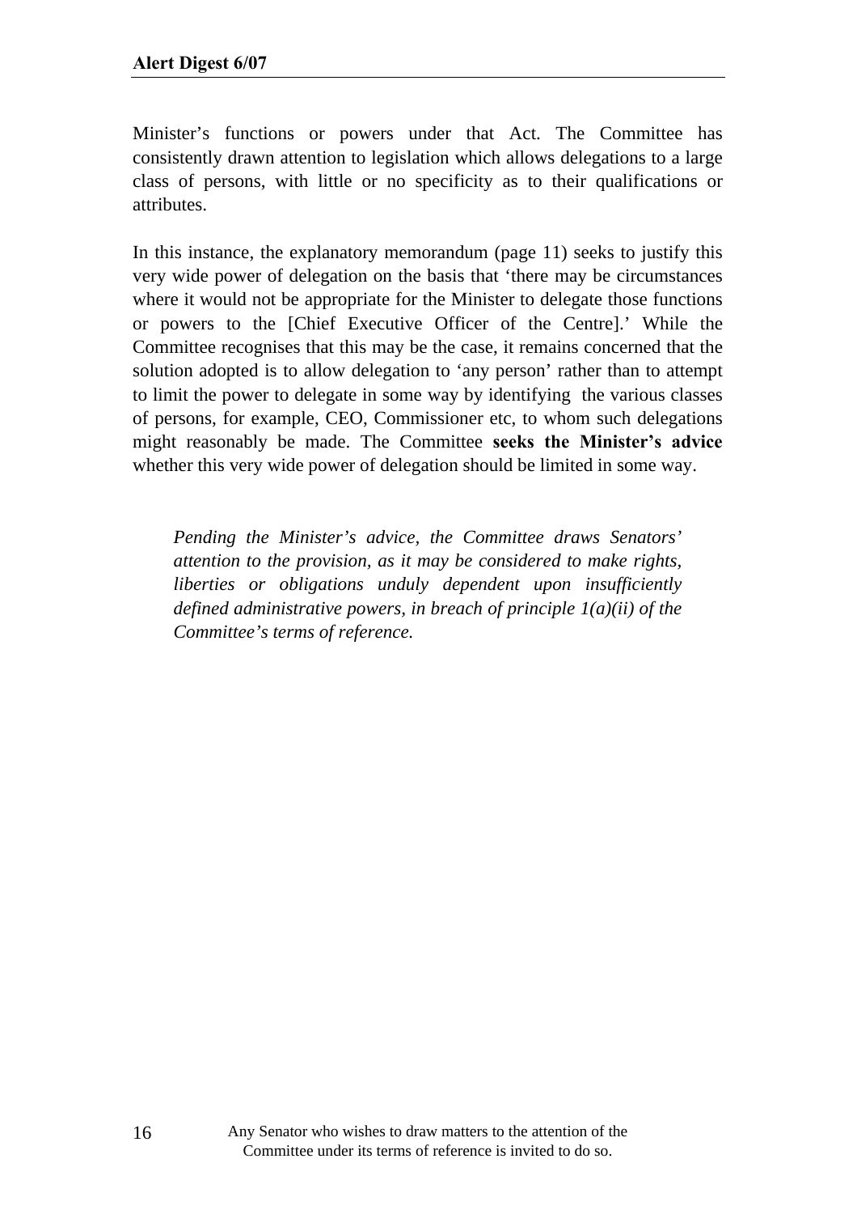Minister's functions or powers under that Act. The Committee has consistently drawn attention to legislation which allows delegations to a large class of persons, with little or no specificity as to their qualifications or attributes.

In this instance, the explanatory memorandum (page 11) seeks to justify this very wide power of delegation on the basis that 'there may be circumstances where it would not be appropriate for the Minister to delegate those functions or powers to the [Chief Executive Officer of the Centre].' While the Committee recognises that this may be the case, it remains concerned that the solution adopted is to allow delegation to 'any person' rather than to attempt to limit the power to delegate in some way by identifying the various classes of persons, for example, CEO, Commissioner etc, to whom such delegations might reasonably be made. The Committee **seeks the Minister's advice** whether this very wide power of delegation should be limited in some way.

> *Pending the Minister's advice, the Committee draws Senators' attention to the provision, as it may be considered to make rights, liberties or obligations unduly dependent upon insufficiently defined administrative powers, in breach of principle 1(a)(ii) of the Committee's terms of reference.*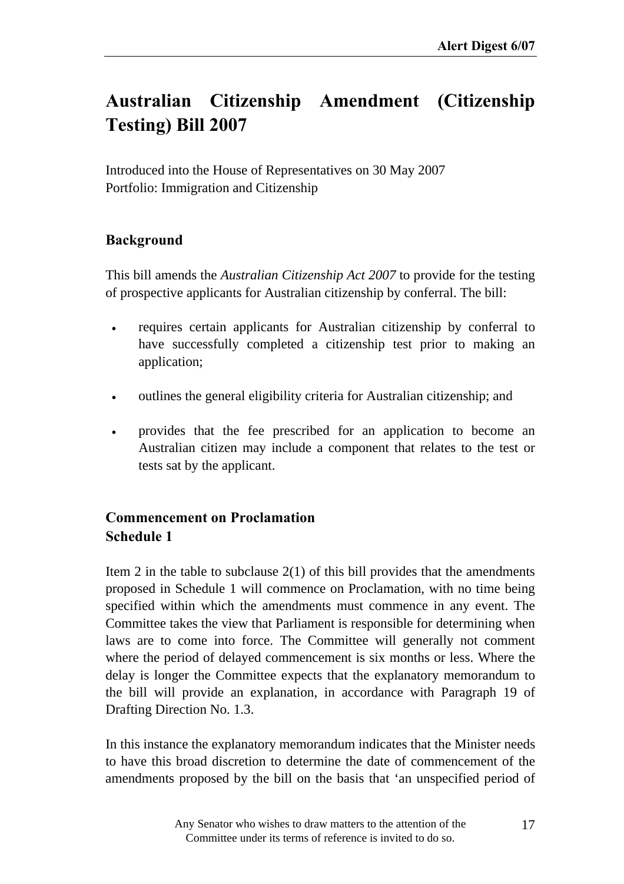# Australian Citizenship Amendment (Citizenship Testing) Bill 2007

Introduced into the House of Representatives on 30 May 2007
Portfolio: Immigration and Citizenship

## Background

This bill amends the *Australian Citizenship Act 2007* to provide for the testing of prospective applicants for Australian citizenship by conferral. The bill:

- requires certain applicants for Australian citizenship by conferral to have successfully completed a citizenship test prior to making an application;
- outlines the general eligibility criteria for Australian citizenship; and
- provides that the fee prescribed for an application to become an Australian citizen may include a component that relates to the test or tests sat by the applicant.

## Commencement on Proclamation
## Schedule 1

Item 2 in the table to subclause 2(1) of this bill provides that the amendments proposed in Schedule 1 will commence on Proclamation, with no time being specified within which the amendments must commence in any event. The Committee takes the view that Parliament is responsible for determining when laws are to come into force. The Committee will generally not comment where the period of delayed commencement is six months or less. Where the delay is longer the Committee expects that the explanatory memorandum to the bill will provide an explanation, in accordance with Paragraph 19 of Drafting Direction No. 1.3.

In this instance the explanatory memorandum indicates that the Minister needs to have this broad discretion to determine the date of commencement of the amendments proposed by the bill on the basis that 'an unspecified period of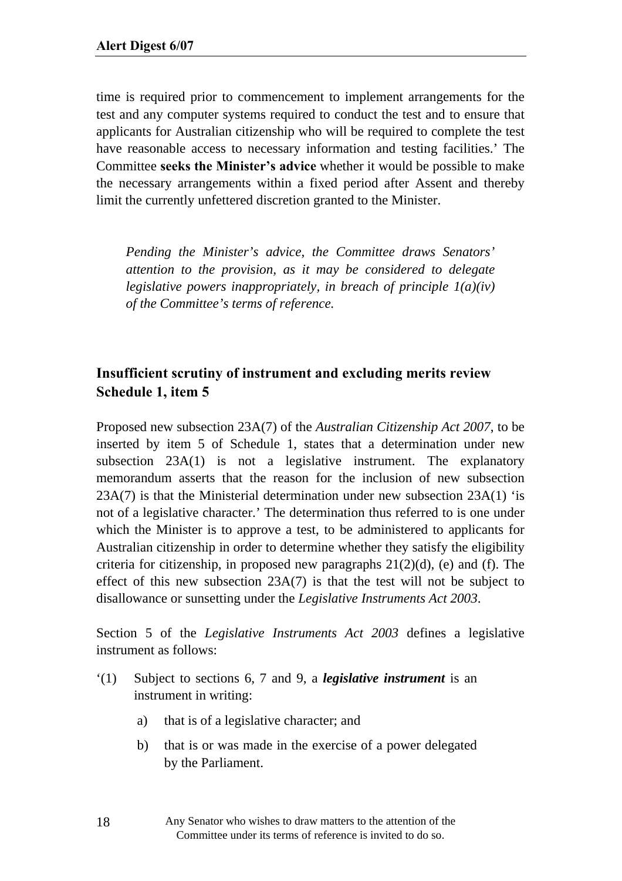time is required prior to commencement to implement arrangements for the test and any computer systems required to conduct the test and to ensure that applicants for Australian citizenship who will be required to complete the test have reasonable access to necessary information and testing facilities.' The Committee **seeks the Minister's advice** whether it would be possible to make the necessary arrangements within a fixed period after Assent and thereby limit the currently unfettered discretion granted to the Minister.

> *Pending the Minister's advice, the Committee draws Senators' attention to the provision, as it may be considered to delegate legislative powers inappropriately, in breach of principle 1(a)(iv) of the Committee's terms of reference.*

### Insufficient scrutiny of instrument and excluding merits review Schedule 1, item 5

Proposed new subsection 23A(7) of the *Australian Citizenship Act 2007*, to be inserted by item 5 of Schedule 1, states that a determination under new subsection 23A(1) is not a legislative instrument. The explanatory memorandum asserts that the reason for the inclusion of new subsection 23A(7) is that the Ministerial determination under new subsection 23A(1) 'is not of a legislative character.' The determination thus referred to is one under which the Minister is to approve a test, to be administered to applicants for Australian citizenship in order to determine whether they satisfy the eligibility criteria for citizenship, in proposed new paragraphs 21(2)(d), (e) and (f). The effect of this new subsection 23A(7) is that the test will not be subject to disallowance or sunsetting under the *Legislative Instruments Act 2003*.

Section 5 of the *Legislative Instruments Act 2003* defines a legislative instrument as follows:

'(1) Subject to sections 6, 7 and 9, a ***legislative instrument*** is an instrument in writing:

a) that is of a legislative character; and

b) that is or was made in the exercise of a power delegated by the Parliament.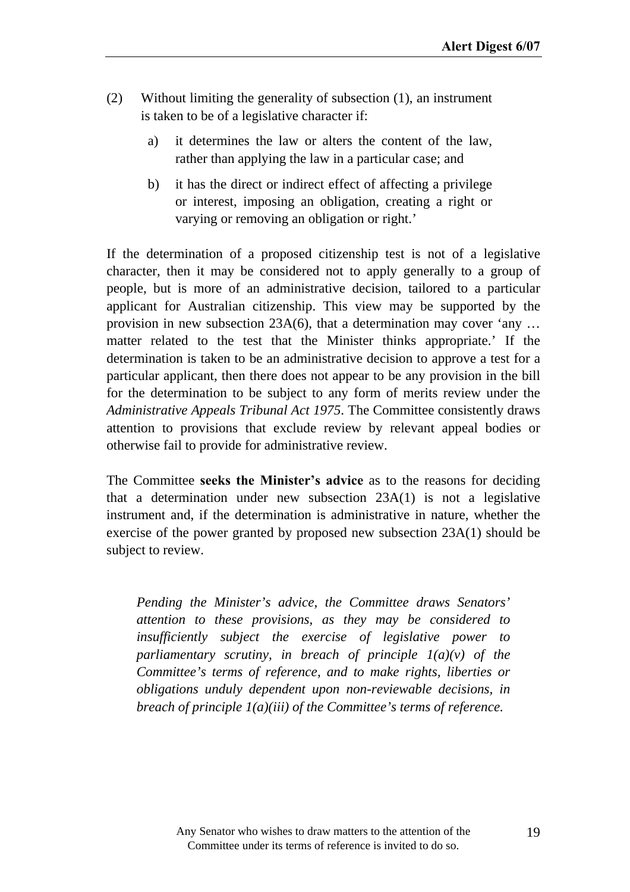(2) Without limiting the generality of subsection (1), an instrument is taken to be of a legislative character if:

a) it determines the law or alters the content of the law, rather than applying the law in a particular case; and

b) it has the direct or indirect effect of affecting a privilege or interest, imposing an obligation, creating a right or varying or removing an obligation or right.'

If the determination of a proposed citizenship test is not of a legislative character, then it may be considered not to apply generally to a group of people, but is more of an administrative decision, tailored to a particular applicant for Australian citizenship. This view may be supported by the provision in new subsection 23A(6), that a determination may cover 'any … matter related to the test that the Minister thinks appropriate.' If the determination is taken to be an administrative decision to approve a test for a particular applicant, then there does not appear to be any provision in the bill for the determination to be subject to any form of merits review under the *Administrative Appeals Tribunal Act 1975*. The Committee consistently draws attention to provisions that exclude review by relevant appeal bodies or otherwise fail to provide for administrative review.

The Committee **seeks the Minister's advice** as to the reasons for deciding that a determination under new subsection 23A(1) is not a legislative instrument and, if the determination is administrative in nature, whether the exercise of the power granted by proposed new subsection 23A(1) should be subject to review.

*Pending the Minister's advice, the Committee draws Senators' attention to these provisions, as they may be considered to insufficiently subject the exercise of legislative power to parliamentary scrutiny, in breach of principle 1(a)(v) of the Committee's terms of reference, and to make rights, liberties or obligations unduly dependent upon non-reviewable decisions, in breach of principle 1(a)(iii) of the Committee's terms of reference.*

Any Senator who wishes to draw matters to the attention of the Committee under its terms of reference is invited to do so.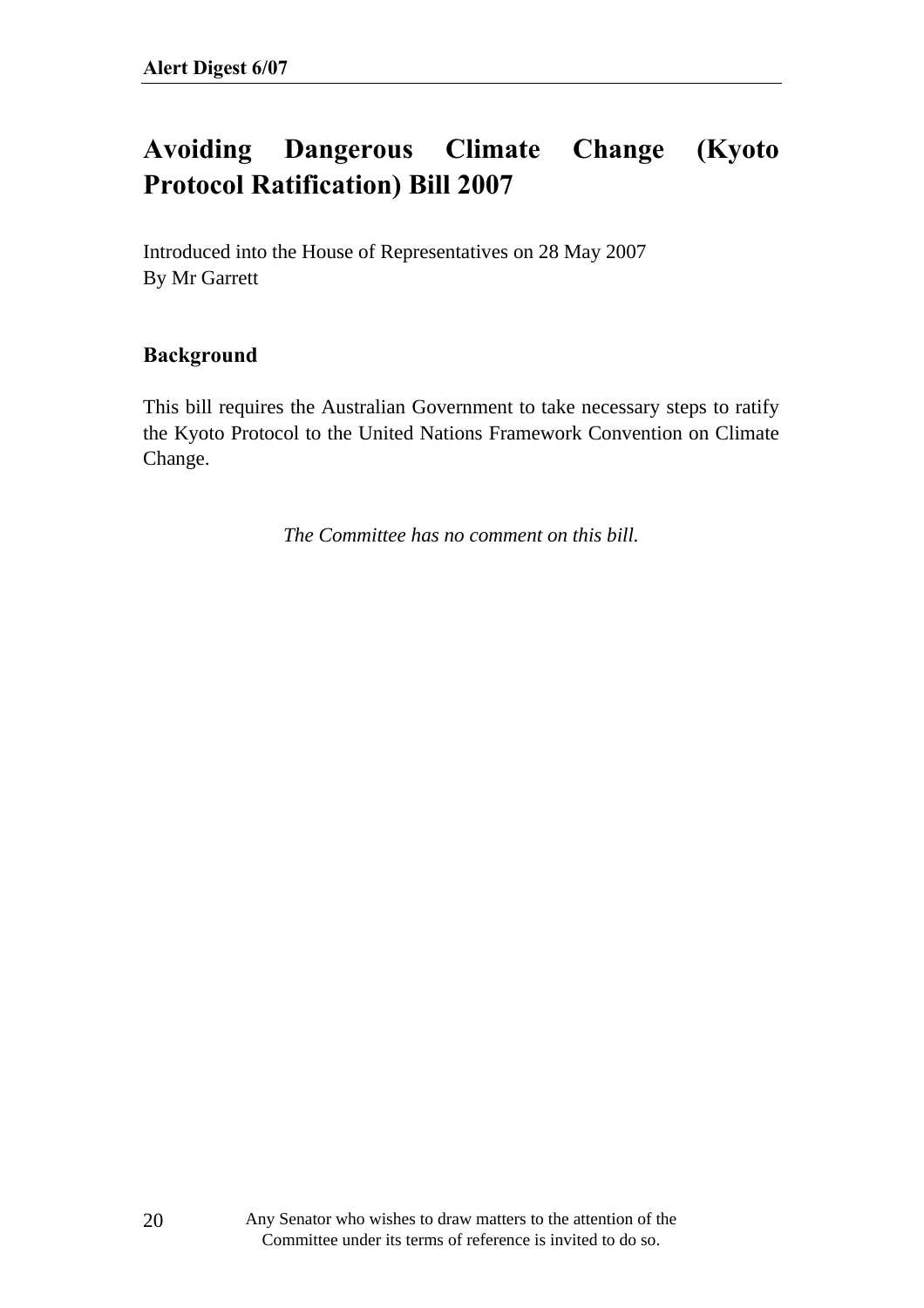# Avoiding Dangerous Climate Change (Kyoto Protocol Ratification) Bill 2007

Introduced into the House of Representatives on 28 May 2007
By Mr Garrett

## Background

This bill requires the Australian Government to take necessary steps to ratify the Kyoto Protocol to the United Nations Framework Convention on Climate Change.

*The Committee has no comment on this bill.*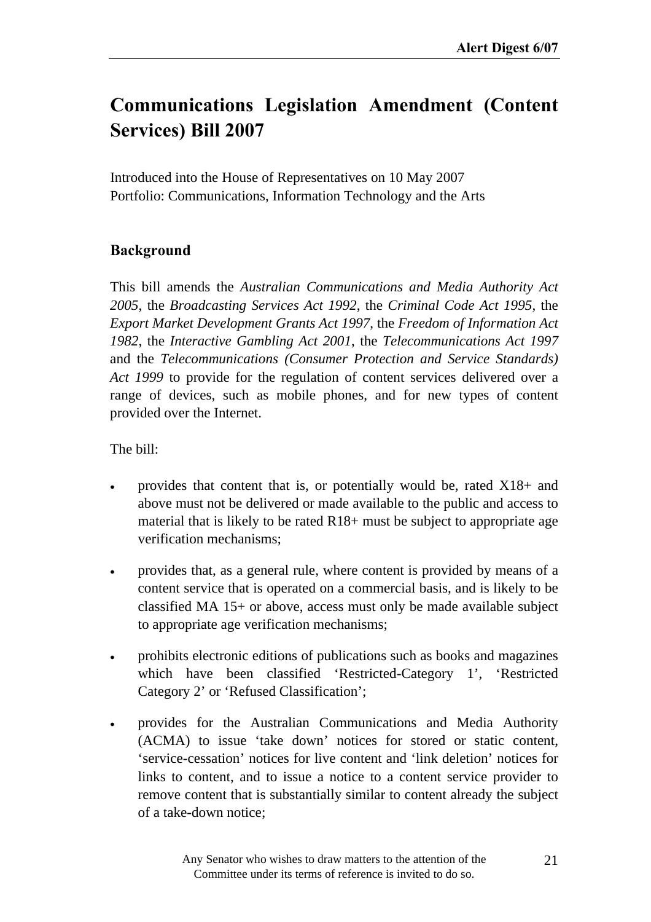# Communications Legislation Amendment (Content Services) Bill 2007

Introduced into the House of Representatives on 10 May 2007
Portfolio: Communications, Information Technology and the Arts

## Background

This bill amends the *Australian Communications and Media Authority Act 2005*, the *Broadcasting Services Act 1992*, the *Criminal Code Act 1995*, the *Export Market Development Grants Act 1997*, the *Freedom of Information Act 1982*, the *Interactive Gambling Act 2001*, the *Telecommunications Act 1997* and the *Telecommunications (Consumer Protection and Service Standards) Act 1999* to provide for the regulation of content services delivered over a range of devices, such as mobile phones, and for new types of content provided over the Internet.

The bill:

- provides that content that is, or potentially would be, rated X18+ and above must not be delivered or made available to the public and access to material that is likely to be rated R18+ must be subject to appropriate age verification mechanisms;
- provides that, as a general rule, where content is provided by means of a content service that is operated on a commercial basis, and is likely to be classified MA 15+ or above, access must only be made available subject to appropriate age verification mechanisms;
- prohibits electronic editions of publications such as books and magazines which have been classified 'Restricted-Category 1', 'Restricted Category 2' or 'Refused Classification';
- provides for the Australian Communications and Media Authority (ACMA) to issue 'take down' notices for stored or static content, 'service-cessation' notices for live content and 'link deletion' notices for links to content, and to issue a notice to a content service provider to remove content that is substantially similar to content already the subject of a take-down notice;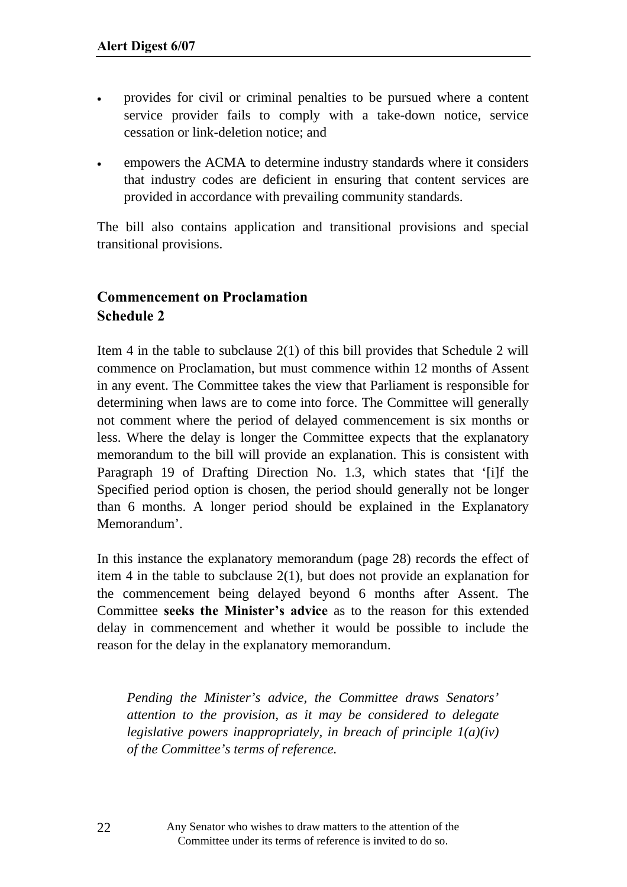- provides for civil or criminal penalties to be pursued where a content service provider fails to comply with a take-down notice, service cessation or link-deletion notice; and
- empowers the ACMA to determine industry standards where it considers that industry codes are deficient in ensuring that content services are provided in accordance with prevailing community standards.

The bill also contains application and transitional provisions and special transitional provisions.

### Commencement on Proclamation
### Schedule 2

Item 4 in the table to subclause 2(1) of this bill provides that Schedule 2 will commence on Proclamation, but must commence within 12 months of Assent in any event. The Committee takes the view that Parliament is responsible for determining when laws are to come into force. The Committee will generally not comment where the period of delayed commencement is six months or less. Where the delay is longer the Committee expects that the explanatory memorandum to the bill will provide an explanation. This is consistent with Paragraph 19 of Drafting Direction No. 1.3, which states that '[i]f the Specified period option is chosen, the period should generally not be longer than 6 months. A longer period should be explained in the Explanatory Memorandum'.

In this instance the explanatory memorandum (page 28) records the effect of item 4 in the table to subclause 2(1), but does not provide an explanation for the commencement being delayed beyond 6 months after Assent. The Committee **seeks the Minister's advice** as to the reason for this extended delay in commencement and whether it would be possible to include the reason for the delay in the explanatory memorandum.

> *Pending the Minister's advice, the Committee draws Senators' attention to the provision, as it may be considered to delegate legislative powers inappropriately, in breach of principle 1(a)(iv) of the Committee's terms of reference.*

Any Senator who wishes to draw matters to the attention of the Committee under its terms of reference is invited to do so.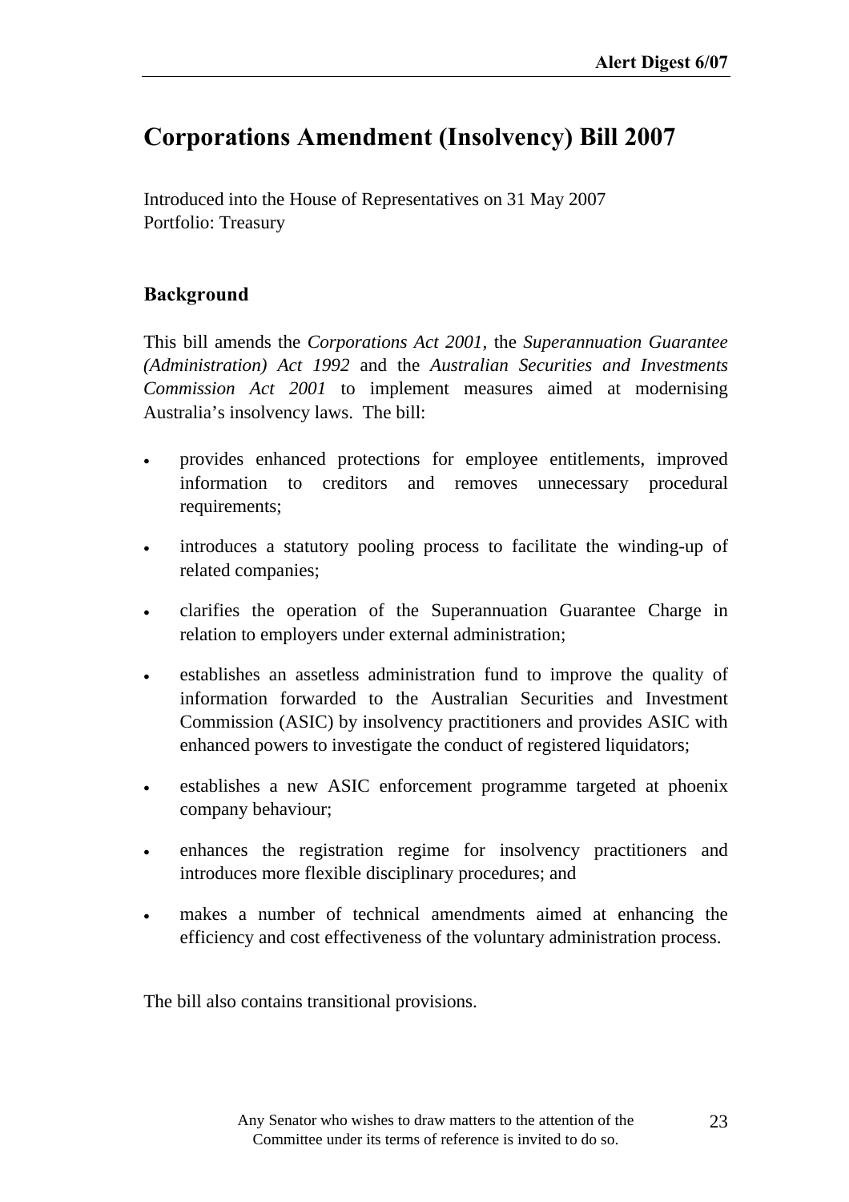# Corporations Amendment (Insolvency) Bill 2007

Introduced into the House of Representatives on 31 May 2007
Portfolio: Treasury

## Background

This bill amends the *Corporations Act 2001*, the *Superannuation Guarantee (Administration) Act 1992* and the *Australian Securities and Investments Commission Act 2001* to implement measures aimed at modernising Australia's insolvency laws. The bill:

- provides enhanced protections for employee entitlements, improved information to creditors and removes unnecessary procedural requirements;
- introduces a statutory pooling process to facilitate the winding-up of related companies;
- clarifies the operation of the Superannuation Guarantee Charge in relation to employers under external administration;
- establishes an assetless administration fund to improve the quality of information forwarded to the Australian Securities and Investment Commission (ASIC) by insolvency practitioners and provides ASIC with enhanced powers to investigate the conduct of registered liquidators;
- establishes a new ASIC enforcement programme targeted at phoenix company behaviour;
- enhances the registration regime for insolvency practitioners and introduces more flexible disciplinary procedures; and
- makes a number of technical amendments aimed at enhancing the efficiency and cost effectiveness of the voluntary administration process.

The bill also contains transitional provisions.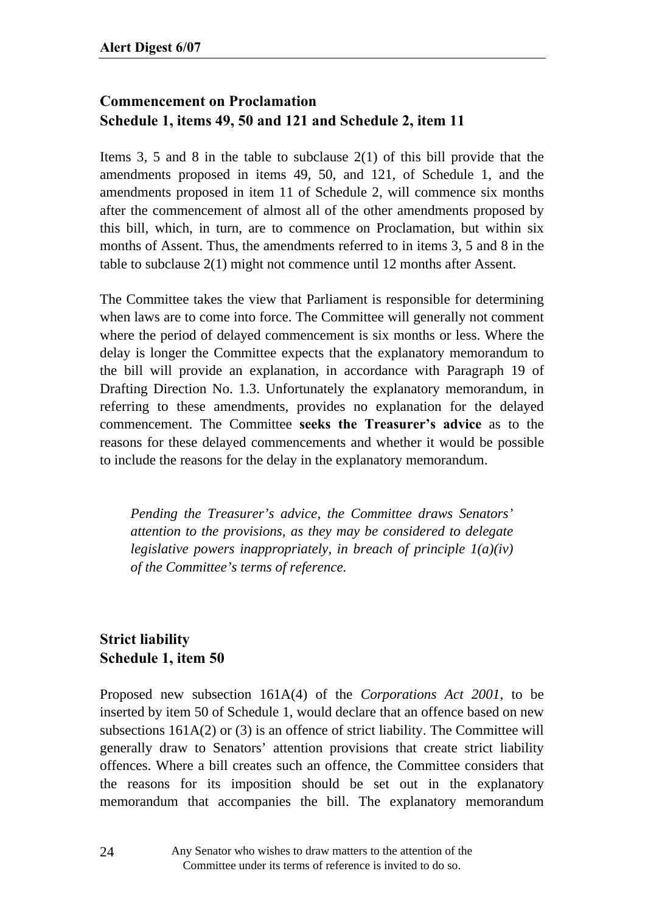### Commencement on Proclamation
### Schedule 1, items 49, 50 and 121 and Schedule 2, item 11

Items 3, 5 and 8 in the table to subclause 2(1) of this bill provide that the amendments proposed in items 49, 50, and 121, of Schedule 1, and the amendments proposed in item 11 of Schedule 2, will commence six months after the commencement of almost all of the other amendments proposed by this bill, which, in turn, are to commence on Proclamation, but within six months of Assent. Thus, the amendments referred to in items 3, 5 and 8 in the table to subclause 2(1) might not commence until 12 months after Assent.

The Committee takes the view that Parliament is responsible for determining when laws are to come into force. The Committee will generally not comment where the period of delayed commencement is six months or less. Where the delay is longer the Committee expects that the explanatory memorandum to the bill will provide an explanation, in accordance with Paragraph 19 of Drafting Direction No. 1.3. Unfortunately the explanatory memorandum, in referring to these amendments, provides no explanation for the delayed commencement. The Committee **seeks the Treasurer's advice** as to the reasons for these delayed commencements and whether it would be possible to include the reasons for the delay in the explanatory memorandum.

> *Pending the Treasurer's advice, the Committee draws Senators' attention to the provisions, as they may be considered to delegate legislative powers inappropriately, in breach of principle 1(a)(iv) of the Committee's terms of reference.*

### Strict liability
### Schedule 1, item 50

Proposed new subsection 161A(4) of the *Corporations Act 2001*, to be inserted by item 50 of Schedule 1, would declare that an offence based on new subsections 161A(2) or (3) is an offence of strict liability. The Committee will generally draw to Senators' attention provisions that create strict liability offences. Where a bill creates such an offence, the Committee considers that the reasons for its imposition should be set out in the explanatory memorandum that accompanies the bill. The explanatory memorandum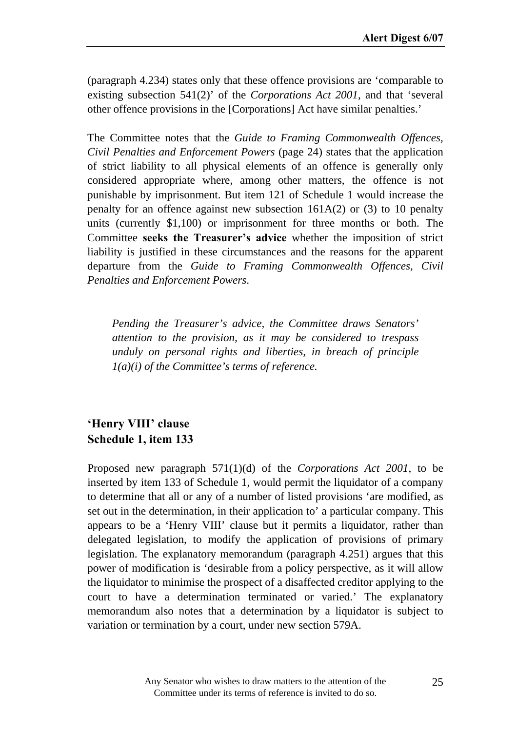(paragraph 4.234) states only that these offence provisions are 'comparable to existing subsection 541(2)' of the *Corporations Act 2001*, and that 'several other offence provisions in the [Corporations] Act have similar penalties.'

The Committee notes that the *Guide to Framing Commonwealth Offences, Civil Penalties and Enforcement Powers* (page 24) states that the application of strict liability to all physical elements of an offence is generally only considered appropriate where, among other matters, the offence is not punishable by imprisonment. But item 121 of Schedule 1 would increase the penalty for an offence against new subsection 161A(2) or (3) to 10 penalty units (currently $1,100) or imprisonment for three months or both. The Committee **seeks the Treasurer's advice** whether the imposition of strict liability is justified in these circumstances and the reasons for the apparent departure from the *Guide to Framing Commonwealth Offences, Civil Penalties and Enforcement Powers*.

> *Pending the Treasurer's advice, the Committee draws Senators' attention to the provision, as it may be considered to trespass unduly on personal rights and liberties, in breach of principle 1(a)(i) of the Committee's terms of reference.*

### 'Henry VIII' clause
### Schedule 1, item 133

Proposed new paragraph 571(1)(d) of the *Corporations Act 2001*, to be inserted by item 133 of Schedule 1, would permit the liquidator of a company to determine that all or any of a number of listed provisions 'are modified, as set out in the determination, in their application to' a particular company. This appears to be a 'Henry VIII' clause but it permits a liquidator, rather than delegated legislation, to modify the application of provisions of primary legislation. The explanatory memorandum (paragraph 4.251) argues that this power of modification is 'desirable from a policy perspective, as it will allow the liquidator to minimise the prospect of a disaffected creditor applying to the court to have a determination terminated or varied.' The explanatory memorandum also notes that a determination by a liquidator is subject to variation or termination by a court, under new section 579A.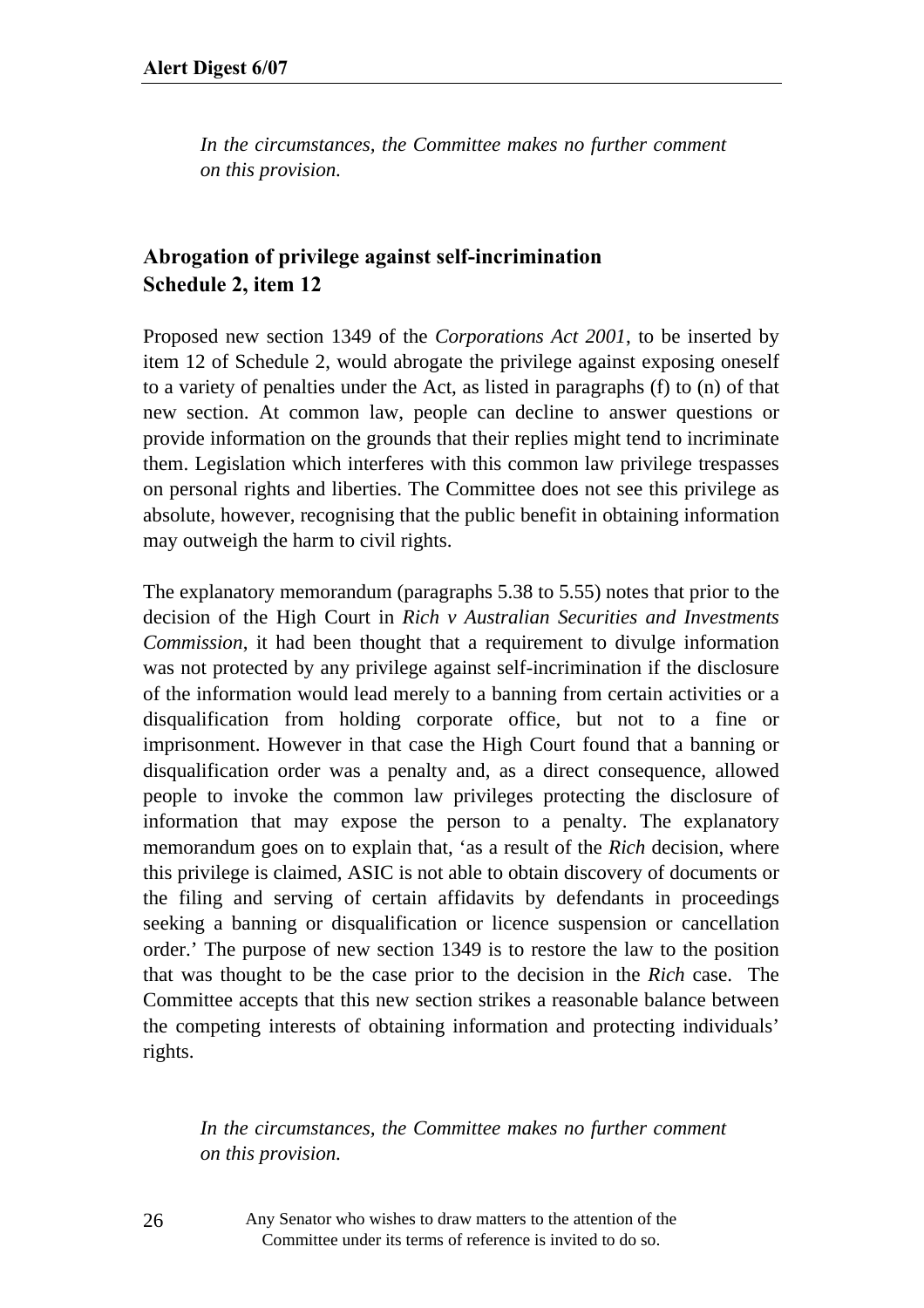*In the circumstances, the Committee makes no further comment on this provision.*

### Abrogation of privilege against self-incrimination
### Schedule 2, item 12

Proposed new section 1349 of the *Corporations Act 2001*, to be inserted by item 12 of Schedule 2, would abrogate the privilege against exposing oneself to a variety of penalties under the Act, as listed in paragraphs (f) to (n) of that new section. At common law, people can decline to answer questions or provide information on the grounds that their replies might tend to incriminate them. Legislation which interferes with this common law privilege trespasses on personal rights and liberties. The Committee does not see this privilege as absolute, however, recognising that the public benefit in obtaining information may outweigh the harm to civil rights.

The explanatory memorandum (paragraphs 5.38 to 5.55) notes that prior to the decision of the High Court in *Rich v Australian Securities and Investments Commission*, it had been thought that a requirement to divulge information was not protected by any privilege against self-incrimination if the disclosure of the information would lead merely to a banning from certain activities or a disqualification from holding corporate office, but not to a fine or imprisonment. However in that case the High Court found that a banning or disqualification order was a penalty and, as a direct consequence, allowed people to invoke the common law privileges protecting the disclosure of information that may expose the person to a penalty. The explanatory memorandum goes on to explain that, 'as a result of the *Rich* decision, where this privilege is claimed, ASIC is not able to obtain discovery of documents or the filing and serving of certain affidavits by defendants in proceedings seeking a banning or disqualification or licence suspension or cancellation order.' The purpose of new section 1349 is to restore the law to the position that was thought to be the case prior to the decision in the *Rich* case. The Committee accepts that this new section strikes a reasonable balance between the competing interests of obtaining information and protecting individuals' rights.

*In the circumstances, the Committee makes no further comment on this provision.*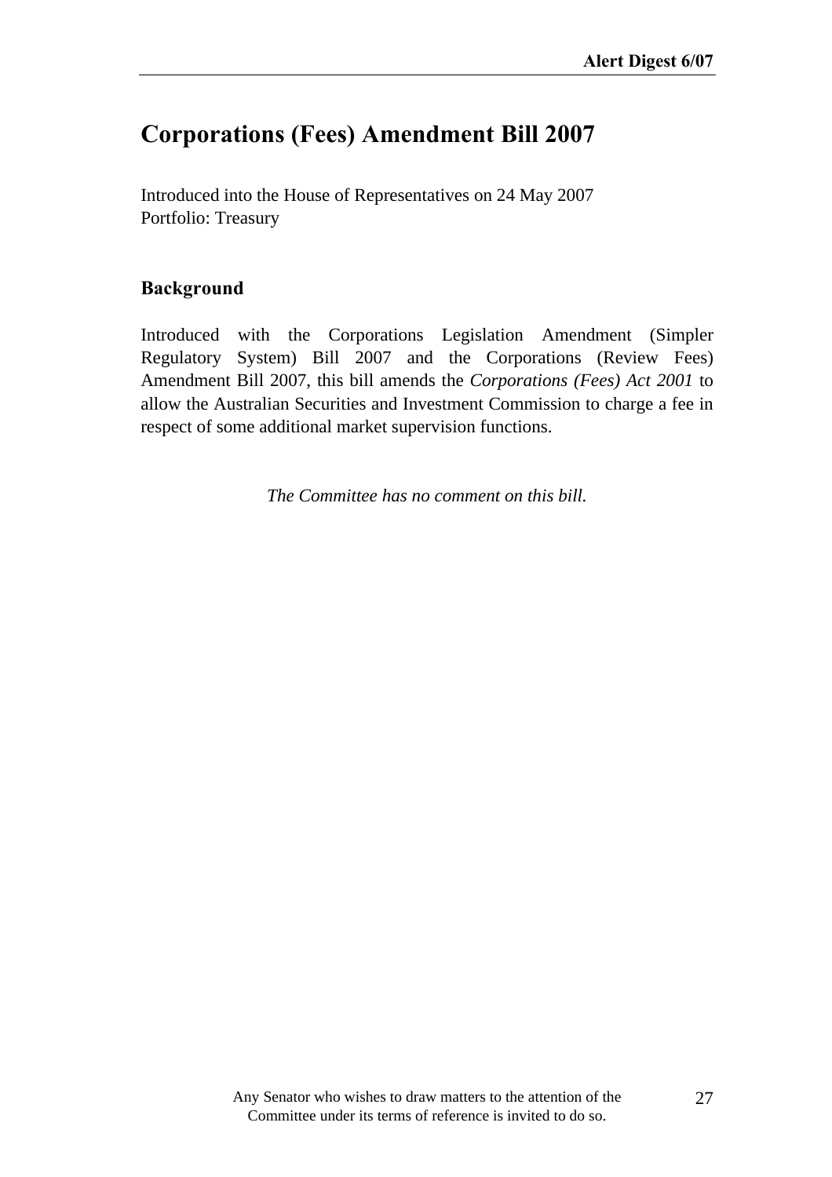# Corporations (Fees) Amendment Bill 2007

Introduced into the House of Representatives on 24 May 2007
Portfolio: Treasury

## Background

Introduced with the Corporations Legislation Amendment (Simpler Regulatory System) Bill 2007 and the Corporations (Review Fees) Amendment Bill 2007, this bill amends the *Corporations (Fees) Act 2001* to allow the Australian Securities and Investment Commission to charge a fee in respect of some additional market supervision functions.

*The Committee has no comment on this bill.*

Any Senator who wishes to draw matters to the attention of the Committee under its terms of reference is invited to do so.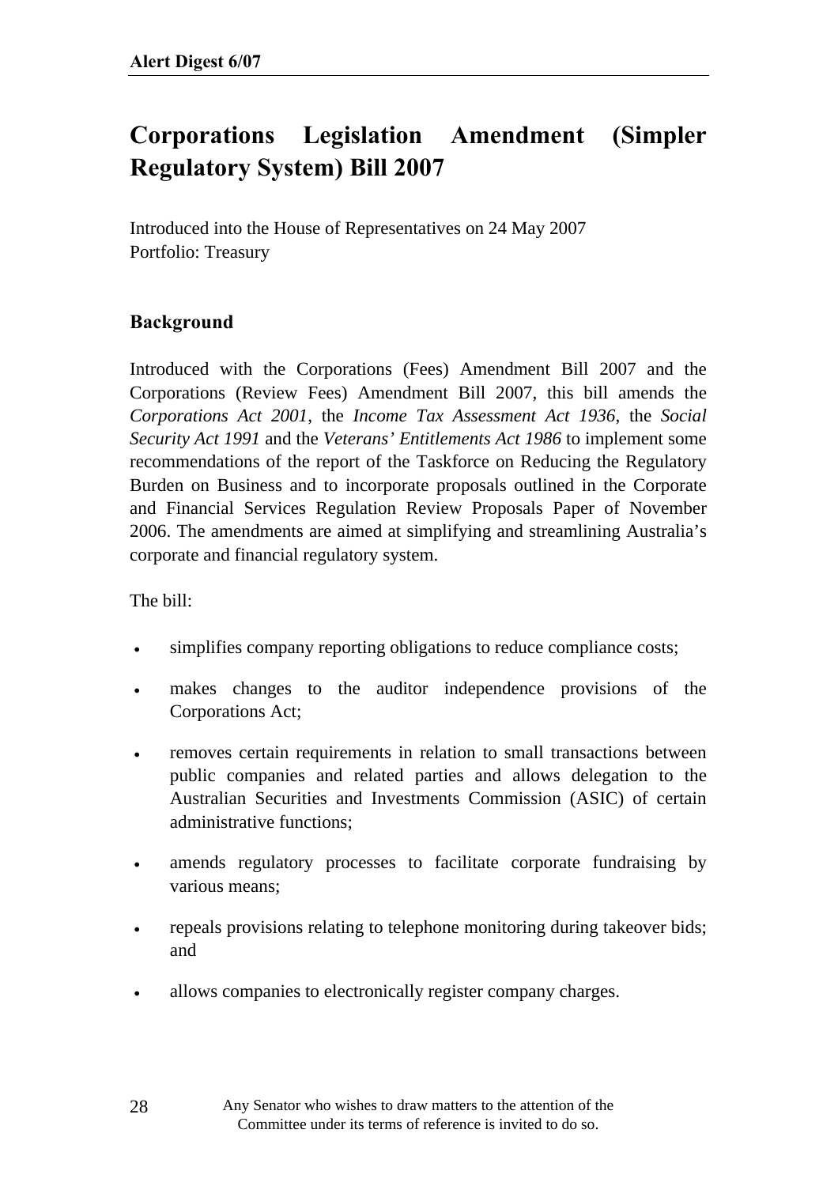# Corporations Legislation Amendment (Simpler Regulatory System) Bill 2007

Introduced into the House of Representatives on 24 May 2007
Portfolio: Treasury

## Background

Introduced with the Corporations (Fees) Amendment Bill 2007 and the Corporations (Review Fees) Amendment Bill 2007, this bill amends the *Corporations Act 2001*, the *Income Tax Assessment Act 1936*, the *Social Security Act 1991* and the *Veterans' Entitlements Act 1986* to implement some recommendations of the report of the Taskforce on Reducing the Regulatory Burden on Business and to incorporate proposals outlined in the Corporate and Financial Services Regulation Review Proposals Paper of November 2006. The amendments are aimed at simplifying and streamlining Australia's corporate and financial regulatory system.

The bill:

- simplifies company reporting obligations to reduce compliance costs;
- makes changes to the auditor independence provisions of the Corporations Act;
- removes certain requirements in relation to small transactions between public companies and related parties and allows delegation to the Australian Securities and Investments Commission (ASIC) of certain administrative functions;
- amends regulatory processes to facilitate corporate fundraising by various means;
- repeals provisions relating to telephone monitoring during takeover bids; and
- allows companies to electronically register company charges.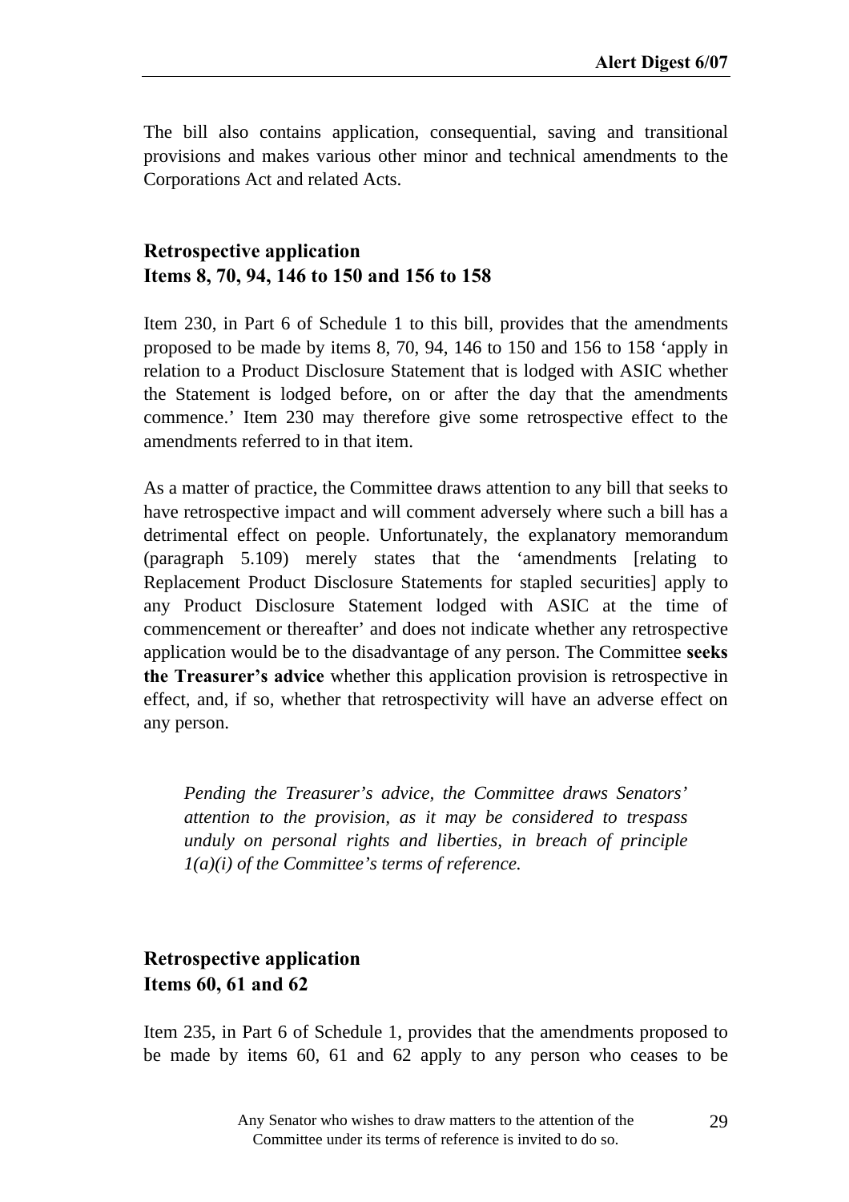The bill also contains application, consequential, saving and transitional provisions and makes various other minor and technical amendments to the Corporations Act and related Acts.

## Retrospective application
## Items 8, 70, 94, 146 to 150 and 156 to 158

Item 230, in Part 6 of Schedule 1 to this bill, provides that the amendments proposed to be made by items 8, 70, 94, 146 to 150 and 156 to 158 'apply in relation to a Product Disclosure Statement that is lodged with ASIC whether the Statement is lodged before, on or after the day that the amendments commence.' Item 230 may therefore give some retrospective effect to the amendments referred to in that item.

As a matter of practice, the Committee draws attention to any bill that seeks to have retrospective impact and will comment adversely where such a bill has a detrimental effect on people. Unfortunately, the explanatory memorandum (paragraph 5.109) merely states that the 'amendments [relating to Replacement Product Disclosure Statements for stapled securities] apply to any Product Disclosure Statement lodged with ASIC at the time of commencement or thereafter' and does not indicate whether any retrospective application would be to the disadvantage of any person. The Committee **seeks the Treasurer's advice** whether this application provision is retrospective in effect, and, if so, whether that retrospectivity will have an adverse effect on any person.

> *Pending the Treasurer's advice, the Committee draws Senators' attention to the provision, as it may be considered to trespass unduly on personal rights and liberties, in breach of principle 1(a)(i) of the Committee's terms of reference.*

## Retrospective application
## Items 60, 61 and 62

Item 235, in Part 6 of Schedule 1, provides that the amendments proposed to be made by items 60, 61 and 62 apply to any person who ceases to be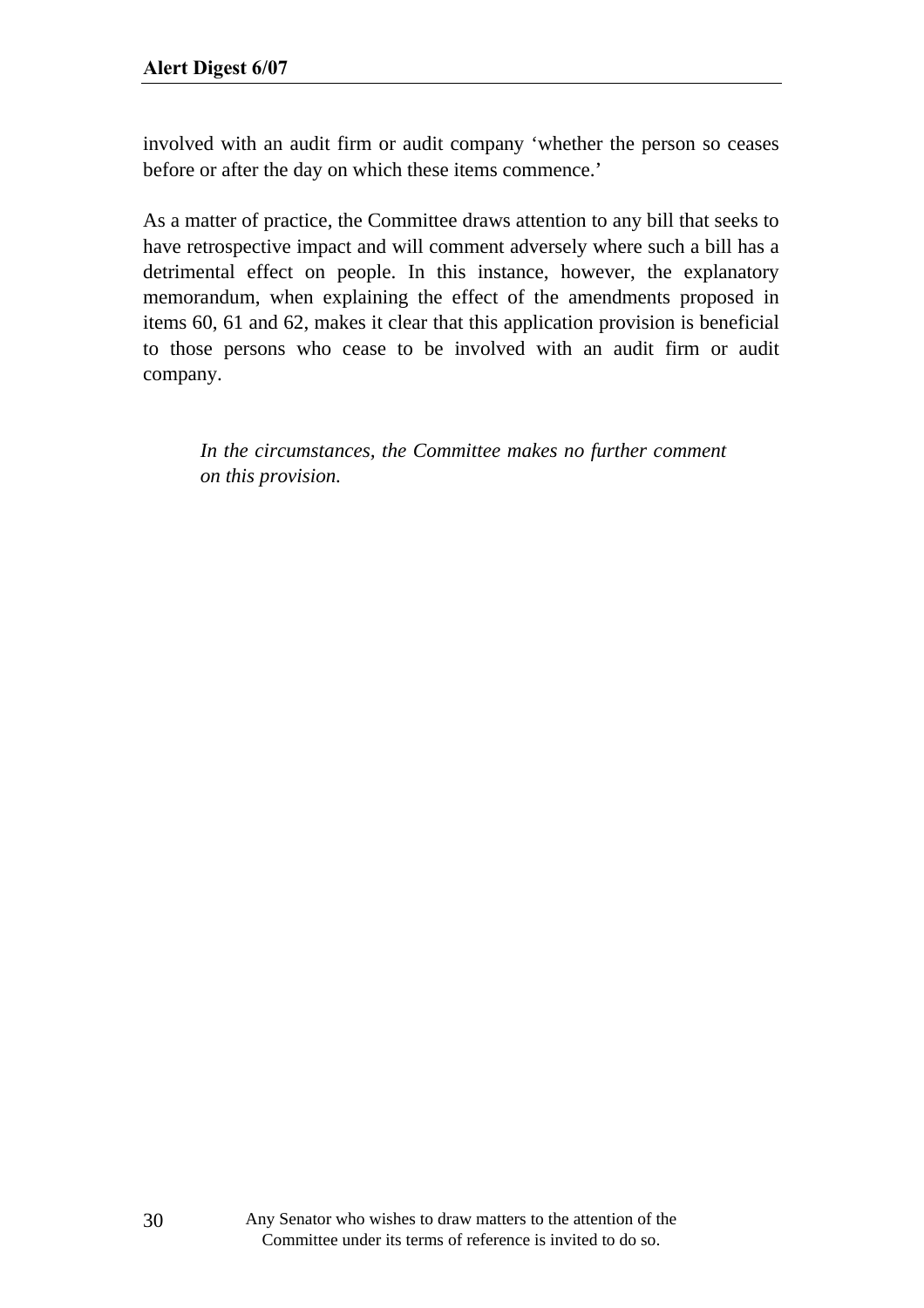involved with an audit firm or audit company 'whether the person so ceases before or after the day on which these items commence.'

As a matter of practice, the Committee draws attention to any bill that seeks to have retrospective impact and will comment adversely where such a bill has a detrimental effect on people. In this instance, however, the explanatory memorandum, when explaining the effect of the amendments proposed in items 60, 61 and 62, makes it clear that this application provision is beneficial to those persons who cease to be involved with an audit firm or audit company.

> *In the circumstances, the Committee makes no further comment on this provision.*

Any Senator who wishes to draw matters to the attention of the Committee under its terms of reference is invited to do so.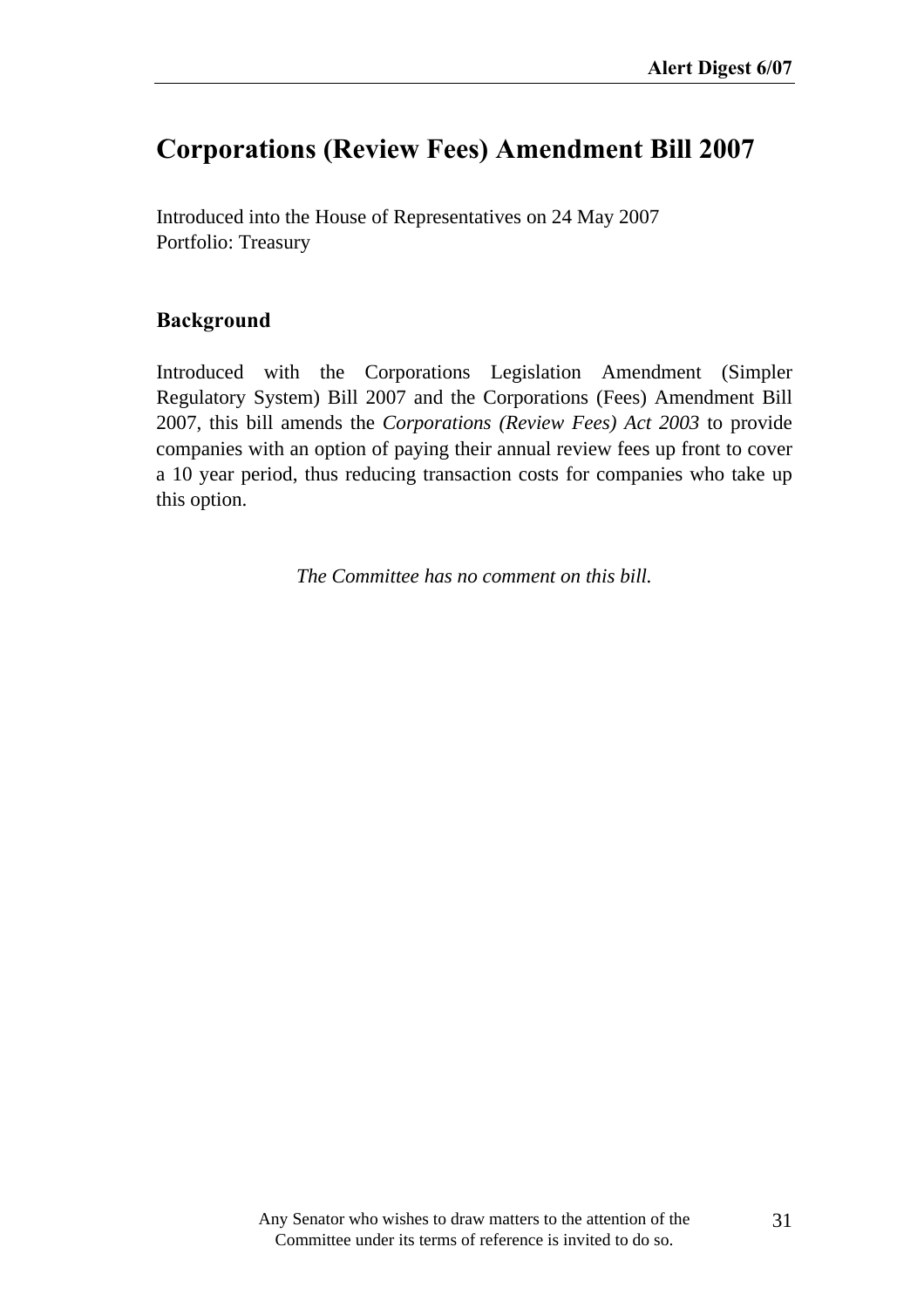# Corporations (Review Fees) Amendment Bill 2007

Introduced into the House of Representatives on 24 May 2007
Portfolio: Treasury

## Background

Introduced with the Corporations Legislation Amendment (Simpler Regulatory System) Bill 2007 and the Corporations (Fees) Amendment Bill 2007, this bill amends the *Corporations (Review Fees) Act 2003* to provide companies with an option of paying their annual review fees up front to cover a 10 year period, thus reducing transaction costs for companies who take up this option.

*The Committee has no comment on this bill.*

Any Senator who wishes to draw matters to the attention of the Committee under its terms of reference is invited to do so.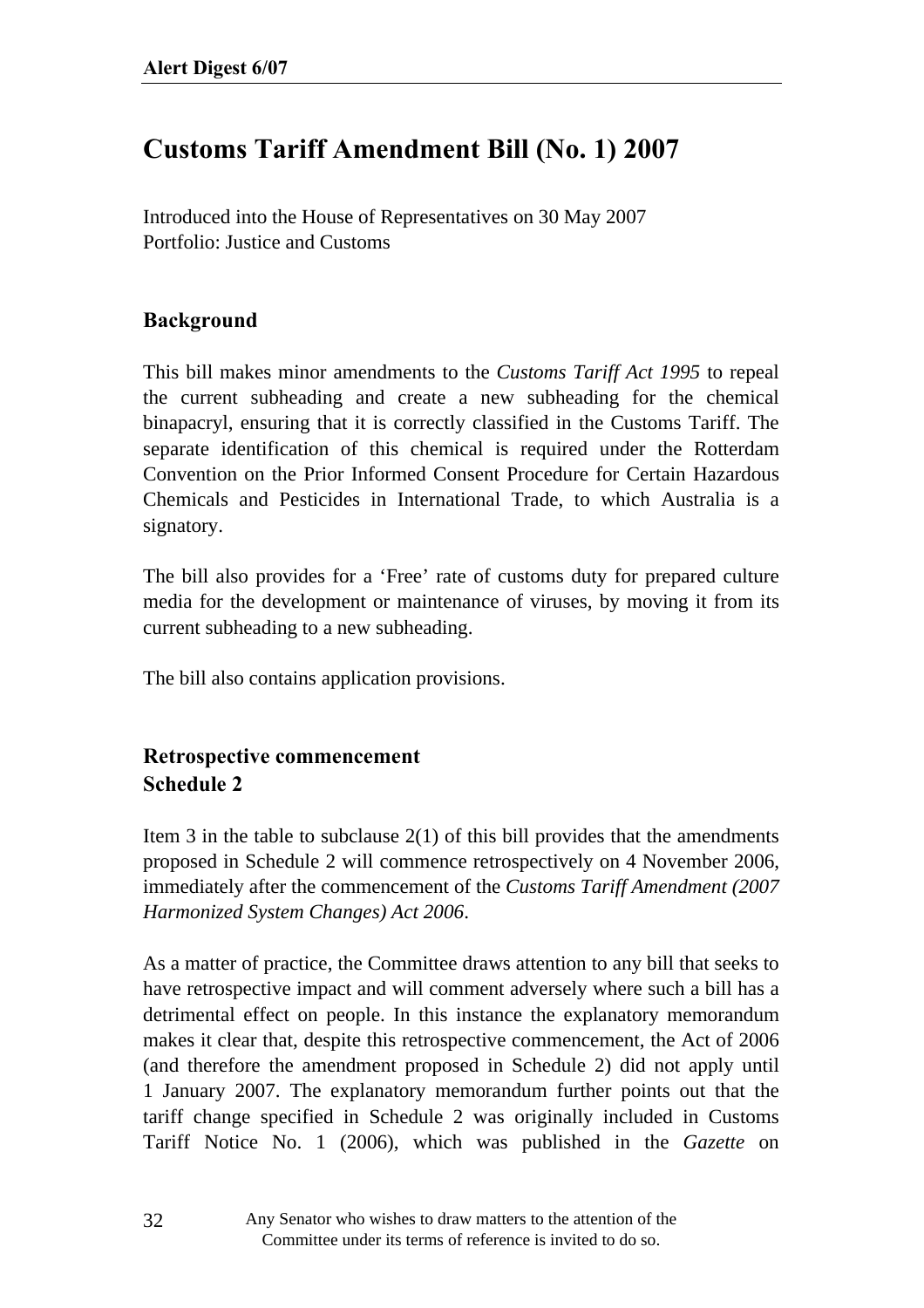# Customs Tariff Amendment Bill (No. 1) 2007

Introduced into the House of Representatives on 30 May 2007
Portfolio: Justice and Customs

## Background

This bill makes minor amendments to the *Customs Tariff Act 1995* to repeal the current subheading and create a new subheading for the chemical binapacryl, ensuring that it is correctly classified in the Customs Tariff. The separate identification of this chemical is required under the Rotterdam Convention on the Prior Informed Consent Procedure for Certain Hazardous Chemicals and Pesticides in International Trade, to which Australia is a signatory.

The bill also provides for a 'Free' rate of customs duty for prepared culture media for the development or maintenance of viruses, by moving it from its current subheading to a new subheading.

The bill also contains application provisions.

## Retrospective commencement
## Schedule 2

Item 3 in the table to subclause 2(1) of this bill provides that the amendments proposed in Schedule 2 will commence retrospectively on 4 November 2006, immediately after the commencement of the *Customs Tariff Amendment (2007 Harmonized System Changes) Act 2006*.

As a matter of practice, the Committee draws attention to any bill that seeks to have retrospective impact and will comment adversely where such a bill has a detrimental effect on people. In this instance the explanatory memorandum makes it clear that, despite this retrospective commencement, the Act of 2006 (and therefore the amendment proposed in Schedule 2) did not apply until 1 January 2007. The explanatory memorandum further points out that the tariff change specified in Schedule 2 was originally included in Customs Tariff Notice No. 1 (2006), which was published in the *Gazette* on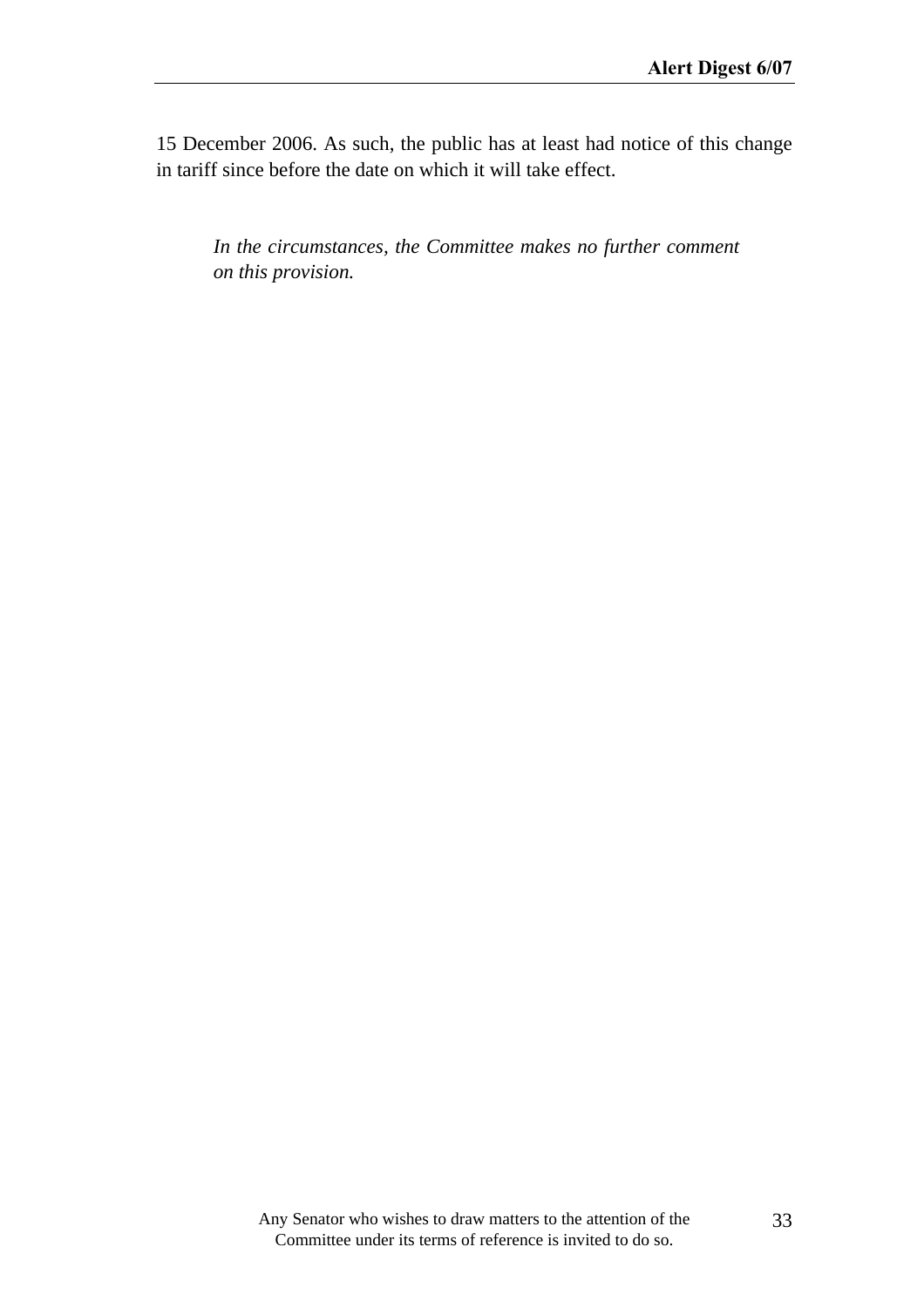15 December 2006. As such, the public has at least had notice of this change in tariff since before the date on which it will take effect.

> *In the circumstances, the Committee makes no further comment on this provision.*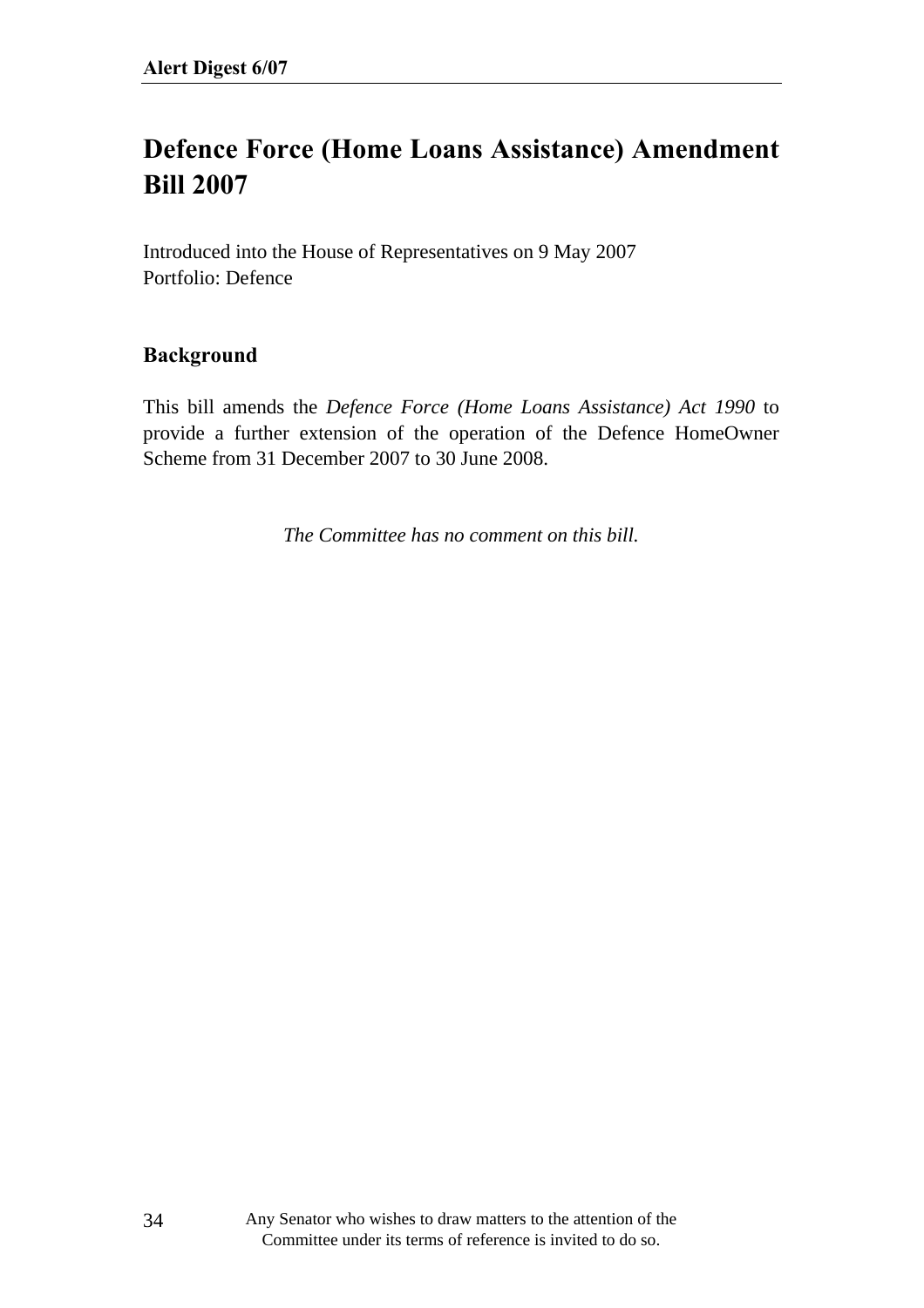# Defence Force (Home Loans Assistance) Amendment Bill 2007

Introduced into the House of Representatives on 9 May 2007
Portfolio: Defence

## Background

This bill amends the *Defence Force (Home Loans Assistance) Act 1990* to provide a further extension of the operation of the Defence HomeOwner Scheme from 31 December 2007 to 30 June 2008.

*The Committee has no comment on this bill.*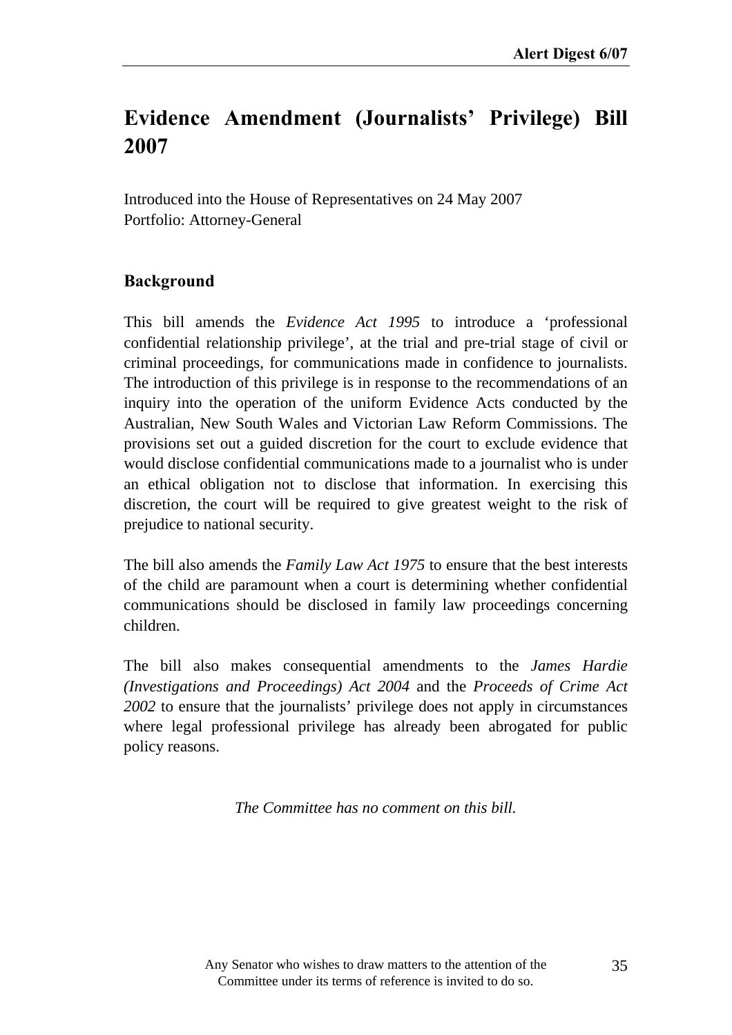# Evidence Amendment (Journalists' Privilege) Bill 2007

Introduced into the House of Representatives on 24 May 2007
Portfolio: Attorney-General

## Background

This bill amends the *Evidence Act 1995* to introduce a 'professional confidential relationship privilege', at the trial and pre-trial stage of civil or criminal proceedings, for communications made in confidence to journalists. The introduction of this privilege is in response to the recommendations of an inquiry into the operation of the uniform Evidence Acts conducted by the Australian, New South Wales and Victorian Law Reform Commissions. The provisions set out a guided discretion for the court to exclude evidence that would disclose confidential communications made to a journalist who is under an ethical obligation not to disclose that information. In exercising this discretion, the court will be required to give greatest weight to the risk of prejudice to national security.

The bill also amends the *Family Law Act 1975* to ensure that the best interests of the child are paramount when a court is determining whether confidential communications should be disclosed in family law proceedings concerning children.

The bill also makes consequential amendments to the *James Hardie (Investigations and Proceedings) Act 2004* and the *Proceeds of Crime Act 2002* to ensure that the journalists' privilege does not apply in circumstances where legal professional privilege has already been abrogated for public policy reasons.

*The Committee has no comment on this bill.*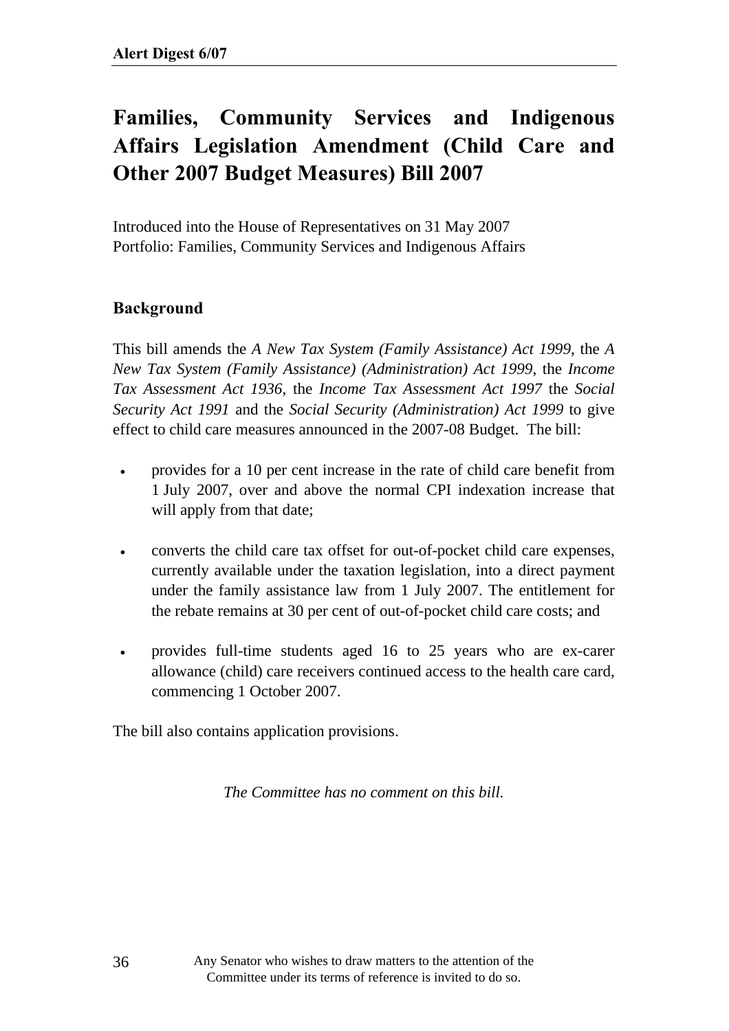# Families, Community Services and Indigenous Affairs Legislation Amendment (Child Care and Other 2007 Budget Measures) Bill 2007

Introduced into the House of Representatives on 31 May 2007
Portfolio: Families, Community Services and Indigenous Affairs

## Background

This bill amends the *A New Tax System (Family Assistance) Act 1999*, the *A New Tax System (Family Assistance) (Administration) Act 1999*, the *Income Tax Assessment Act 1936*, the *Income Tax Assessment Act 1997* the *Social Security Act 1991* and the *Social Security (Administration) Act 1999* to give effect to child care measures announced in the 2007-08 Budget. The bill:

- provides for a 10 per cent increase in the rate of child care benefit from 1 July 2007, over and above the normal CPI indexation increase that will apply from that date;
- converts the child care tax offset for out-of-pocket child care expenses, currently available under the taxation legislation, into a direct payment under the family assistance law from 1 July 2007. The entitlement for the rebate remains at 30 per cent of out-of-pocket child care costs; and
- provides full-time students aged 16 to 25 years who are ex-carer allowance (child) care receivers continued access to the health care card, commencing 1 October 2007.

The bill also contains application provisions.

*The Committee has no comment on this bill.*

Any Senator who wishes to draw matters to the attention of the Committee under its terms of reference is invited to do so.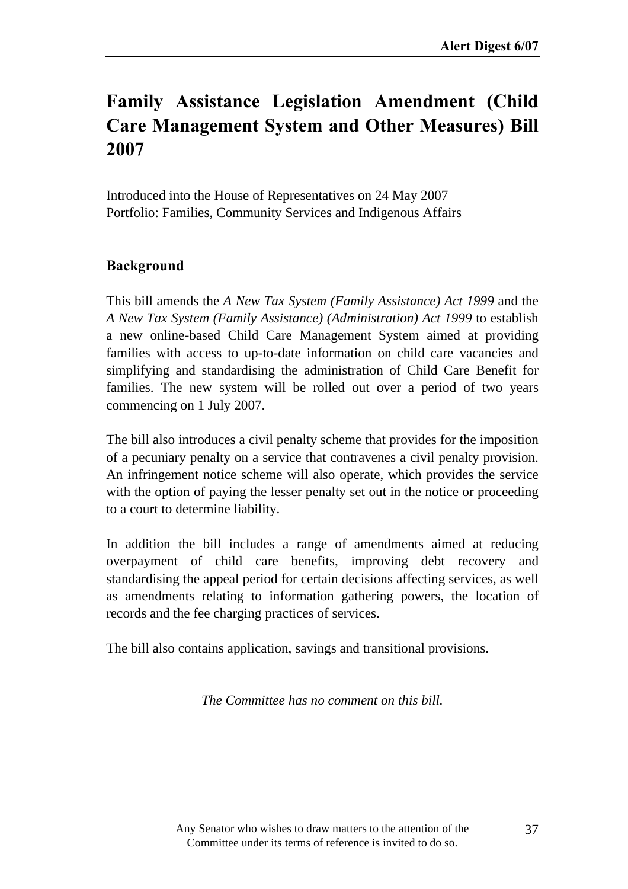# Family Assistance Legislation Amendment (Child Care Management System and Other Measures) Bill 2007

Introduced into the House of Representatives on 24 May 2007
Portfolio: Families, Community Services and Indigenous Affairs

## Background

This bill amends the *A New Tax System (Family Assistance) Act 1999* and the *A New Tax System (Family Assistance) (Administration) Act 1999* to establish a new online-based Child Care Management System aimed at providing families with access to up-to-date information on child care vacancies and simplifying and standardising the administration of Child Care Benefit for families. The new system will be rolled out over a period of two years commencing on 1 July 2007.

The bill also introduces a civil penalty scheme that provides for the imposition of a pecuniary penalty on a service that contravenes a civil penalty provision. An infringement notice scheme will also operate, which provides the service with the option of paying the lesser penalty set out in the notice or proceeding to a court to determine liability.

In addition the bill includes a range of amendments aimed at reducing overpayment of child care benefits, improving debt recovery and standardising the appeal period for certain decisions affecting services, as well as amendments relating to information gathering powers, the location of records and the fee charging practices of services.

The bill also contains application, savings and transitional provisions.

*The Committee has no comment on this bill.*

Any Senator who wishes to draw matters to the attention of the Committee under its terms of reference is invited to do so.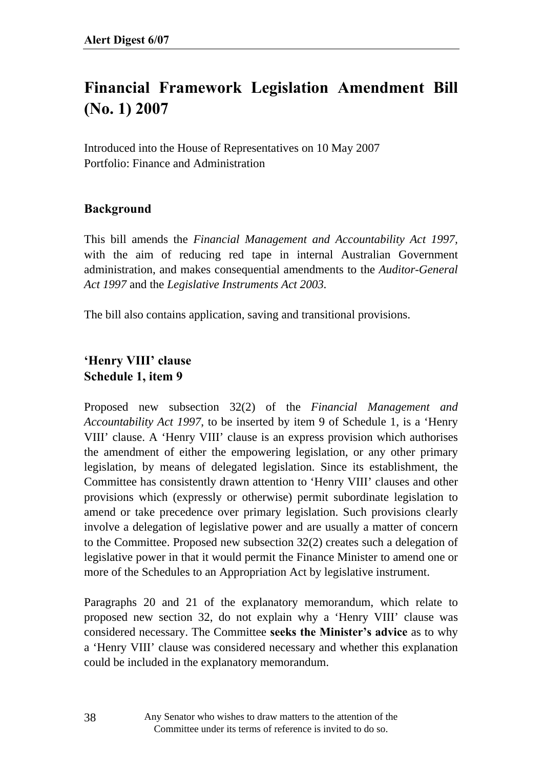# Financial Framework Legislation Amendment Bill (No. 1) 2007

Introduced into the House of Representatives on 10 May 2007
Portfolio: Finance and Administration

## Background

This bill amends the *Financial Management and Accountability Act 1997*, with the aim of reducing red tape in internal Australian Government administration, and makes consequential amendments to the *Auditor-General Act 1997* and the *Legislative Instruments Act 2003.*

The bill also contains application, saving and transitional provisions.

## 'Henry VIII' clause
## Schedule 1, item 9

Proposed new subsection 32(2) of the *Financial Management and Accountability Act 1997*, to be inserted by item 9 of Schedule 1, is a 'Henry VIII' clause. A 'Henry VIII' clause is an express provision which authorises the amendment of either the empowering legislation, or any other primary legislation, by means of delegated legislation. Since its establishment, the Committee has consistently drawn attention to 'Henry VIII' clauses and other provisions which (expressly or otherwise) permit subordinate legislation to amend or take precedence over primary legislation. Such provisions clearly involve a delegation of legislative power and are usually a matter of concern to the Committee. Proposed new subsection 32(2) creates such a delegation of legislative power in that it would permit the Finance Minister to amend one or more of the Schedules to an Appropriation Act by legislative instrument.

Paragraphs 20 and 21 of the explanatory memorandum, which relate to proposed new section 32, do not explain why a 'Henry VIII' clause was considered necessary. The Committee **seeks the Minister's advice** as to why a 'Henry VIII' clause was considered necessary and whether this explanation could be included in the explanatory memorandum.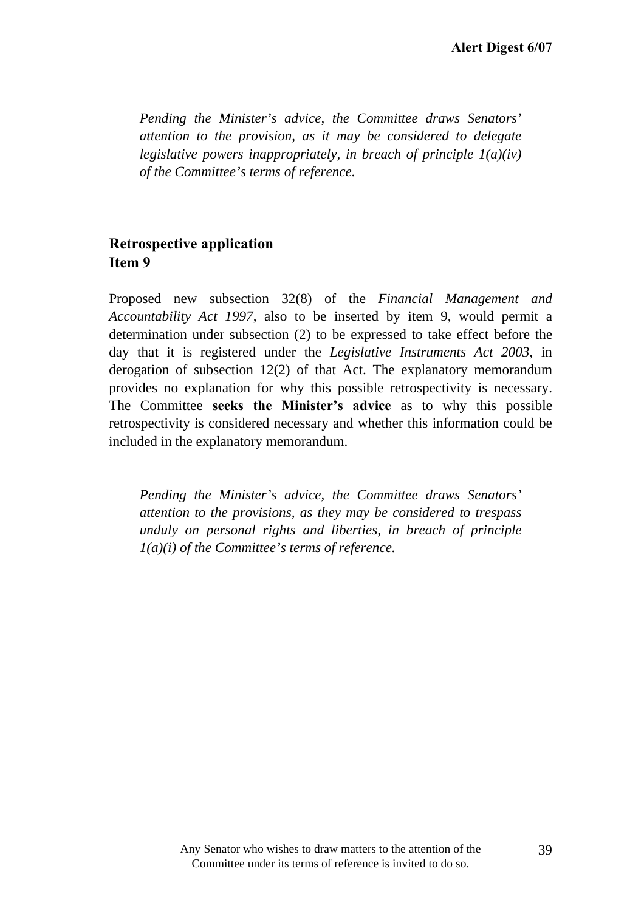*Pending the Minister's advice, the Committee draws Senators' attention to the provision, as it may be considered to delegate legislative powers inappropriately, in breach of principle 1(a)(iv) of the Committee's terms of reference.*

### Retrospective application
### Item 9

Proposed new subsection 32(8) of the *Financial Management and Accountability Act 1997*, also to be inserted by item 9, would permit a determination under subsection (2) to be expressed to take effect before the day that it is registered under the *Legislative Instruments Act 2003*, in derogation of subsection 12(2) of that Act. The explanatory memorandum provides no explanation for why this possible retrospectivity is necessary. The Committee **seeks the Minister's advice** as to why this possible retrospectivity is considered necessary and whether this information could be included in the explanatory memorandum.

*Pending the Minister's advice, the Committee draws Senators' attention to the provisions, as they may be considered to trespass unduly on personal rights and liberties, in breach of principle 1(a)(i) of the Committee's terms of reference.*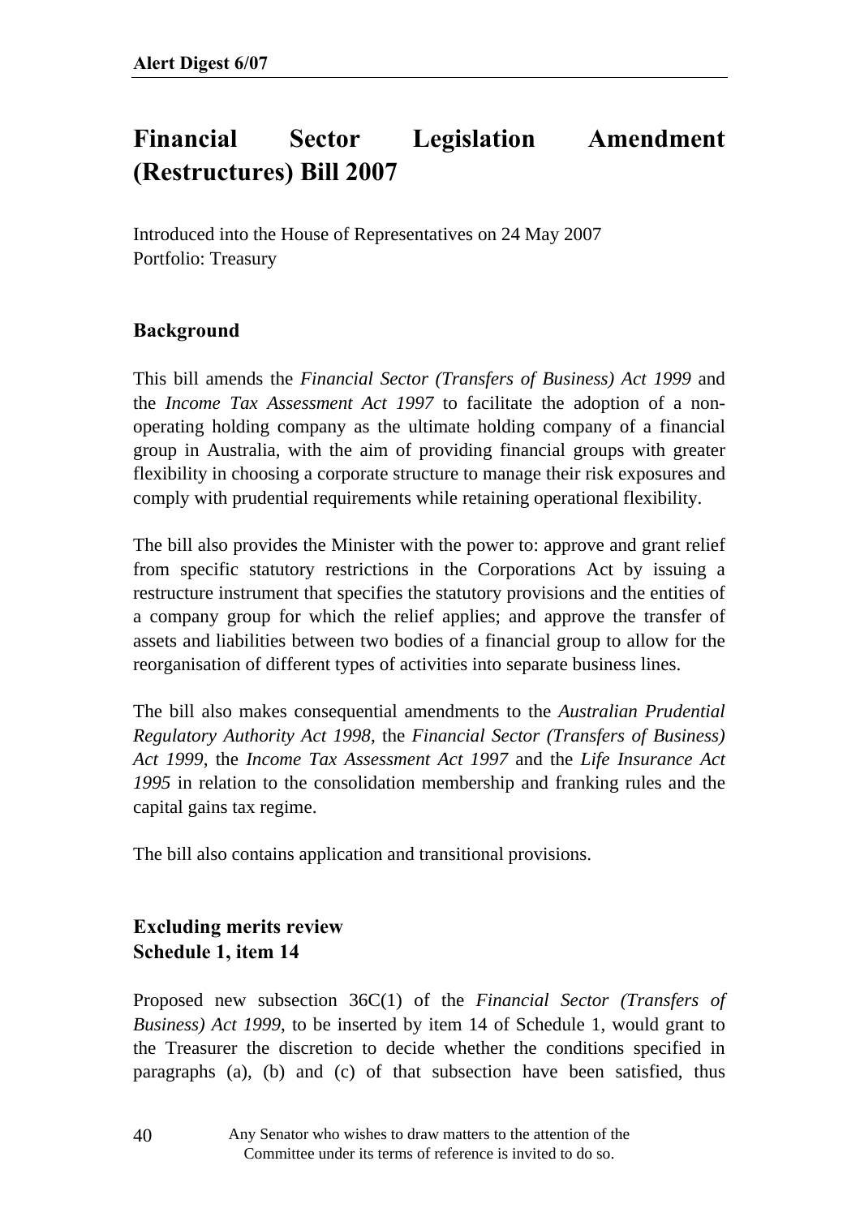# Financial Sector Legislation Amendment (Restructures) Bill 2007

Introduced into the House of Representatives on 24 May 2007
Portfolio: Treasury

## Background

This bill amends the *Financial Sector (Transfers of Business) Act 1999* and the *Income Tax Assessment Act 1997* to facilitate the adoption of a non-operating holding company as the ultimate holding company of a financial group in Australia, with the aim of providing financial groups with greater flexibility in choosing a corporate structure to manage their risk exposures and comply with prudential requirements while retaining operational flexibility.

The bill also provides the Minister with the power to: approve and grant relief from specific statutory restrictions in the Corporations Act by issuing a restructure instrument that specifies the statutory provisions and the entities of a company group for which the relief applies; and approve the transfer of assets and liabilities between two bodies of a financial group to allow for the reorganisation of different types of activities into separate business lines.

The bill also makes consequential amendments to the *Australian Prudential Regulatory Authority Act 1998*, the *Financial Sector (Transfers of Business) Act 1999*, the *Income Tax Assessment Act 1997* and the *Life Insurance Act 1995* in relation to the consolidation membership and franking rules and the capital gains tax regime.

The bill also contains application and transitional provisions.

## Excluding merits review
## Schedule 1, item 14

Proposed new subsection 36C(1) of the *Financial Sector (Transfers of Business) Act 1999*, to be inserted by item 14 of Schedule 1, would grant to the Treasurer the discretion to decide whether the conditions specified in paragraphs (a), (b) and (c) of that subsection have been satisfied, thus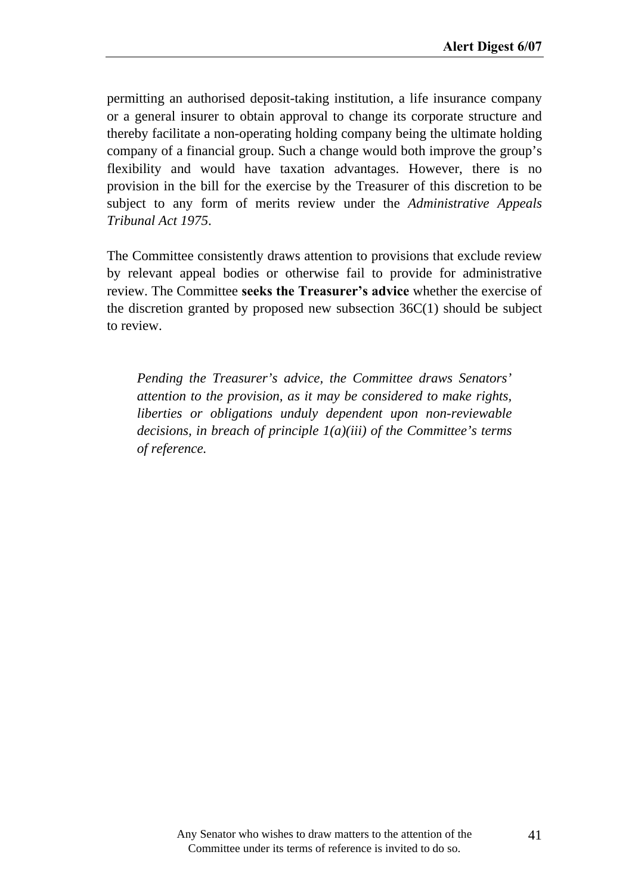permitting an authorised deposit-taking institution, a life insurance company or a general insurer to obtain approval to change its corporate structure and thereby facilitate a non-operating holding company being the ultimate holding company of a financial group. Such a change would both improve the group's flexibility and would have taxation advantages. However, there is no provision in the bill for the exercise by the Treasurer of this discretion to be subject to any form of merits review under the *Administrative Appeals Tribunal Act 1975*.

The Committee consistently draws attention to provisions that exclude review by relevant appeal bodies or otherwise fail to provide for administrative review. The Committee **seeks the Treasurer's advice** whether the exercise of the discretion granted by proposed new subsection 36C(1) should be subject to review.

> *Pending the Treasurer's advice, the Committee draws Senators' attention to the provision, as it may be considered to make rights, liberties or obligations unduly dependent upon non-reviewable decisions, in breach of principle 1(a)(iii) of the Committee's terms of reference.*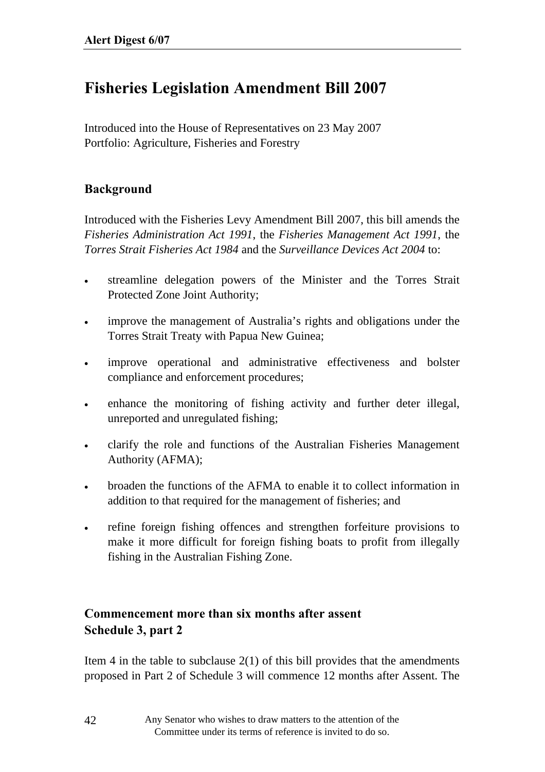# Fisheries Legislation Amendment Bill 2007

Introduced into the House of Representatives on 23 May 2007
Portfolio: Agriculture, Fisheries and Forestry

## Background

Introduced with the Fisheries Levy Amendment Bill 2007, this bill amends the *Fisheries Administration Act 1991*, the *Fisheries Management Act 1991*, the *Torres Strait Fisheries Act 1984* and the *Surveillance Devices Act 2004* to:

- streamline delegation powers of the Minister and the Torres Strait Protected Zone Joint Authority;
- improve the management of Australia's rights and obligations under the Torres Strait Treaty with Papua New Guinea;
- improve operational and administrative effectiveness and bolster compliance and enforcement procedures;
- enhance the monitoring of fishing activity and further deter illegal, unreported and unregulated fishing;
- clarify the role and functions of the Australian Fisheries Management Authority (AFMA);
- broaden the functions of the AFMA to enable it to collect information in addition to that required for the management of fisheries; and
- refine foreign fishing offences and strengthen forfeiture provisions to make it more difficult for foreign fishing boats to profit from illegally fishing in the Australian Fishing Zone.

## Commencement more than six months after assent
## Schedule 3, part 2

Item 4 in the table to subclause 2(1) of this bill provides that the amendments proposed in Part 2 of Schedule 3 will commence 12 months after Assent. The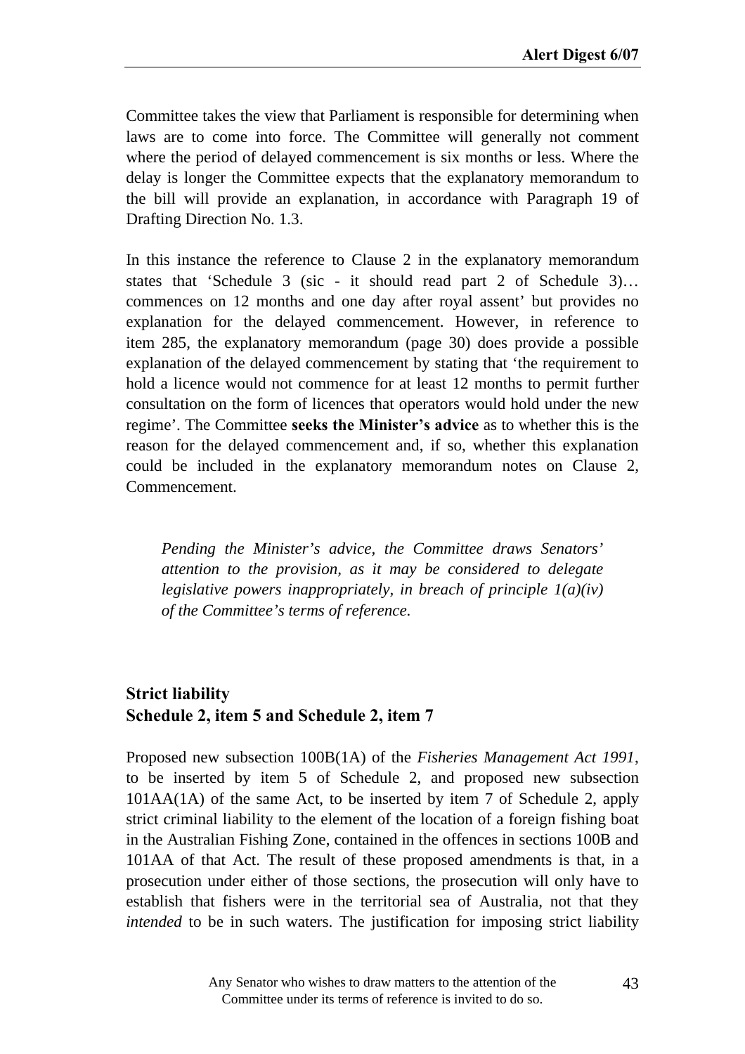Committee takes the view that Parliament is responsible for determining when laws are to come into force. The Committee will generally not comment where the period of delayed commencement is six months or less. Where the delay is longer the Committee expects that the explanatory memorandum to the bill will provide an explanation, in accordance with Paragraph 19 of Drafting Direction No. 1.3.

In this instance the reference to Clause 2 in the explanatory memorandum states that 'Schedule 3 (sic - it should read part 2 of Schedule 3)… commences on 12 months and one day after royal assent' but provides no explanation for the delayed commencement. However, in reference to item 285, the explanatory memorandum (page 30) does provide a possible explanation of the delayed commencement by stating that 'the requirement to hold a licence would not commence for at least 12 months to permit further consultation on the form of licences that operators would hold under the new regime'. The Committee **seeks the Minister's advice** as to whether this is the reason for the delayed commencement and, if so, whether this explanation could be included in the explanatory memorandum notes on Clause 2, Commencement.

> *Pending the Minister's advice, the Committee draws Senators' attention to the provision, as it may be considered to delegate legislative powers inappropriately, in breach of principle 1(a)(iv) of the Committee's terms of reference.*

### Strict liability
### Schedule 2, item 5 and Schedule 2, item 7

Proposed new subsection 100B(1A) of the *Fisheries Management Act 1991*, to be inserted by item 5 of Schedule 2, and proposed new subsection 101AA(1A) of the same Act, to be inserted by item 7 of Schedule 2, apply strict criminal liability to the element of the location of a foreign fishing boat in the Australian Fishing Zone, contained in the offences in sections 100B and 101AA of that Act. The result of these proposed amendments is that, in a prosecution under either of those sections, the prosecution will only have to establish that fishers were in the territorial sea of Australia, not that they *intended* to be in such waters. The justification for imposing strict liability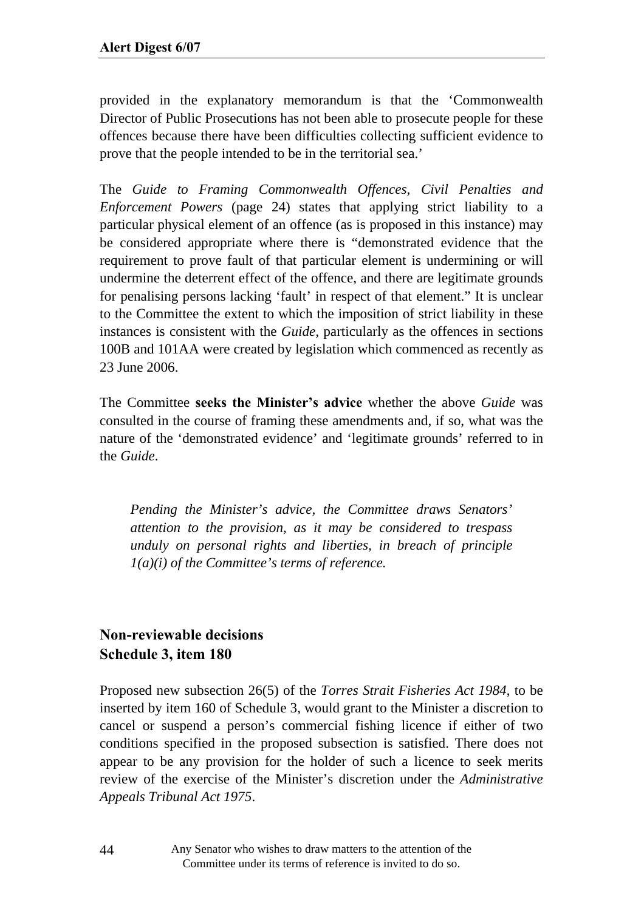provided in the explanatory memorandum is that the 'Commonwealth Director of Public Prosecutions has not been able to prosecute people for these offences because there have been difficulties collecting sufficient evidence to prove that the people intended to be in the territorial sea.'

The *Guide to Framing Commonwealth Offences, Civil Penalties and Enforcement Powers* (page 24) states that applying strict liability to a particular physical element of an offence (as is proposed in this instance) may be considered appropriate where there is "demonstrated evidence that the requirement to prove fault of that particular element is undermining or will undermine the deterrent effect of the offence, and there are legitimate grounds for penalising persons lacking 'fault' in respect of that element." It is unclear to the Committee the extent to which the imposition of strict liability in these instances is consistent with the *Guide*, particularly as the offences in sections 100B and 101AA were created by legislation which commenced as recently as 23 June 2006.

The Committee **seeks the Minister's advice** whether the above *Guide* was consulted in the course of framing these amendments and, if so, what was the nature of the 'demonstrated evidence' and 'legitimate grounds' referred to in the *Guide*.

> *Pending the Minister's advice, the Committee draws Senators' attention to the provision, as it may be considered to trespass unduly on personal rights and liberties, in breach of principle 1(a)(i) of the Committee's terms of reference.*

### Non-reviewable decisions
### Schedule 3, item 180

Proposed new subsection 26(5) of the *Torres Strait Fisheries Act 1984*, to be inserted by item 160 of Schedule 3, would grant to the Minister a discretion to cancel or suspend a person's commercial fishing licence if either of two conditions specified in the proposed subsection is satisfied. There does not appear to be any provision for the holder of such a licence to seek merits review of the exercise of the Minister's discretion under the *Administrative Appeals Tribunal Act 1975*.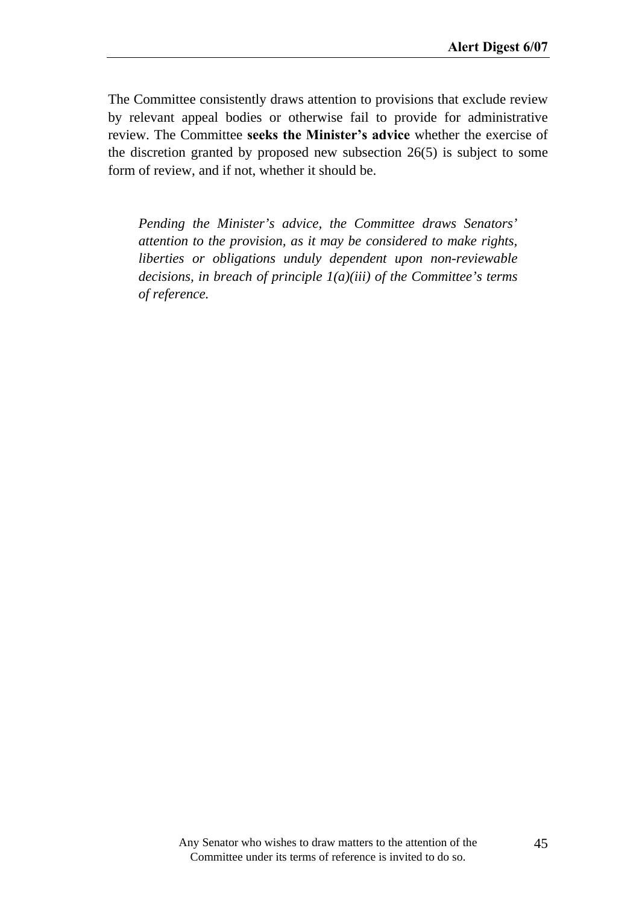The Committee consistently draws attention to provisions that exclude review by relevant appeal bodies or otherwise fail to provide for administrative review. The Committee **seeks the Minister's advice** whether the exercise of the discretion granted by proposed new subsection 26(5) is subject to some form of review, and if not, whether it should be.

> *Pending the Minister's advice, the Committee draws Senators' attention to the provision, as it may be considered to make rights, liberties or obligations unduly dependent upon non-reviewable decisions, in breach of principle 1(a)(iii) of the Committee's terms of reference.*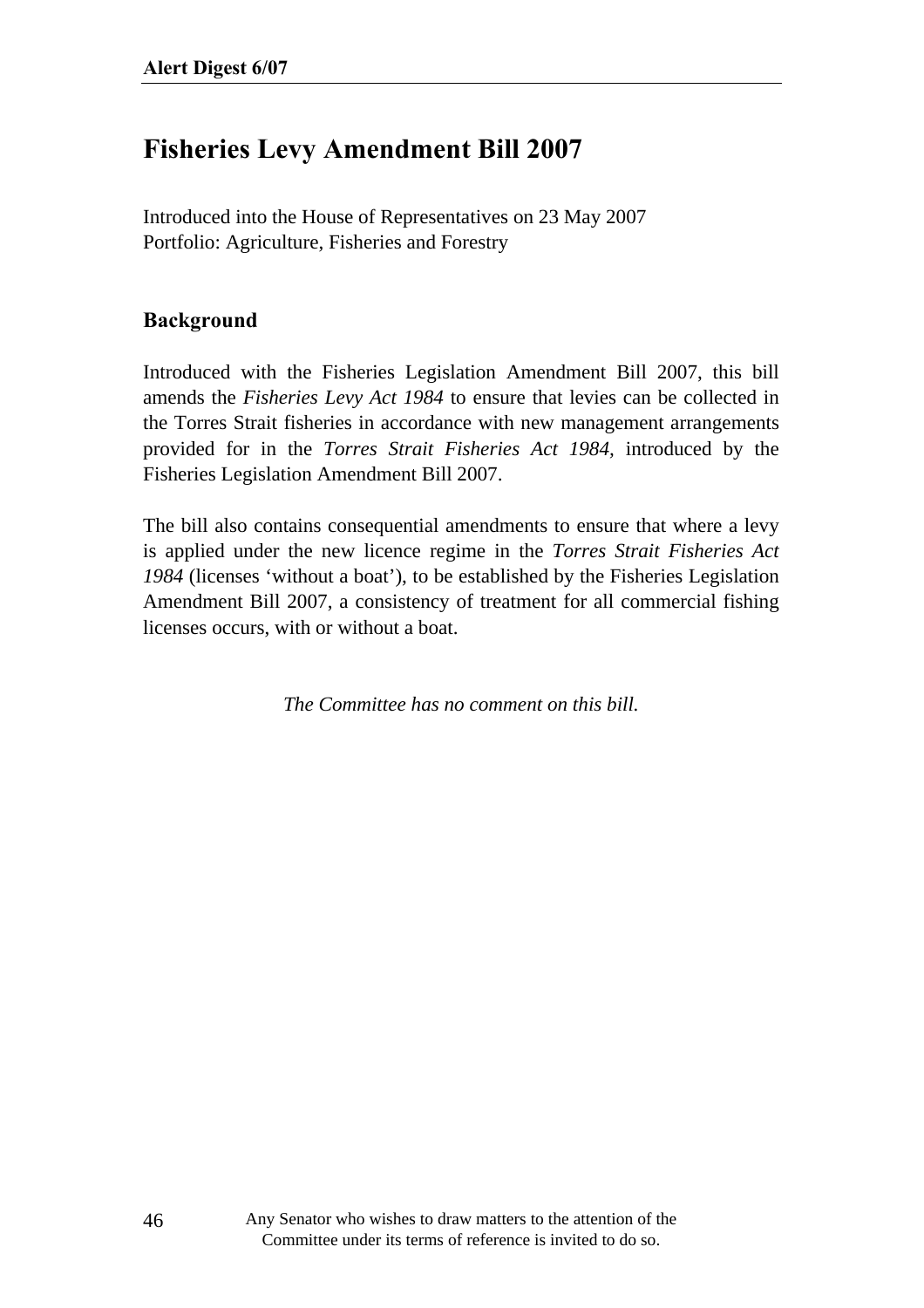# Fisheries Levy Amendment Bill 2007

Introduced into the House of Representatives on 23 May 2007
Portfolio: Agriculture, Fisheries and Forestry

## Background

Introduced with the Fisheries Legislation Amendment Bill 2007, this bill amends the *Fisheries Levy Act 1984* to ensure that levies can be collected in the Torres Strait fisheries in accordance with new management arrangements provided for in the *Torres Strait Fisheries Act 1984,* introduced by the Fisheries Legislation Amendment Bill 2007.

The bill also contains consequential amendments to ensure that where a levy is applied under the new licence regime in the *Torres Strait Fisheries Act 1984* (licenses 'without a boat'), to be established by the Fisheries Legislation Amendment Bill 2007, a consistency of treatment for all commercial fishing licenses occurs, with or without a boat.

*The Committee has no comment on this bill.*

Any Senator who wishes to draw matters to the attention of the Committee under its terms of reference is invited to do so.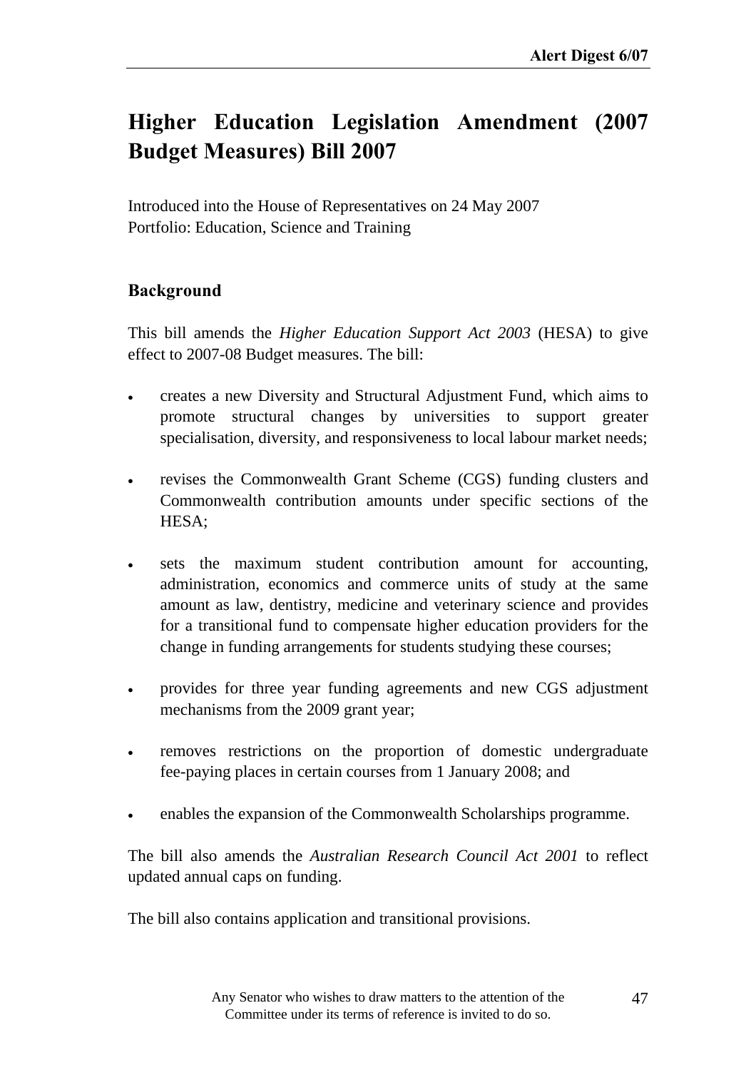# Higher Education Legislation Amendment (2007 Budget Measures) Bill 2007

Introduced into the House of Representatives on 24 May 2007
Portfolio: Education, Science and Training

## Background

This bill amends the *Higher Education Support Act 2003* (HESA) to give effect to 2007-08 Budget measures. The bill:

- creates a new Diversity and Structural Adjustment Fund, which aims to promote structural changes by universities to support greater specialisation, diversity, and responsiveness to local labour market needs;
- revises the Commonwealth Grant Scheme (CGS) funding clusters and Commonwealth contribution amounts under specific sections of the HESA;
- sets the maximum student contribution amount for accounting, administration, economics and commerce units of study at the same amount as law, dentistry, medicine and veterinary science and provides for a transitional fund to compensate higher education providers for the change in funding arrangements for students studying these courses;
- provides for three year funding agreements and new CGS adjustment mechanisms from the 2009 grant year;
- removes restrictions on the proportion of domestic undergraduate fee-paying places in certain courses from 1 January 2008; and
- enables the expansion of the Commonwealth Scholarships programme.

The bill also amends the *Australian Research Council Act 2001* to reflect updated annual caps on funding.

The bill also contains application and transitional provisions.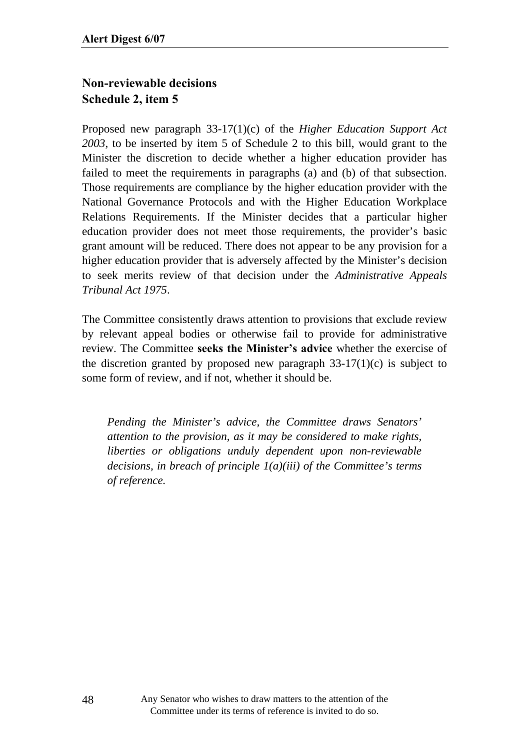### Non-reviewable decisions
### Schedule 2, item 5

Proposed new paragraph 33-17(1)(c) of the *Higher Education Support Act 2003*, to be inserted by item 5 of Schedule 2 to this bill, would grant to the Minister the discretion to decide whether a higher education provider has failed to meet the requirements in paragraphs (a) and (b) of that subsection. Those requirements are compliance by the higher education provider with the National Governance Protocols and with the Higher Education Workplace Relations Requirements. If the Minister decides that a particular higher education provider does not meet those requirements, the provider's basic grant amount will be reduced. There does not appear to be any provision for a higher education provider that is adversely affected by the Minister's decision to seek merits review of that decision under the *Administrative Appeals Tribunal Act 1975*.

The Committee consistently draws attention to provisions that exclude review by relevant appeal bodies or otherwise fail to provide for administrative review. The Committee **seeks the Minister's advice** whether the exercise of the discretion granted by proposed new paragraph 33-17(1)(c) is subject to some form of review, and if not, whether it should be.

> *Pending the Minister's advice, the Committee draws Senators' attention to the provision, as it may be considered to make rights, liberties or obligations unduly dependent upon non-reviewable decisions, in breach of principle 1(a)(iii) of the Committee's terms of reference.*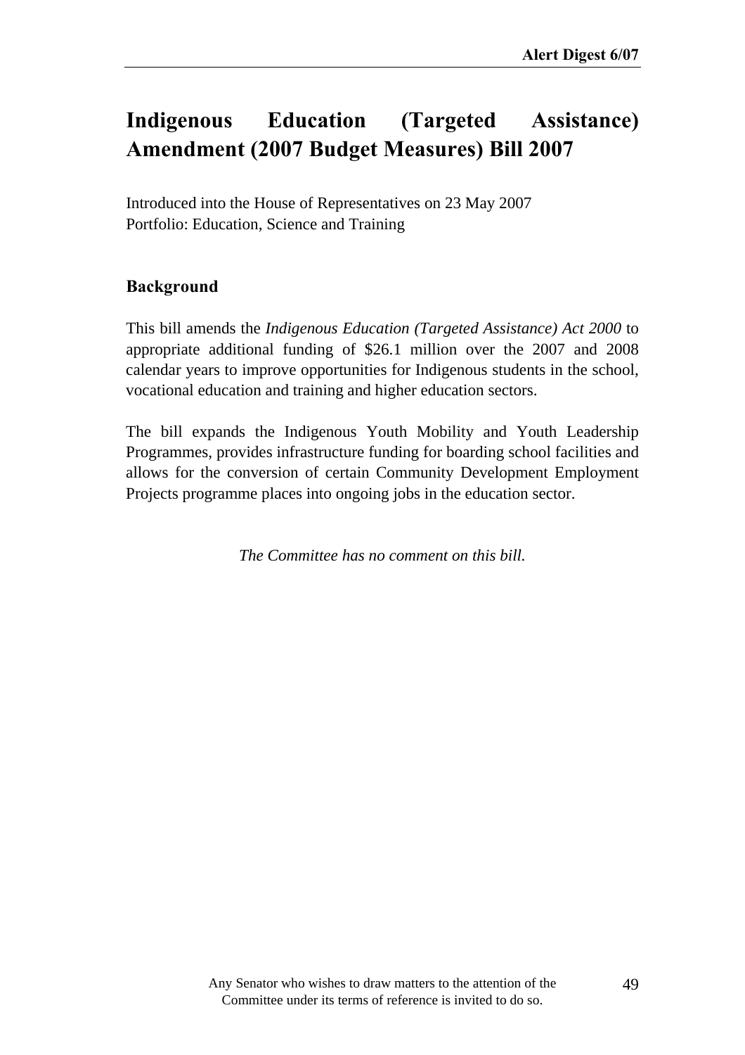# Indigenous Education (Targeted Assistance) Amendment (2007 Budget Measures) Bill 2007

Introduced into the House of Representatives on 23 May 2007
Portfolio: Education, Science and Training

## Background

This bill amends the *Indigenous Education (Targeted Assistance) Act 2000* to appropriate additional funding of $26.1 million over the 2007 and 2008 calendar years to improve opportunities for Indigenous students in the school, vocational education and training and higher education sectors.

The bill expands the Indigenous Youth Mobility and Youth Leadership Programmes, provides infrastructure funding for boarding school facilities and allows for the conversion of certain Community Development Employment Projects programme places into ongoing jobs in the education sector.

*The Committee has no comment on this bill.*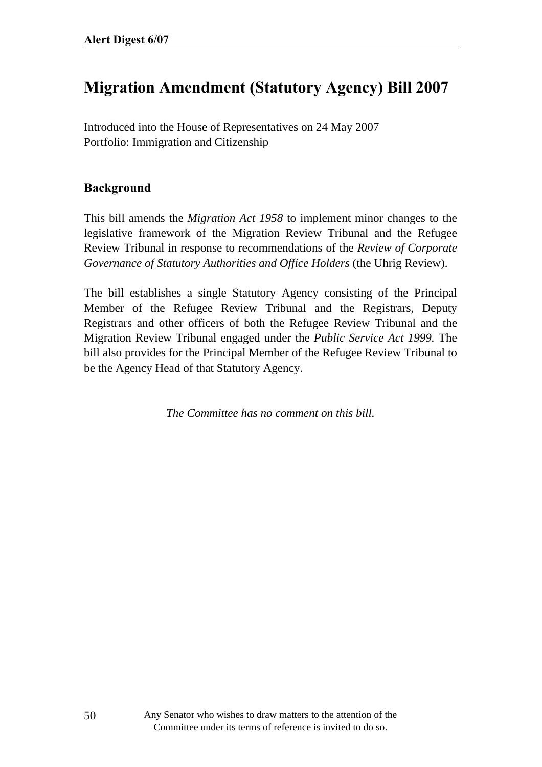# Migration Amendment (Statutory Agency) Bill 2007

Introduced into the House of Representatives on 24 May 2007
Portfolio: Immigration and Citizenship

## Background

This bill amends the *Migration Act 1958* to implement minor changes to the legislative framework of the Migration Review Tribunal and the Refugee Review Tribunal in response to recommendations of the *Review of Corporate Governance of Statutory Authorities and Office Holders* (the Uhrig Review).

The bill establishes a single Statutory Agency consisting of the Principal Member of the Refugee Review Tribunal and the Registrars, Deputy Registrars and other officers of both the Refugee Review Tribunal and the Migration Review Tribunal engaged under the *Public Service Act 1999.* The bill also provides for the Principal Member of the Refugee Review Tribunal to be the Agency Head of that Statutory Agency.

*The Committee has no comment on this bill.*

Any Senator who wishes to draw matters to the attention of the Committee under its terms of reference is invited to do so.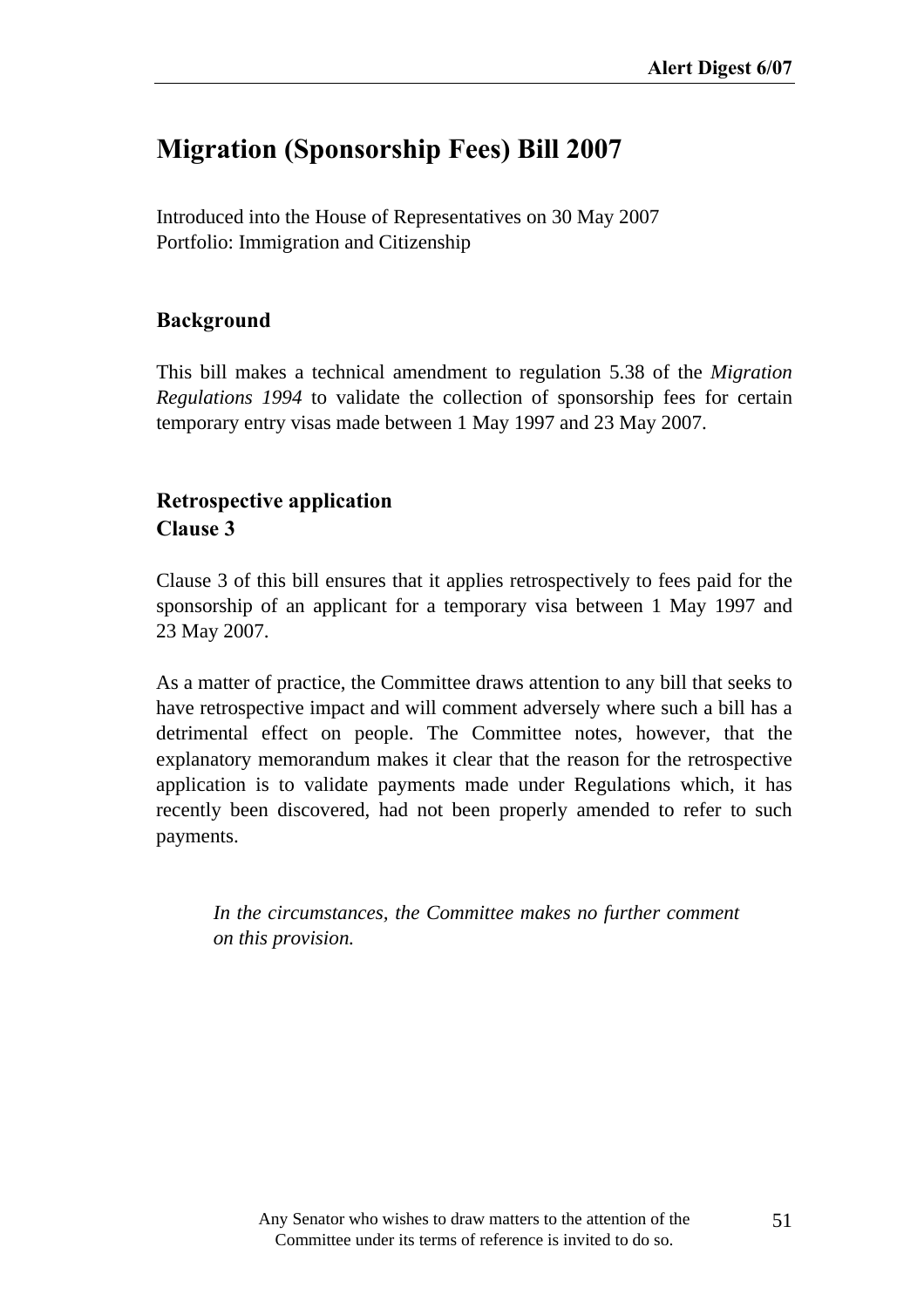# Migration (Sponsorship Fees) Bill 2007

Introduced into the House of Representatives on 30 May 2007
Portfolio: Immigration and Citizenship

## Background

This bill makes a technical amendment to regulation 5.38 of the *Migration Regulations 1994* to validate the collection of sponsorship fees for certain temporary entry visas made between 1 May 1997 and 23 May 2007.

## Retrospective application
## Clause 3

Clause 3 of this bill ensures that it applies retrospectively to fees paid for the sponsorship of an applicant for a temporary visa between 1 May 1997 and 23 May 2007.

As a matter of practice, the Committee draws attention to any bill that seeks to have retrospective impact and will comment adversely where such a bill has a detrimental effect on people. The Committee notes, however, that the explanatory memorandum makes it clear that the reason for the retrospective application is to validate payments made under Regulations which, it has recently been discovered, had not been properly amended to refer to such payments.

> *In the circumstances, the Committee makes no further comment on this provision.*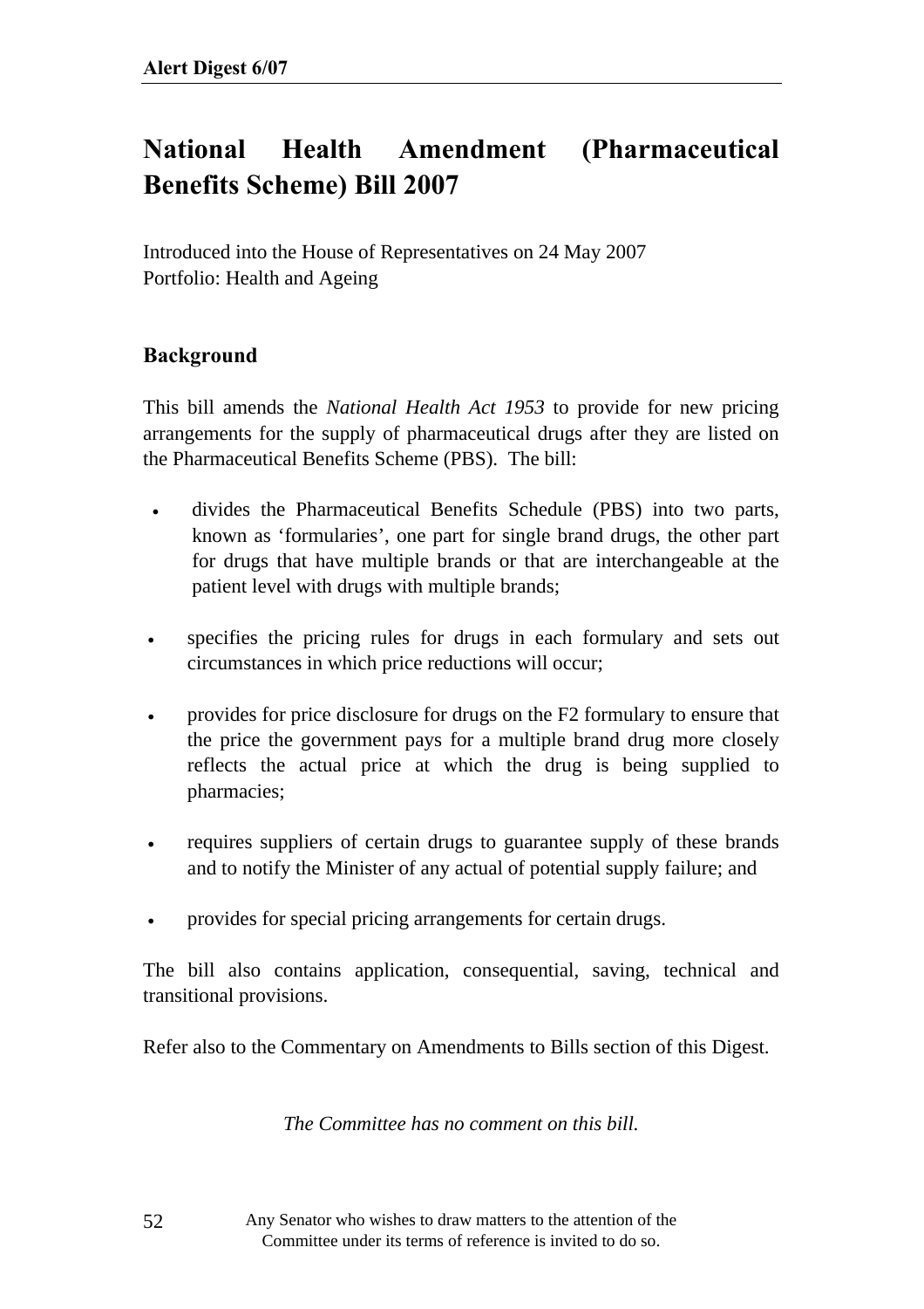# National Health Amendment (Pharmaceutical Benefits Scheme) Bill 2007

Introduced into the House of Representatives on 24 May 2007
Portfolio: Health and Ageing

## Background

This bill amends the *National Health Act 1953* to provide for new pricing arrangements for the supply of pharmaceutical drugs after they are listed on the Pharmaceutical Benefits Scheme (PBS). The bill:

- divides the Pharmaceutical Benefits Schedule (PBS) into two parts, known as 'formularies', one part for single brand drugs, the other part for drugs that have multiple brands or that are interchangeable at the patient level with drugs with multiple brands;
- specifies the pricing rules for drugs in each formulary and sets out circumstances in which price reductions will occur;
- provides for price disclosure for drugs on the F2 formulary to ensure that the price the government pays for a multiple brand drug more closely reflects the actual price at which the drug is being supplied to pharmacies;
- requires suppliers of certain drugs to guarantee supply of these brands and to notify the Minister of any actual of potential supply failure; and
- provides for special pricing arrangements for certain drugs.

The bill also contains application, consequential, saving, technical and transitional provisions.

Refer also to the Commentary on Amendments to Bills section of this Digest.

*The Committee has no comment on this bill.*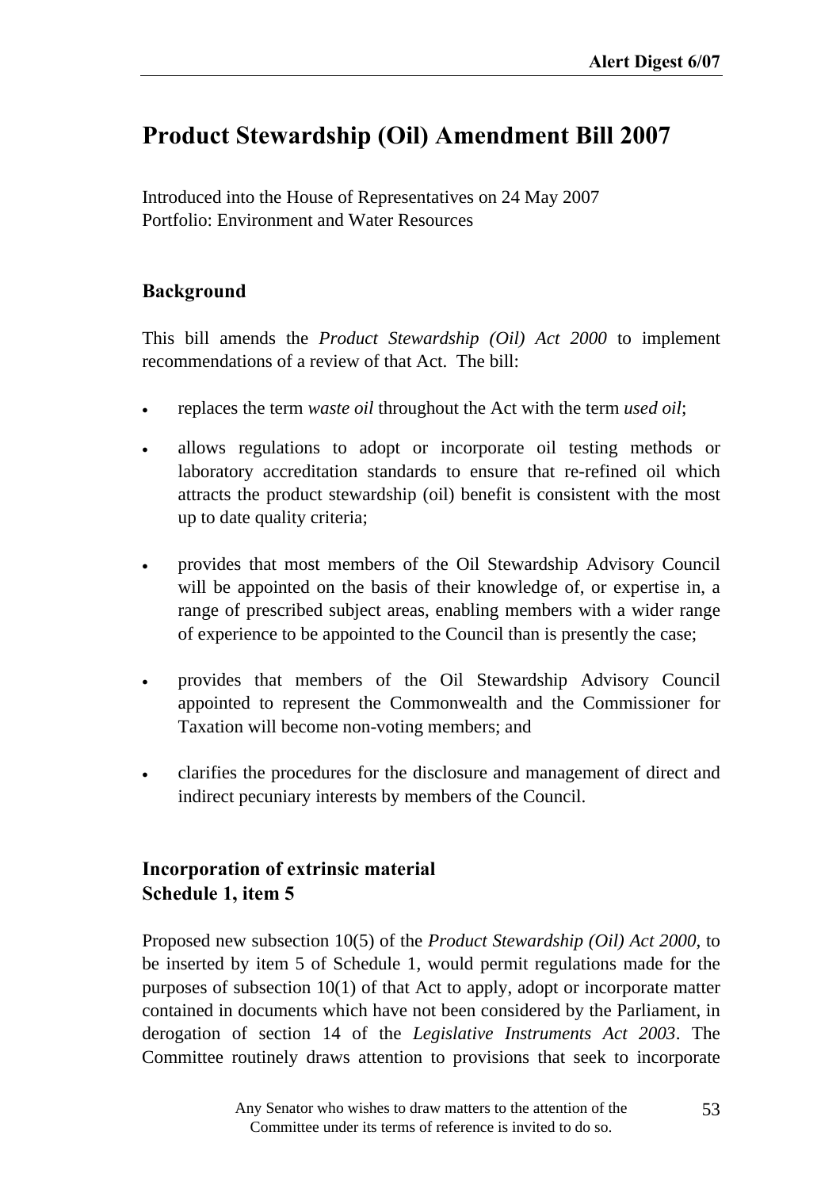# Product Stewardship (Oil) Amendment Bill 2007

Introduced into the House of Representatives on 24 May 2007
Portfolio: Environment and Water Resources

## Background

This bill amends the *Product Stewardship (Oil) Act 2000* to implement recommendations of a review of that Act. The bill:

- replaces the term *waste oil* throughout the Act with the term *used oil*;
- allows regulations to adopt or incorporate oil testing methods or laboratory accreditation standards to ensure that re-refined oil which attracts the product stewardship (oil) benefit is consistent with the most up to date quality criteria;
- provides that most members of the Oil Stewardship Advisory Council will be appointed on the basis of their knowledge of, or expertise in, a range of prescribed subject areas, enabling members with a wider range of experience to be appointed to the Council than is presently the case;
- provides that members of the Oil Stewardship Advisory Council appointed to represent the Commonwealth and the Commissioner for Taxation will become non-voting members; and
- clarifies the procedures for the disclosure and management of direct and indirect pecuniary interests by members of the Council.

## Incorporation of extrinsic material
## Schedule 1, item 5

Proposed new subsection 10(5) of the *Product Stewardship (Oil) Act 2000*, to be inserted by item 5 of Schedule 1, would permit regulations made for the purposes of subsection 10(1) of that Act to apply, adopt or incorporate matter contained in documents which have not been considered by the Parliament, in derogation of section 14 of the *Legislative Instruments Act 2003*. The Committee routinely draws attention to provisions that seek to incorporate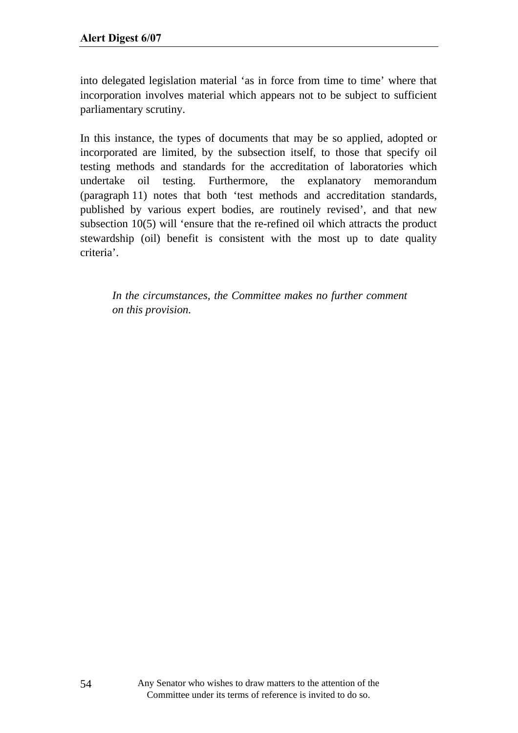into delegated legislation material 'as in force from time to time' where that incorporation involves material which appears not to be subject to sufficient parliamentary scrutiny.

In this instance, the types of documents that may be so applied, adopted or incorporated are limited, by the subsection itself, to those that specify oil testing methods and standards for the accreditation of laboratories which undertake oil testing. Furthermore, the explanatory memorandum (paragraph 11) notes that both 'test methods and accreditation standards, published by various expert bodies, are routinely revised', and that new subsection 10(5) will 'ensure that the re-refined oil which attracts the product stewardship (oil) benefit is consistent with the most up to date quality criteria'.

> *In the circumstances, the Committee makes no further comment on this provision.*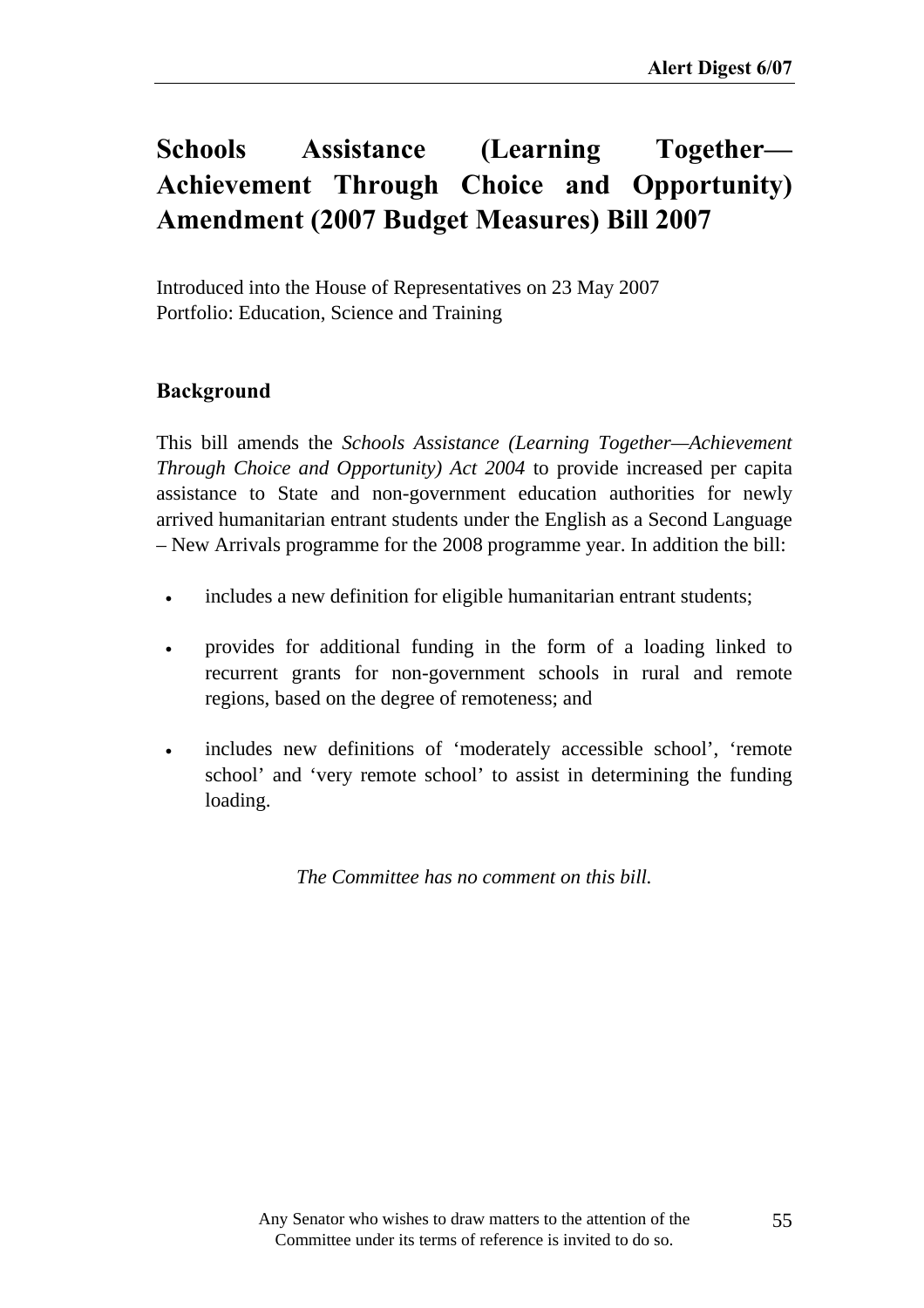# Schools Assistance (Learning Together—Achievement Through Choice and Opportunity) Amendment (2007 Budget Measures) Bill 2007

Introduced into the House of Representatives on 23 May 2007
Portfolio: Education, Science and Training

## Background

This bill amends the *Schools Assistance (Learning Together—Achievement Through Choice and Opportunity) Act 2004* to provide increased per capita assistance to State and non-government education authorities for newly arrived humanitarian entrant students under the English as a Second Language – New Arrivals programme for the 2008 programme year. In addition the bill:

- includes a new definition for eligible humanitarian entrant students;
- provides for additional funding in the form of a loading linked to recurrent grants for non-government schools in rural and remote regions, based on the degree of remoteness; and
- includes new definitions of 'moderately accessible school', 'remote school' and 'very remote school' to assist in determining the funding loading.

*The Committee has no comment on this bill.*

Any Senator who wishes to draw matters to the attention of the Committee under its terms of reference is invited to do so.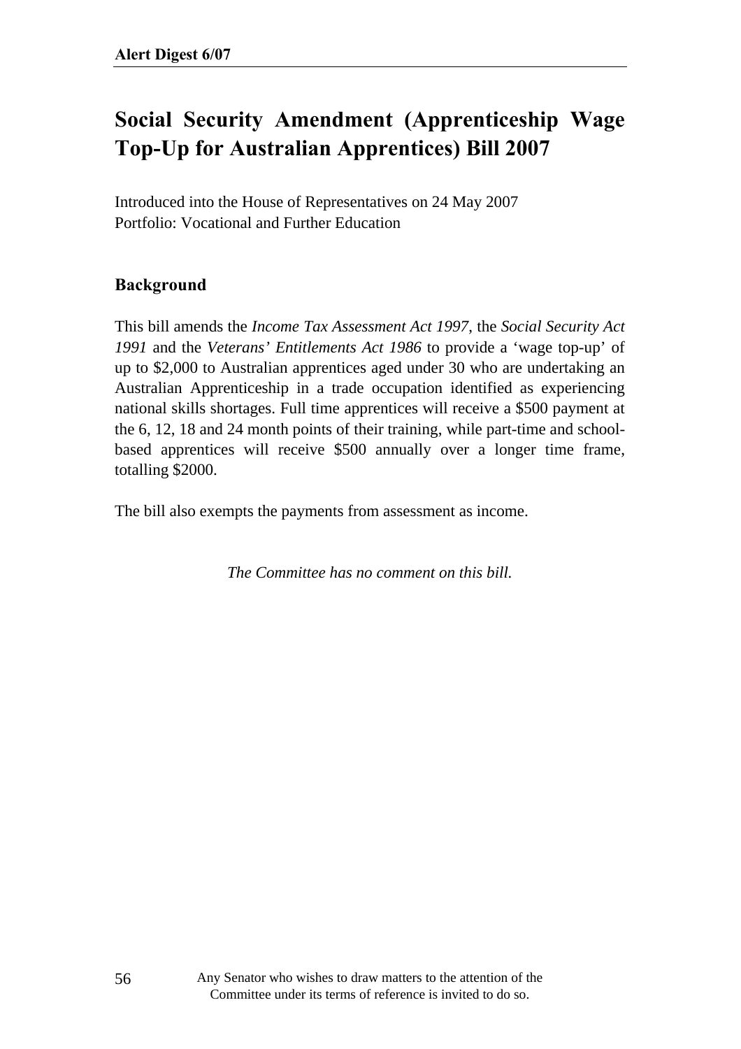# Social Security Amendment (Apprenticeship Wage Top-Up for Australian Apprentices) Bill 2007

Introduced into the House of Representatives on 24 May 2007
Portfolio: Vocational and Further Education

## Background

This bill amends the *Income Tax Assessment Act 1997*, the *Social Security Act 1991* and the *Veterans' Entitlements Act 1986* to provide a 'wage top-up' of up to $2,000 to Australian apprentices aged under 30 who are undertaking an Australian Apprenticeship in a trade occupation identified as experiencing national skills shortages. Full time apprentices will receive a $500 payment at the 6, 12, 18 and 24 month points of their training, while part-time and school-based apprentices will receive $500 annually over a longer time frame, totalling $2000.

The bill also exempts the payments from assessment as income.

*The Committee has no comment on this bill.*

Any Senator who wishes to draw matters to the attention of the Committee under its terms of reference is invited to do so.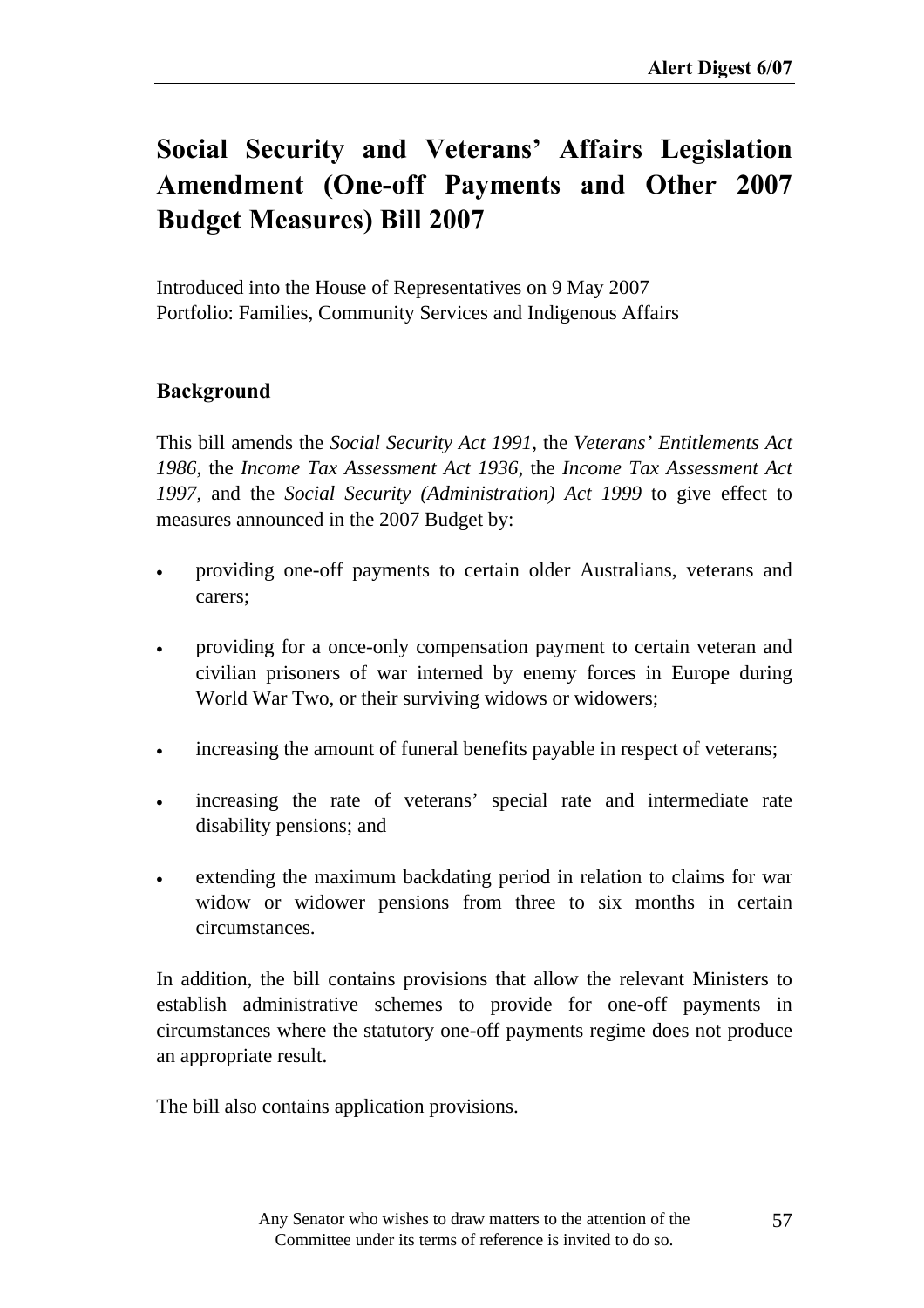# Social Security and Veterans' Affairs Legislation Amendment (One-off Payments and Other 2007 Budget Measures) Bill 2007

Introduced into the House of Representatives on 9 May 2007
Portfolio: Families, Community Services and Indigenous Affairs

## Background

This bill amends the *Social Security Act 1991*, the *Veterans' Entitlements Act 1986*, the *Income Tax Assessment Act 1936*, the *Income Tax Assessment Act 1997*, and the *Social Security (Administration) Act 1999* to give effect to measures announced in the 2007 Budget by:

- providing one-off payments to certain older Australians, veterans and carers;
- providing for a once-only compensation payment to certain veteran and civilian prisoners of war interned by enemy forces in Europe during World War Two, or their surviving widows or widowers;
- increasing the amount of funeral benefits payable in respect of veterans;
- increasing the rate of veterans' special rate and intermediate rate disability pensions; and
- extending the maximum backdating period in relation to claims for war widow or widower pensions from three to six months in certain circumstances.

In addition, the bill contains provisions that allow the relevant Ministers to establish administrative schemes to provide for one-off payments in circumstances where the statutory one-off payments regime does not produce an appropriate result.

The bill also contains application provisions.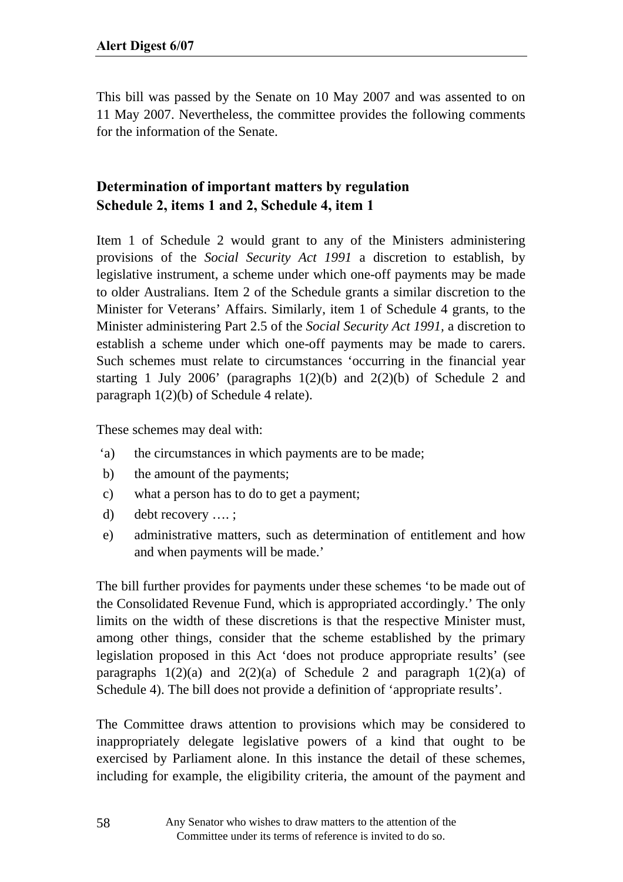This bill was passed by the Senate on 10 May 2007 and was assented to on 11 May 2007. Nevertheless, the committee provides the following comments for the information of the Senate.

### Determination of important matters by regulation
### Schedule 2, items 1 and 2, Schedule 4, item 1

Item 1 of Schedule 2 would grant to any of the Ministers administering provisions of the *Social Security Act 1991* a discretion to establish, by legislative instrument, a scheme under which one-off payments may be made to older Australians. Item 2 of the Schedule grants a similar discretion to the Minister for Veterans' Affairs. Similarly, item 1 of Schedule 4 grants, to the Minister administering Part 2.5 of the *Social Security Act 1991*, a discretion to establish a scheme under which one-off payments may be made to carers. Such schemes must relate to circumstances 'occurring in the financial year starting 1 July 2006' (paragraphs 1(2)(b) and 2(2)(b) of Schedule 2 and paragraph 1(2)(b) of Schedule 4 relate).

These schemes may deal with:

- 'a) the circumstances in which payments are to be made;
- b) the amount of the payments;
- c) what a person has to do to get a payment;
- d) debt recovery …. ;
- e) administrative matters, such as determination of entitlement and how and when payments will be made.'

The bill further provides for payments under these schemes 'to be made out of the Consolidated Revenue Fund, which is appropriated accordingly.' The only limits on the width of these discretions is that the respective Minister must, among other things, consider that the scheme established by the primary legislation proposed in this Act 'does not produce appropriate results' (see paragraphs 1(2)(a) and 2(2)(a) of Schedule 2 and paragraph 1(2)(a) of Schedule 4). The bill does not provide a definition of 'appropriate results'.

The Committee draws attention to provisions which may be considered to inappropriately delegate legislative powers of a kind that ought to be exercised by Parliament alone. In this instance the detail of these schemes, including for example, the eligibility criteria, the amount of the payment and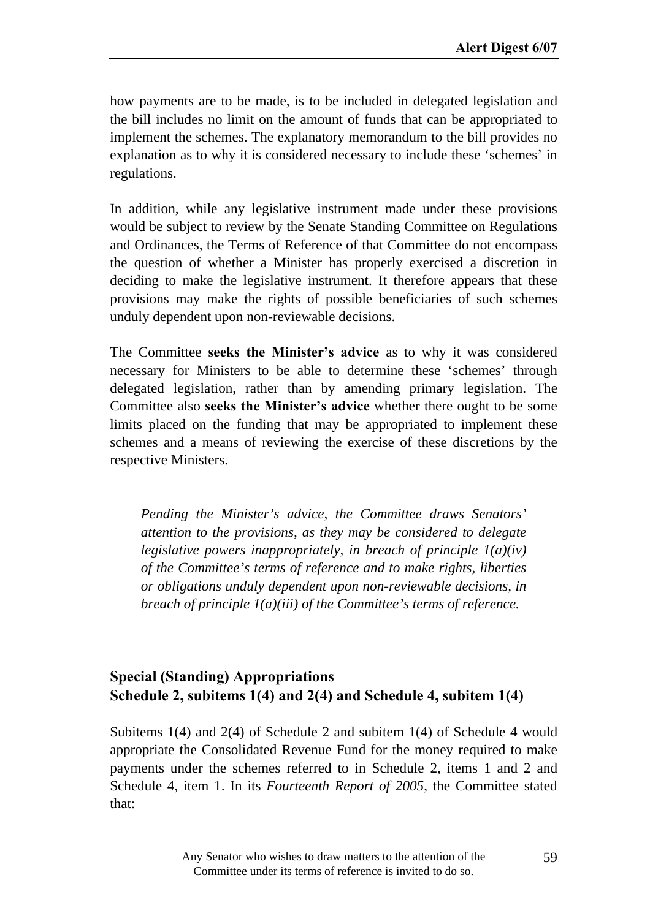how payments are to be made, is to be included in delegated legislation and the bill includes no limit on the amount of funds that can be appropriated to implement the schemes. The explanatory memorandum to the bill provides no explanation as to why it is considered necessary to include these 'schemes' in regulations.

In addition, while any legislative instrument made under these provisions would be subject to review by the Senate Standing Committee on Regulations and Ordinances, the Terms of Reference of that Committee do not encompass the question of whether a Minister has properly exercised a discretion in deciding to make the legislative instrument. It therefore appears that these provisions may make the rights of possible beneficiaries of such schemes unduly dependent upon non-reviewable decisions.

The Committee **seeks the Minister's advice** as to why it was considered necessary for Ministers to be able to determine these 'schemes' through delegated legislation, rather than by amending primary legislation. The Committee also **seeks the Minister's advice** whether there ought to be some limits placed on the funding that may be appropriated to implement these schemes and a means of reviewing the exercise of these discretions by the respective Ministers.

> *Pending the Minister's advice, the Committee draws Senators' attention to the provisions, as they may be considered to delegate legislative powers inappropriately, in breach of principle 1(a)(iv) of the Committee's terms of reference and to make rights, liberties or obligations unduly dependent upon non-reviewable decisions, in breach of principle 1(a)(iii) of the Committee's terms of reference.*

### Special (Standing) Appropriations
### Schedule 2, subitems 1(4) and 2(4) and Schedule 4, subitem 1(4)

Subitems 1(4) and 2(4) of Schedule 2 and subitem 1(4) of Schedule 4 would appropriate the Consolidated Revenue Fund for the money required to make payments under the schemes referred to in Schedule 2, items 1 and 2 and Schedule 4, item 1. In its *Fourteenth Report of 2005*, the Committee stated that:

Any Senator who wishes to draw matters to the attention of the Committee under its terms of reference is invited to do so.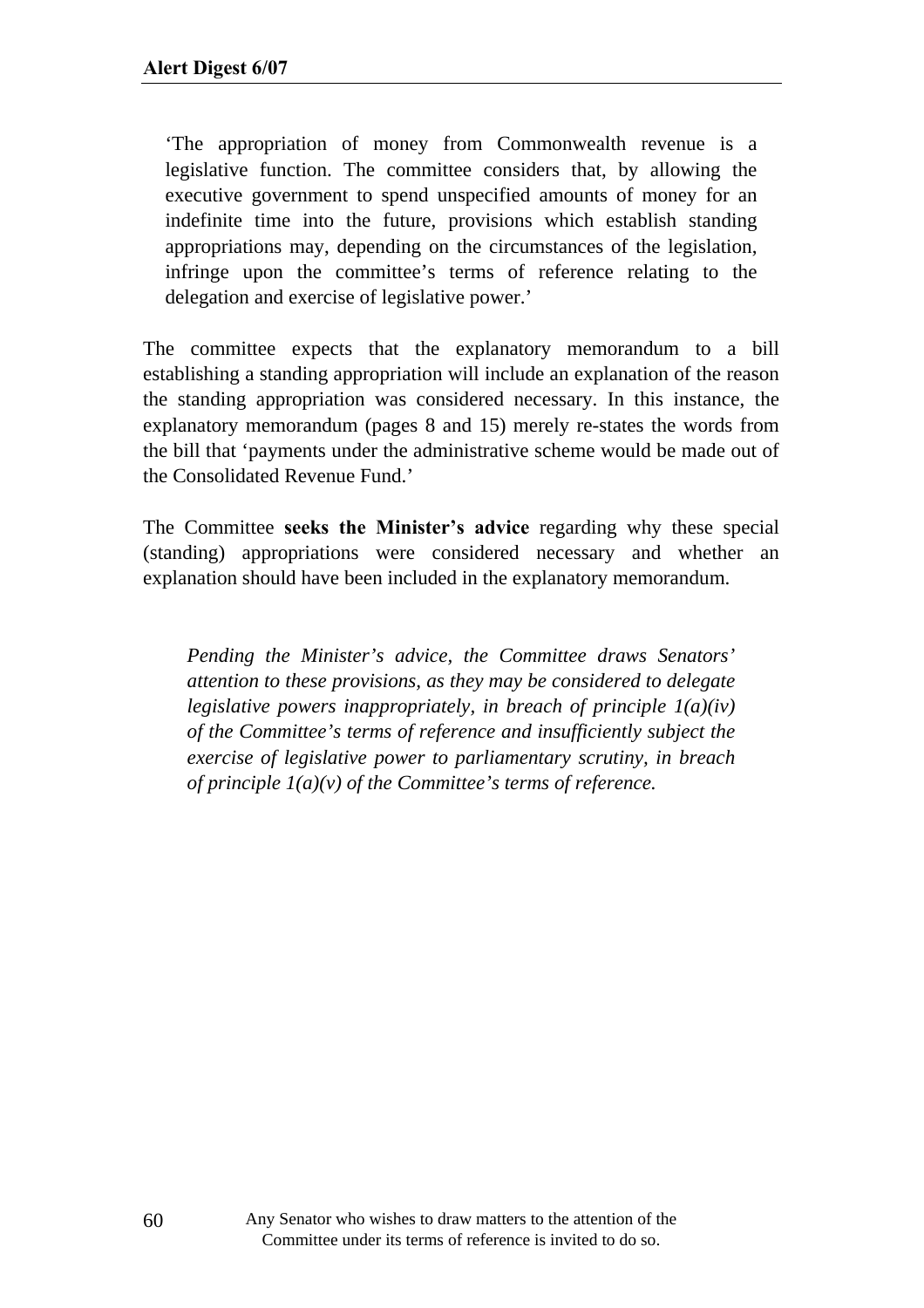> 'The appropriation of money from Commonwealth revenue is a legislative function. The committee considers that, by allowing the executive government to spend unspecified amounts of money for an indefinite time into the future, provisions which establish standing appropriations may, depending on the circumstances of the legislation, infringe upon the committee's terms of reference relating to the delegation and exercise of legislative power.'

The committee expects that the explanatory memorandum to a bill establishing a standing appropriation will include an explanation of the reason the standing appropriation was considered necessary. In this instance, the explanatory memorandum (pages 8 and 15) merely re-states the words from the bill that 'payments under the administrative scheme would be made out of the Consolidated Revenue Fund.'

The Committee **seeks the Minister's advice** regarding why these special (standing) appropriations were considered necessary and whether an explanation should have been included in the explanatory memorandum.

> *Pending the Minister's advice, the Committee draws Senators' attention to these provisions, as they may be considered to delegate legislative powers inappropriately, in breach of principle 1(a)(iv) of the Committee's terms of reference and insufficiently subject the exercise of legislative power to parliamentary scrutiny, in breach of principle 1(a)(v) of the Committee's terms of reference.*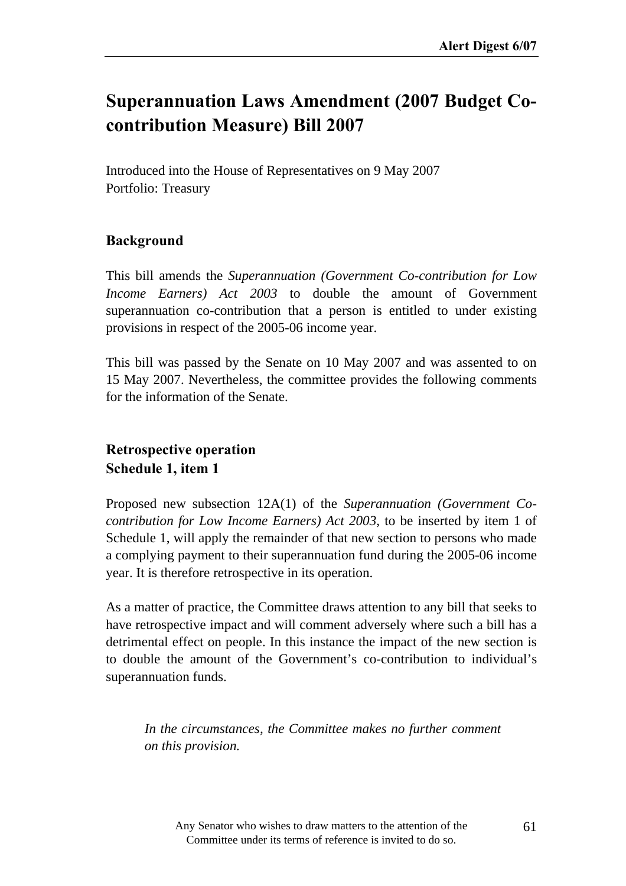# Superannuation Laws Amendment (2007 Budget Co-contribution Measure) Bill 2007

Introduced into the House of Representatives on 9 May 2007
Portfolio: Treasury

## Background

This bill amends the *Superannuation (Government Co-contribution for Low Income Earners) Act 2003* to double the amount of Government superannuation co-contribution that a person is entitled to under existing provisions in respect of the 2005-06 income year.

This bill was passed by the Senate on 10 May 2007 and was assented to on 15 May 2007. Nevertheless, the committee provides the following comments for the information of the Senate.

## Retrospective operation
## Schedule 1, item 1

Proposed new subsection 12A(1) of the *Superannuation (Government Co-contribution for Low Income Earners) Act 2003*, to be inserted by item 1 of Schedule 1, will apply the remainder of that new section to persons who made a complying payment to their superannuation fund during the 2005-06 income year. It is therefore retrospective in its operation.

As a matter of practice, the Committee draws attention to any bill that seeks to have retrospective impact and will comment adversely where such a bill has a detrimental effect on people. In this instance the impact of the new section is to double the amount of the Government's co-contribution to individual's superannuation funds.

> *In the circumstances, the Committee makes no further comment on this provision.*

Any Senator who wishes to draw matters to the attention of the Committee under its terms of reference is invited to do so.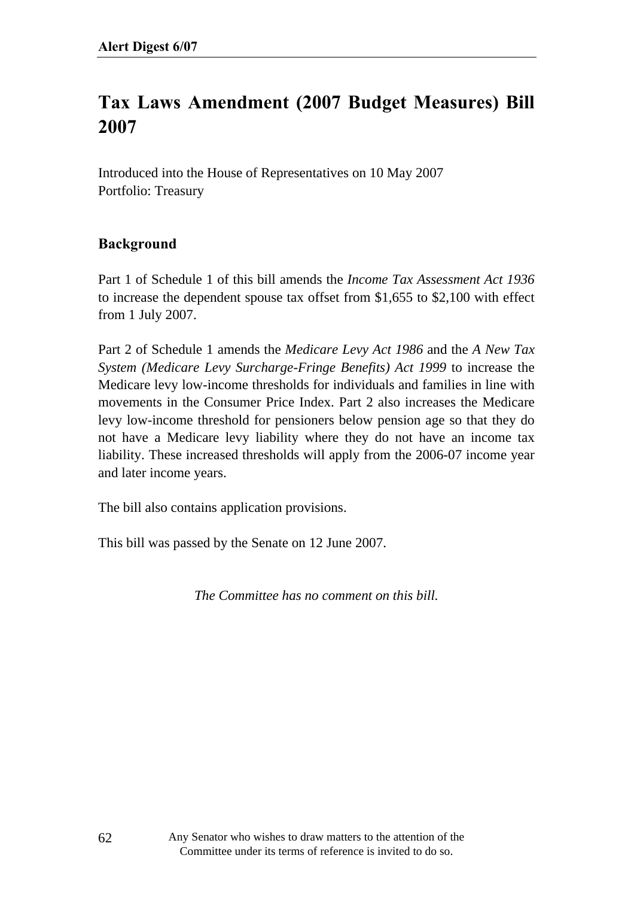# Tax Laws Amendment (2007 Budget Measures) Bill 2007

Introduced into the House of Representatives on 10 May 2007
Portfolio: Treasury

## Background

Part 1 of Schedule 1 of this bill amends the *Income Tax Assessment Act 1936* to increase the dependent spouse tax offset from $1,655 to $2,100 with effect from 1 July 2007.

Part 2 of Schedule 1 amends the *Medicare Levy Act 1986* and the *A New Tax System (Medicare Levy Surcharge-Fringe Benefits) Act 1999* to increase the Medicare levy low-income thresholds for individuals and families in line with movements in the Consumer Price Index. Part 2 also increases the Medicare levy low-income threshold for pensioners below pension age so that they do not have a Medicare levy liability where they do not have an income tax liability. These increased thresholds will apply from the 2006-07 income year and later income years.

The bill also contains application provisions.

This bill was passed by the Senate on 12 June 2007.

*The Committee has no comment on this bill.*

Any Senator who wishes to draw matters to the attention of the Committee under its terms of reference is invited to do so.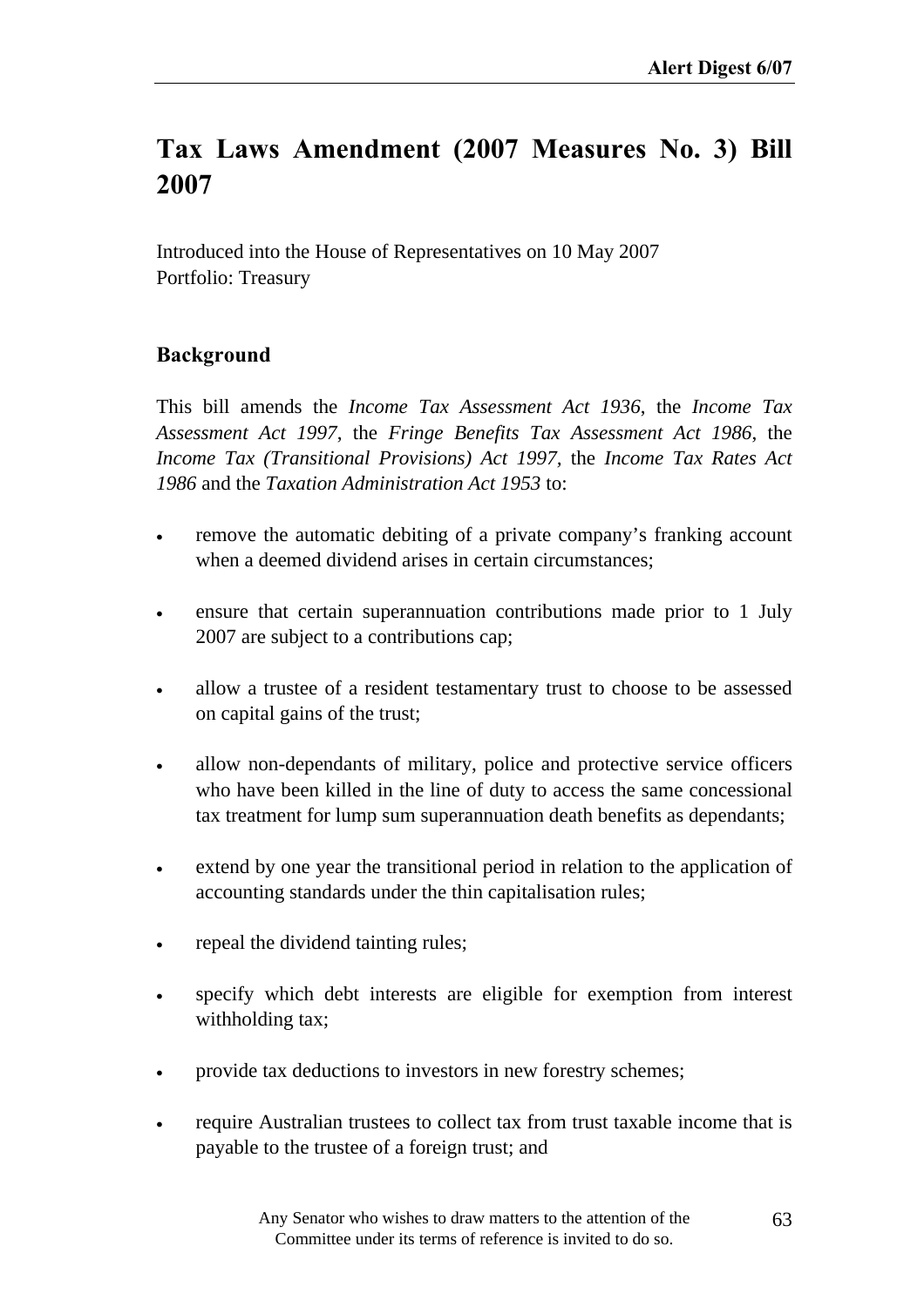# Tax Laws Amendment (2007 Measures No. 3) Bill 2007

Introduced into the House of Representatives on 10 May 2007
Portfolio: Treasury

## Background

This bill amends the *Income Tax Assessment Act 1936*, the *Income Tax Assessment Act 1997*, the *Fringe Benefits Tax Assessment Act 1986*, the *Income Tax (Transitional Provisions) Act 1997*, the *Income Tax Rates Act 1986* and the *Taxation Administration Act 1953* to:

- remove the automatic debiting of a private company's franking account when a deemed dividend arises in certain circumstances;
- ensure that certain superannuation contributions made prior to 1 July 2007 are subject to a contributions cap;
- allow a trustee of a resident testamentary trust to choose to be assessed on capital gains of the trust;
- allow non-dependants of military, police and protective service officers who have been killed in the line of duty to access the same concessional tax treatment for lump sum superannuation death benefits as dependants;
- extend by one year the transitional period in relation to the application of accounting standards under the thin capitalisation rules;
- repeal the dividend tainting rules;
- specify which debt interests are eligible for exemption from interest withholding tax;
- provide tax deductions to investors in new forestry schemes;
- require Australian trustees to collect tax from trust taxable income that is payable to the trustee of a foreign trust; and

Any Senator who wishes to draw matters to the attention of the Committee under its terms of reference is invited to do so.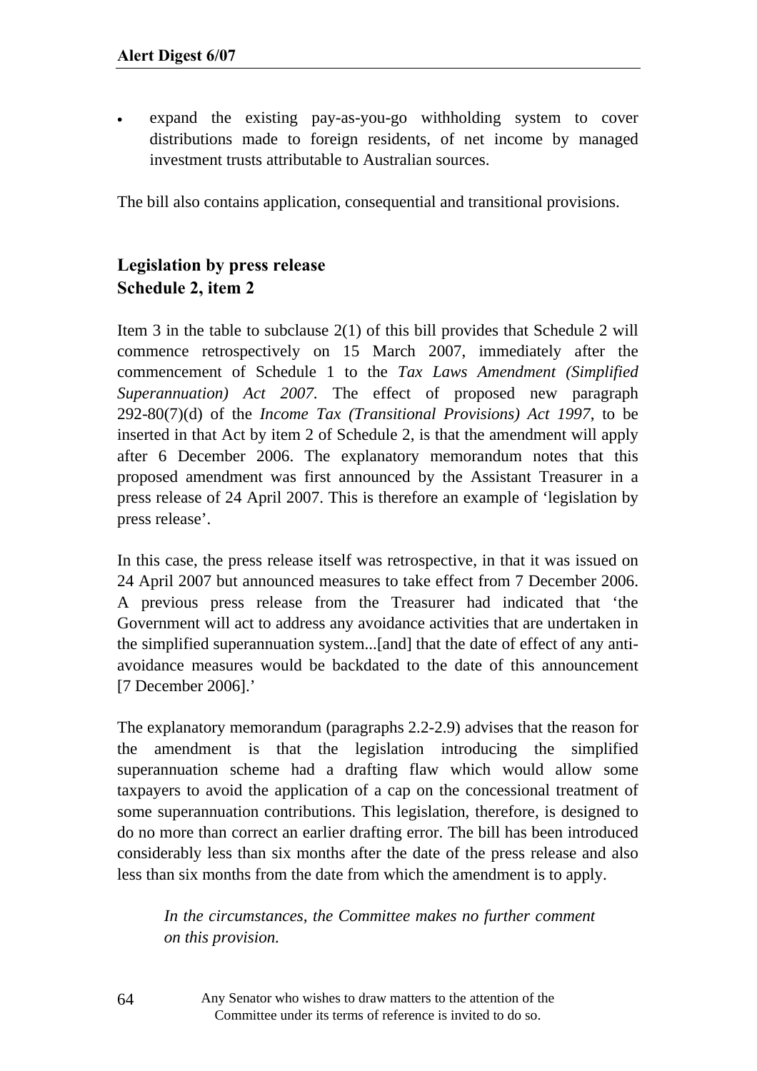- expand the existing pay-as-you-go withholding system to cover distributions made to foreign residents, of net income by managed investment trusts attributable to Australian sources.

The bill also contains application, consequential and transitional provisions.

### Legislation by press release
### Schedule 2, item 2

Item 3 in the table to subclause 2(1) of this bill provides that Schedule 2 will commence retrospectively on 15 March 2007, immediately after the commencement of Schedule 1 to the *Tax Laws Amendment (Simplified Superannuation) Act 2007*. The effect of proposed new paragraph 292-80(7)(d) of the *Income Tax (Transitional Provisions) Act 1997*, to be inserted in that Act by item 2 of Schedule 2, is that the amendment will apply after 6 December 2006. The explanatory memorandum notes that this proposed amendment was first announced by the Assistant Treasurer in a press release of 24 April 2007. This is therefore an example of 'legislation by press release'.

In this case, the press release itself was retrospective, in that it was issued on 24 April 2007 but announced measures to take effect from 7 December 2006. A previous press release from the Treasurer had indicated that 'the Government will act to address any avoidance activities that are undertaken in the simplified superannuation system...[and] that the date of effect of any anti-avoidance measures would be backdated to the date of this announcement [7 December 2006].'

The explanatory memorandum (paragraphs 2.2-2.9) advises that the reason for the amendment is that the legislation introducing the simplified superannuation scheme had a drafting flaw which would allow some taxpayers to avoid the application of a cap on the concessional treatment of some superannuation contributions. This legislation, therefore, is designed to do no more than correct an earlier drafting error. The bill has been introduced considerably less than six months after the date of the press release and also less than six months from the date from which the amendment is to apply.

> *In the circumstances, the Committee makes no further comment on this provision.*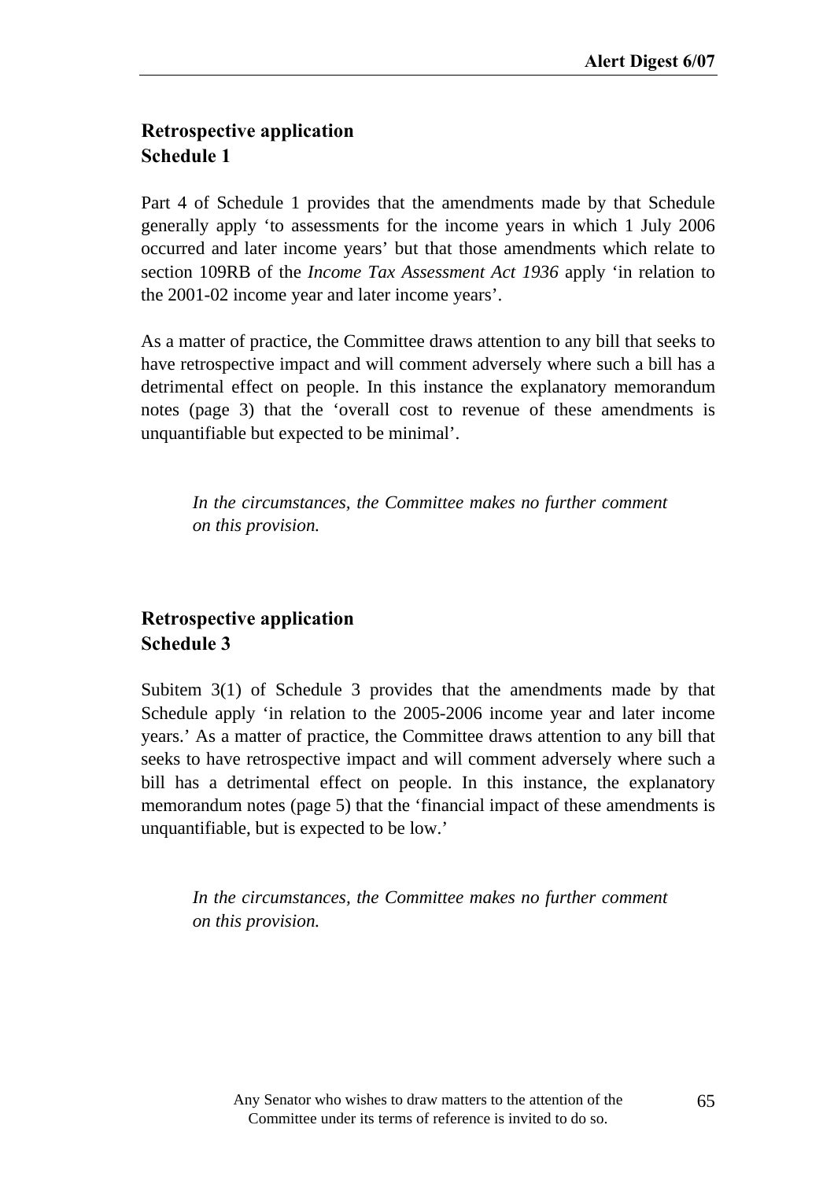### Retrospective application
### Schedule 1

Part 4 of Schedule 1 provides that the amendments made by that Schedule generally apply 'to assessments for the income years in which 1 July 2006 occurred and later income years' but that those amendments which relate to section 109RB of the *Income Tax Assessment Act 1936* apply 'in relation to the 2001-02 income year and later income years'.

As a matter of practice, the Committee draws attention to any bill that seeks to have retrospective impact and will comment adversely where such a bill has a detrimental effect on people. In this instance the explanatory memorandum notes (page 3) that the 'overall cost to revenue of these amendments is unquantifiable but expected to be minimal'.

> *In the circumstances, the Committee makes no further comment on this provision.*

### Retrospective application
### Schedule 3

Subitem 3(1) of Schedule 3 provides that the amendments made by that Schedule apply 'in relation to the 2005-2006 income year and later income years.' As a matter of practice, the Committee draws attention to any bill that seeks to have retrospective impact and will comment adversely where such a bill has a detrimental effect on people. In this instance, the explanatory memorandum notes (page 5) that the 'financial impact of these amendments is unquantifiable, but is expected to be low.'

> *In the circumstances, the Committee makes no further comment on this provision.*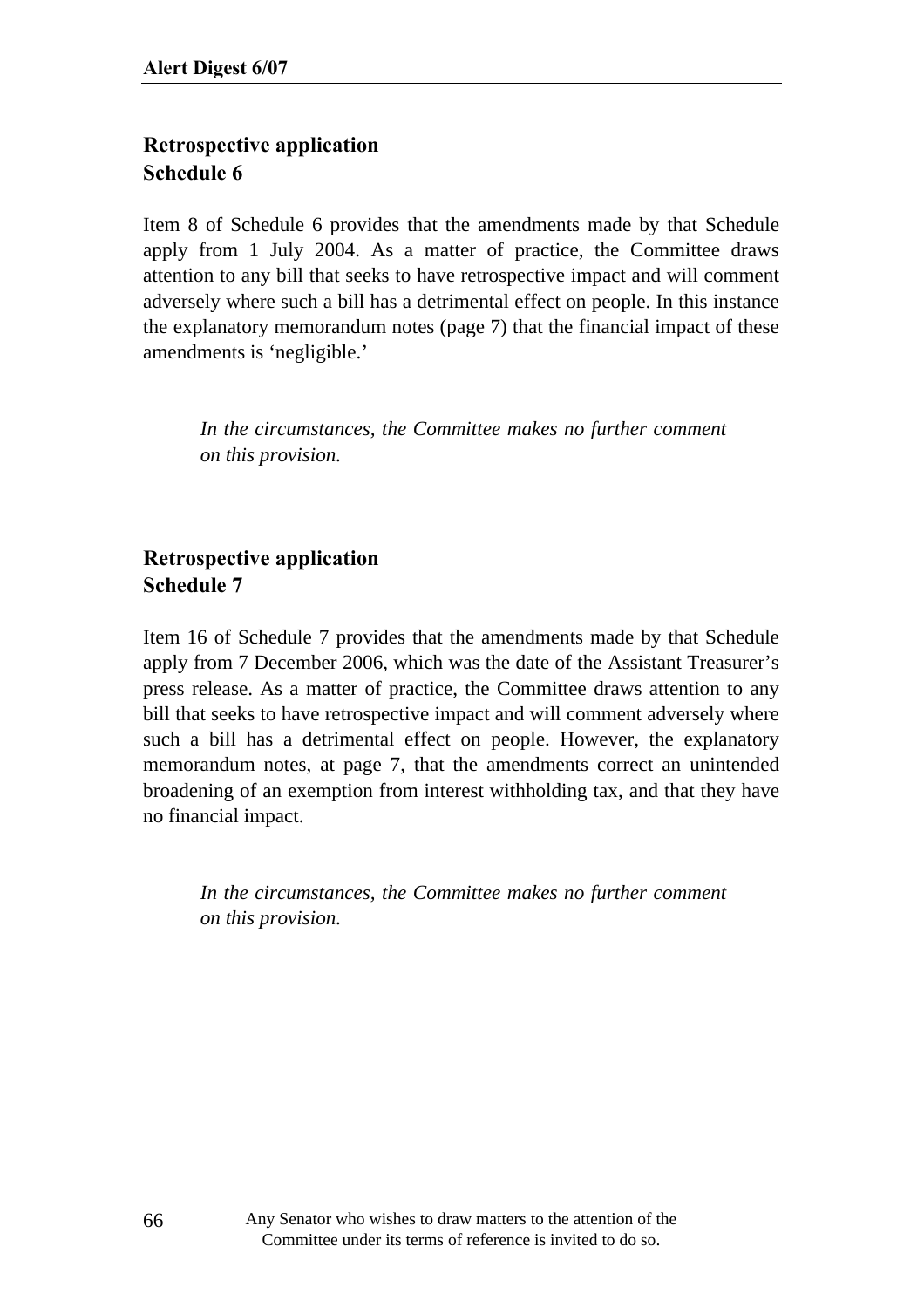## Retrospective application
## Schedule 6

Item 8 of Schedule 6 provides that the amendments made by that Schedule apply from 1 July 2004. As a matter of practice, the Committee draws attention to any bill that seeks to have retrospective impact and will comment adversely where such a bill has a detrimental effect on people. In this instance the explanatory memorandum notes (page 7) that the financial impact of these amendments is 'negligible.'

> *In the circumstances, the Committee makes no further comment on this provision.*

## Retrospective application
## Schedule 7

Item 16 of Schedule 7 provides that the amendments made by that Schedule apply from 7 December 2006, which was the date of the Assistant Treasurer's press release. As a matter of practice, the Committee draws attention to any bill that seeks to have retrospective impact and will comment adversely where such a bill has a detrimental effect on people. However, the explanatory memorandum notes, at page 7, that the amendments correct an unintended broadening of an exemption from interest withholding tax, and that they have no financial impact.

> *In the circumstances, the Committee makes no further comment on this provision.*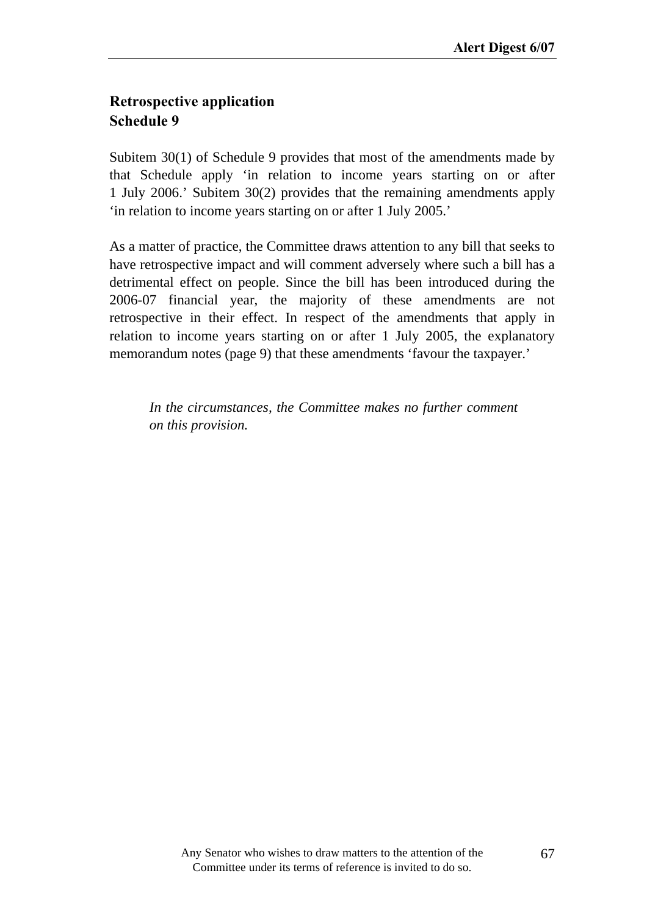**Retrospective application**
**Schedule 9**

Subitem 30(1) of Schedule 9 provides that most of the amendments made by that Schedule apply 'in relation to income years starting on or after 1 July 2006.' Subitem 30(2) provides that the remaining amendments apply 'in relation to income years starting on or after 1 July 2005.'

As a matter of practice, the Committee draws attention to any bill that seeks to have retrospective impact and will comment adversely where such a bill has a detrimental effect on people. Since the bill has been introduced during the 2006-07 financial year, the majority of these amendments are not retrospective in their effect. In respect of the amendments that apply in relation to income years starting on or after 1 July 2005, the explanatory memorandum notes (page 9) that these amendments 'favour the taxpayer.'

> *In the circumstances, the Committee makes no further comment on this provision.*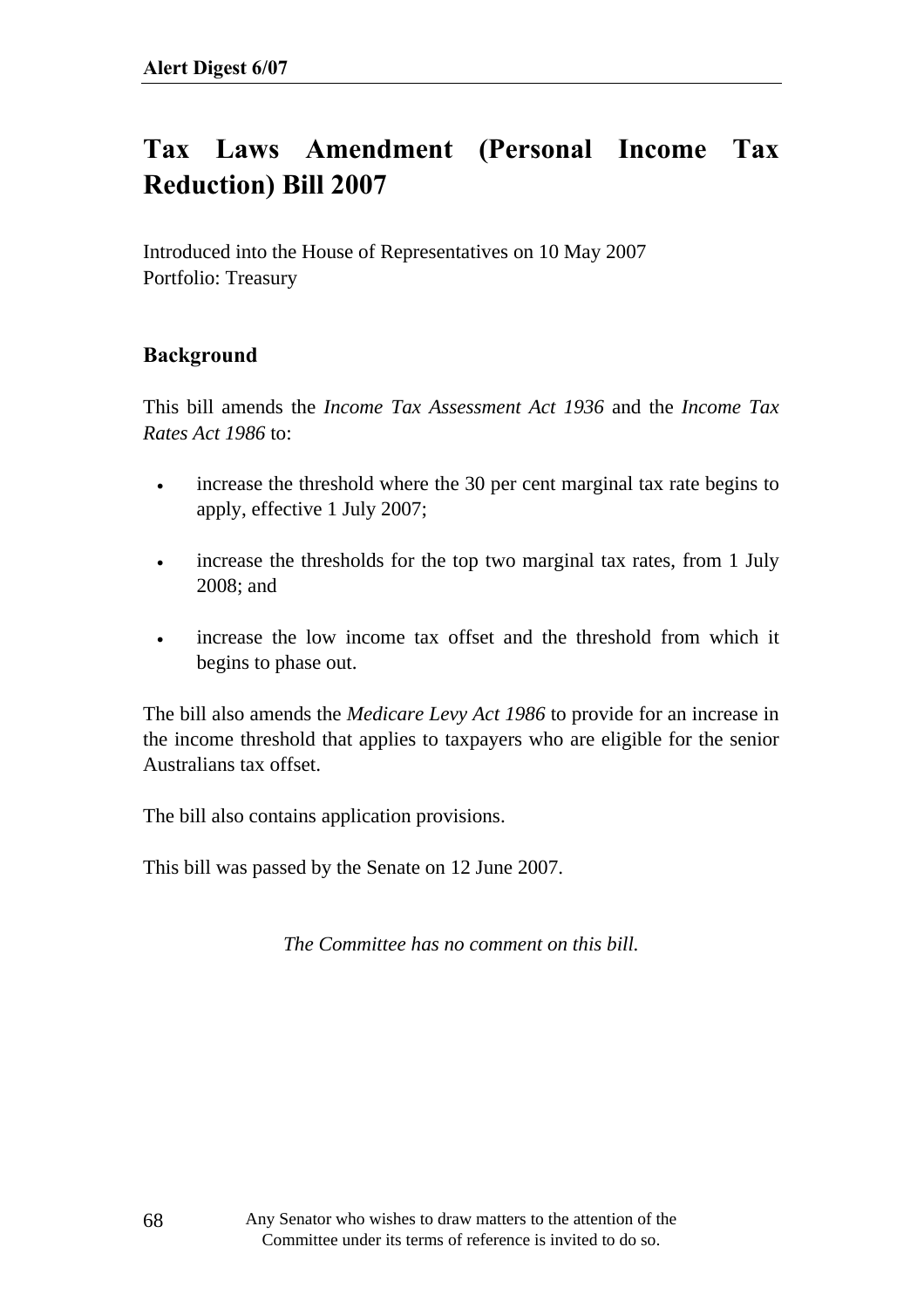# Tax Laws Amendment (Personal Income Tax Reduction) Bill 2007

Introduced into the House of Representatives on 10 May 2007
Portfolio: Treasury

## Background

This bill amends the *Income Tax Assessment Act 1936* and the *Income Tax Rates Act 1986* to:

- increase the threshold where the 30 per cent marginal tax rate begins to apply, effective 1 July 2007;
- increase the thresholds for the top two marginal tax rates, from 1 July 2008; and
- increase the low income tax offset and the threshold from which it begins to phase out.

The bill also amends the *Medicare Levy Act 1986* to provide for an increase in the income threshold that applies to taxpayers who are eligible for the senior Australians tax offset.

The bill also contains application provisions.

This bill was passed by the Senate on 12 June 2007.

*The Committee has no comment on this bill.*

Any Senator who wishes to draw matters to the attention of the Committee under its terms of reference is invited to do so.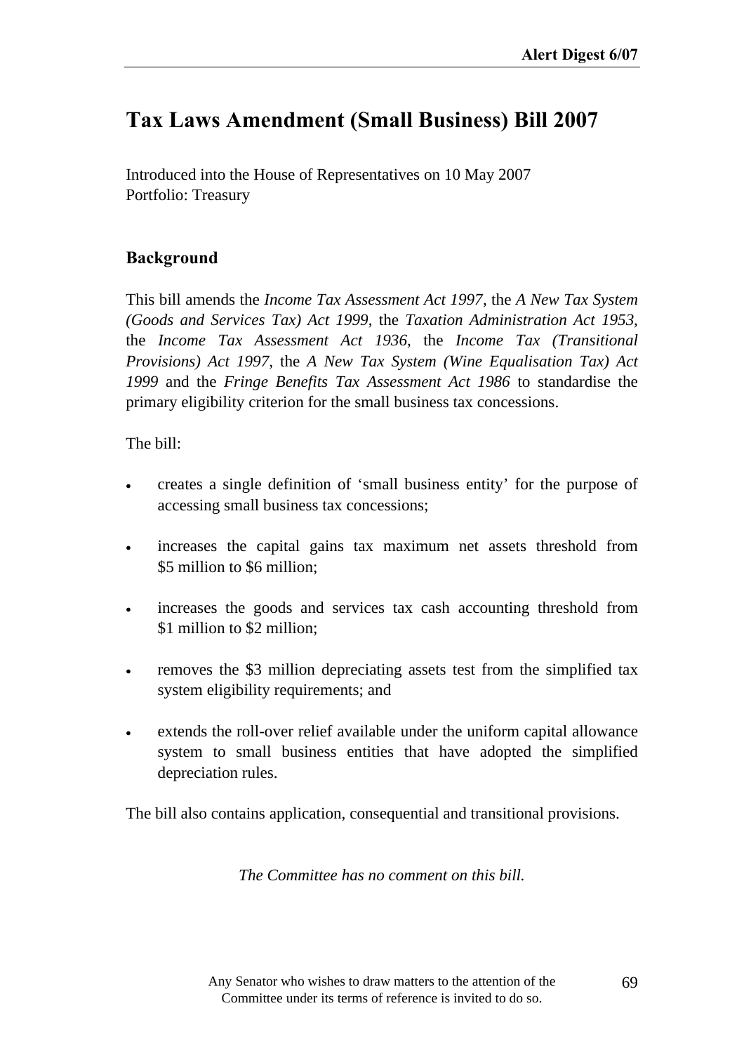# Tax Laws Amendment (Small Business) Bill 2007

Introduced into the House of Representatives on 10 May 2007
Portfolio: Treasury

## Background

This bill amends the *Income Tax Assessment Act 1997*, the *A New Tax System (Goods and Services Tax) Act 1999*, the *Taxation Administration Act 1953*, the *Income Tax Assessment Act 1936*, the *Income Tax (Transitional Provisions) Act 1997*, the *A New Tax System (Wine Equalisation Tax) Act 1999* and the *Fringe Benefits Tax Assessment Act 1986* to standardise the primary eligibility criterion for the small business tax concessions.

The bill:

- creates a single definition of 'small business entity' for the purpose of accessing small business tax concessions;
- increases the capital gains tax maximum net assets threshold from $5 million to $6 million;
- increases the goods and services tax cash accounting threshold from $1 million to $2 million;
- removes the $3 million depreciating assets test from the simplified tax system eligibility requirements; and
- extends the roll-over relief available under the uniform capital allowance system to small business entities that have adopted the simplified depreciation rules.

The bill also contains application, consequential and transitional provisions.

*The Committee has no comment on this bill.*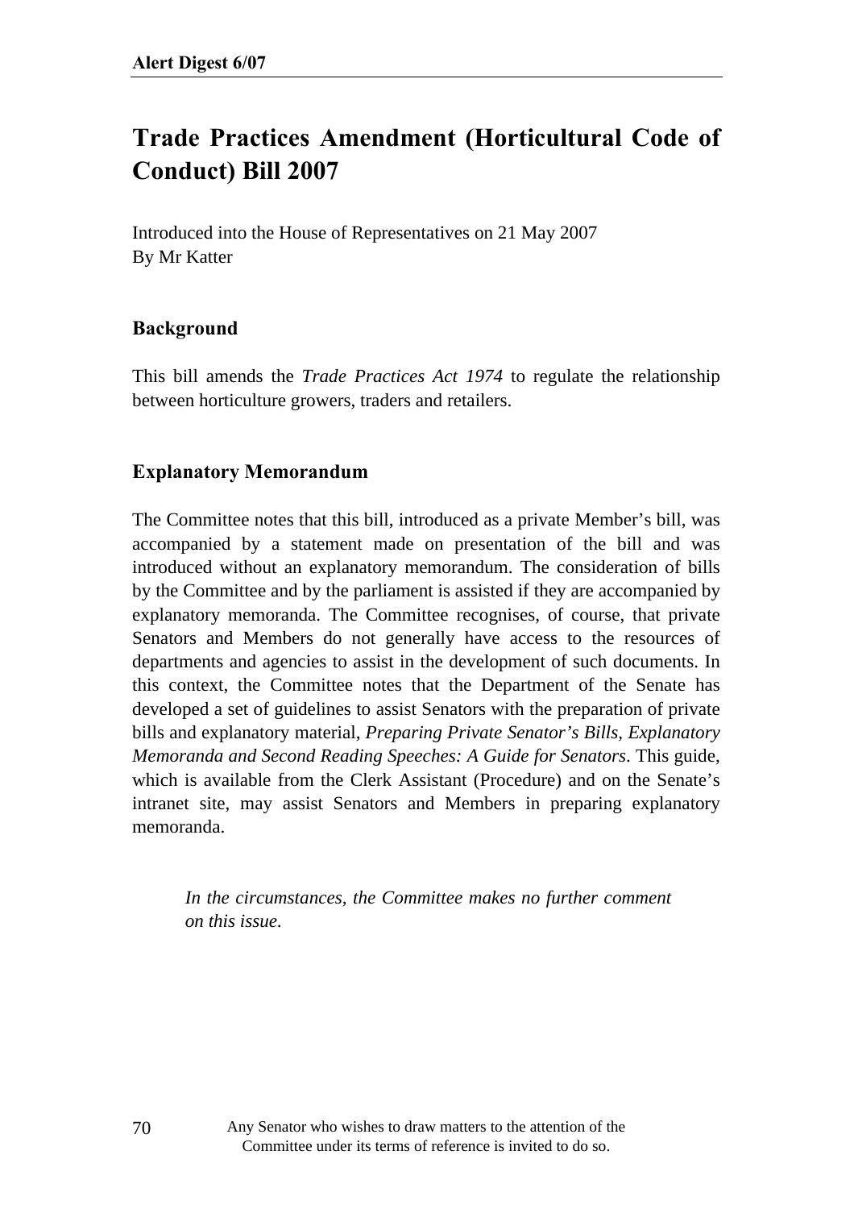# Trade Practices Amendment (Horticultural Code of Conduct) Bill 2007

Introduced into the House of Representatives on 21 May 2007
By Mr Katter

## Background

This bill amends the *Trade Practices Act 1974* to regulate the relationship between horticulture growers, traders and retailers.

## Explanatory Memorandum

The Committee notes that this bill, introduced as a private Member's bill, was accompanied by a statement made on presentation of the bill and was introduced without an explanatory memorandum. The consideration of bills by the Committee and by the parliament is assisted if they are accompanied by explanatory memoranda. The Committee recognises, of course, that private Senators and Members do not generally have access to the resources of departments and agencies to assist in the development of such documents. In this context, the Committee notes that the Department of the Senate has developed a set of guidelines to assist Senators with the preparation of private bills and explanatory material, *Preparing Private Senator's Bills, Explanatory Memoranda and Second Reading Speeches: A Guide for Senators*. This guide, which is available from the Clerk Assistant (Procedure) and on the Senate's intranet site, may assist Senators and Members in preparing explanatory memoranda.

> *In the circumstances, the Committee makes no further comment on this issue.*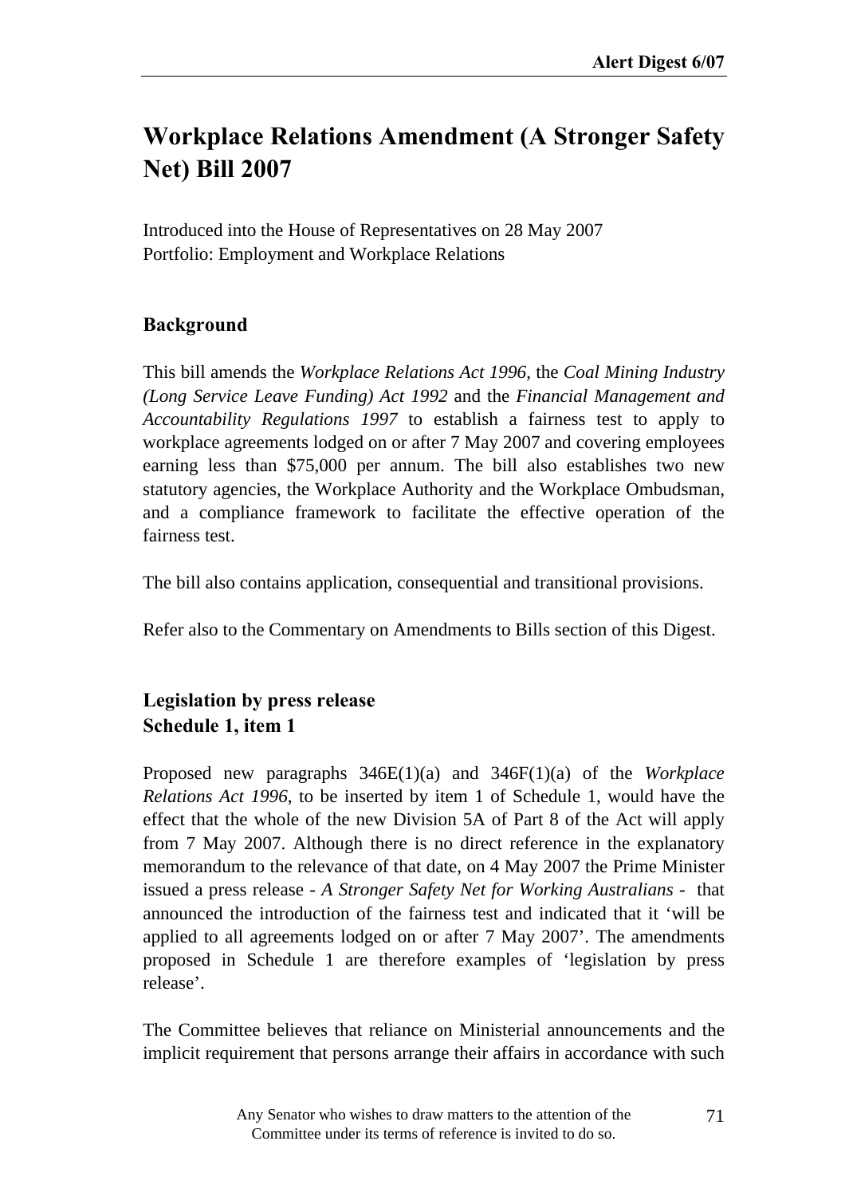# Workplace Relations Amendment (A Stronger Safety Net) Bill 2007

Introduced into the House of Representatives on 28 May 2007
Portfolio: Employment and Workplace Relations

## Background

This bill amends the *Workplace Relations Act 1996*, the *Coal Mining Industry (Long Service Leave Funding) Act 1992* and the *Financial Management and Accountability Regulations 1997* to establish a fairness test to apply to workplace agreements lodged on or after 7 May 2007 and covering employees earning less than $75,000 per annum. The bill also establishes two new statutory agencies, the Workplace Authority and the Workplace Ombudsman, and a compliance framework to facilitate the effective operation of the fairness test.

The bill also contains application, consequential and transitional provisions.

Refer also to the Commentary on Amendments to Bills section of this Digest.

## Legislation by press release
## Schedule 1, item 1

Proposed new paragraphs 346E(1)(a) and 346F(1)(a) of the *Workplace Relations Act 1996,* to be inserted by item 1 of Schedule 1, would have the effect that the whole of the new Division 5A of Part 8 of the Act will apply from 7 May 2007. Although there is no direct reference in the explanatory memorandum to the relevance of that date, on 4 May 2007 the Prime Minister issued a press release - *A Stronger Safety Net for Working Australians* - that announced the introduction of the fairness test and indicated that it 'will be applied to all agreements lodged on or after 7 May 2007'. The amendments proposed in Schedule 1 are therefore examples of 'legislation by press release'.

The Committee believes that reliance on Ministerial announcements and the implicit requirement that persons arrange their affairs in accordance with such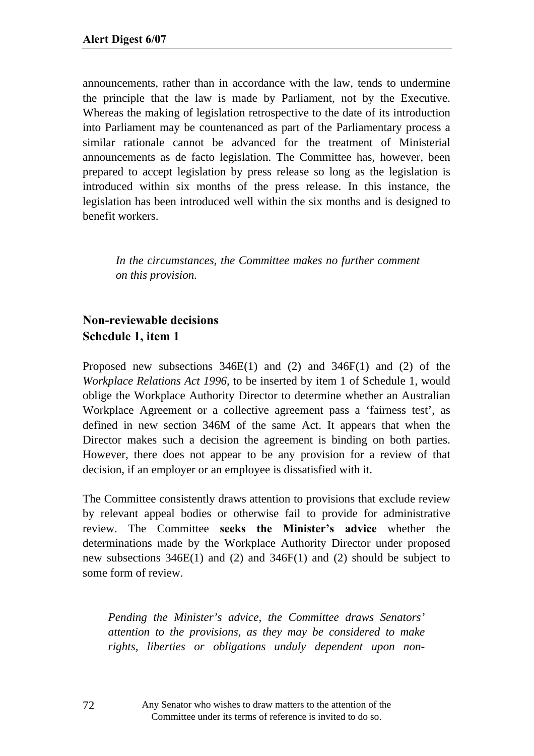announcements, rather than in accordance with the law, tends to undermine the principle that the law is made by Parliament, not by the Executive. Whereas the making of legislation retrospective to the date of its introduction into Parliament may be countenanced as part of the Parliamentary process a similar rationale cannot be advanced for the treatment of Ministerial announcements as de facto legislation. The Committee has, however, been prepared to accept legislation by press release so long as the legislation is introduced within six months of the press release. In this instance, the legislation has been introduced well within the six months and is designed to benefit workers.

> *In the circumstances, the Committee makes no further comment on this provision.*

## Non-reviewable decisions
## Schedule 1, item 1

Proposed new subsections 346E(1) and (2) and 346F(1) and (2) of the *Workplace Relations Act 1996*, to be inserted by item 1 of Schedule 1, would oblige the Workplace Authority Director to determine whether an Australian Workplace Agreement or a collective agreement pass a 'fairness test', as defined in new section 346M of the same Act. It appears that when the Director makes such a decision the agreement is binding on both parties. However, there does not appear to be any provision for a review of that decision, if an employer or an employee is dissatisfied with it.

The Committee consistently draws attention to provisions that exclude review by relevant appeal bodies or otherwise fail to provide for administrative review. The Committee **seeks the Minister's advice** whether the determinations made by the Workplace Authority Director under proposed new subsections 346E(1) and (2) and 346F(1) and (2) should be subject to some form of review.

> *Pending the Minister's advice, the Committee draws Senators' attention to the provisions, as they may be considered to make rights, liberties or obligations unduly dependent upon non-*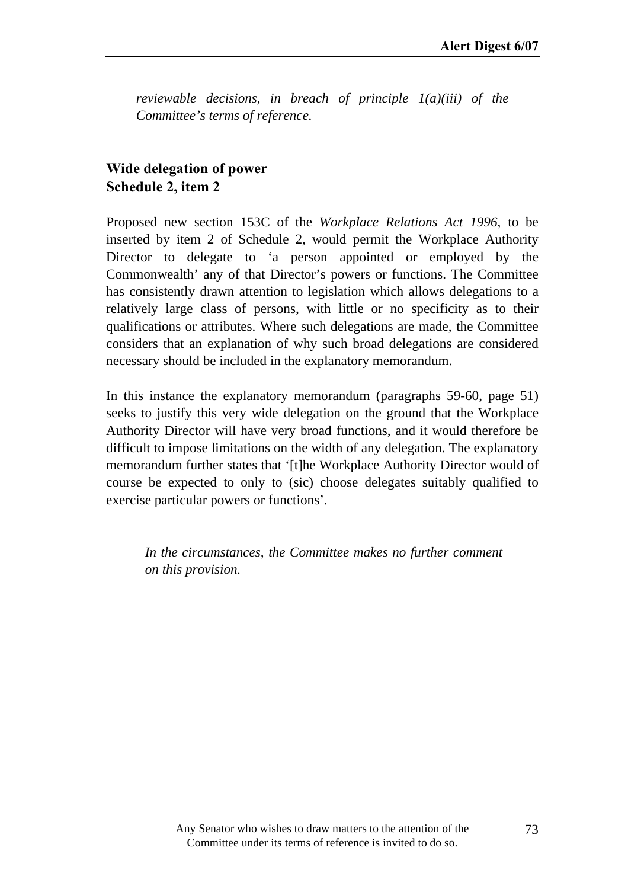*reviewable decisions, in breach of principle 1(a)(iii) of the Committee's terms of reference.*

**Wide delegation of power**
**Schedule 2, item 2**

Proposed new section 153C of the *Workplace Relations Act 1996*, to be inserted by item 2 of Schedule 2, would permit the Workplace Authority Director to delegate to 'a person appointed or employed by the Commonwealth' any of that Director's powers or functions. The Committee has consistently drawn attention to legislation which allows delegations to a relatively large class of persons, with little or no specificity as to their qualifications or attributes. Where such delegations are made, the Committee considers that an explanation of why such broad delegations are considered necessary should be included in the explanatory memorandum.

In this instance the explanatory memorandum (paragraphs 59-60, page 51) seeks to justify this very wide delegation on the ground that the Workplace Authority Director will have very broad functions, and it would therefore be difficult to impose limitations on the width of any delegation. The explanatory memorandum further states that '[t]he Workplace Authority Director would of course be expected to only to (sic) choose delegates suitably qualified to exercise particular powers or functions'.

*In the circumstances, the Committee makes no further comment on this provision.*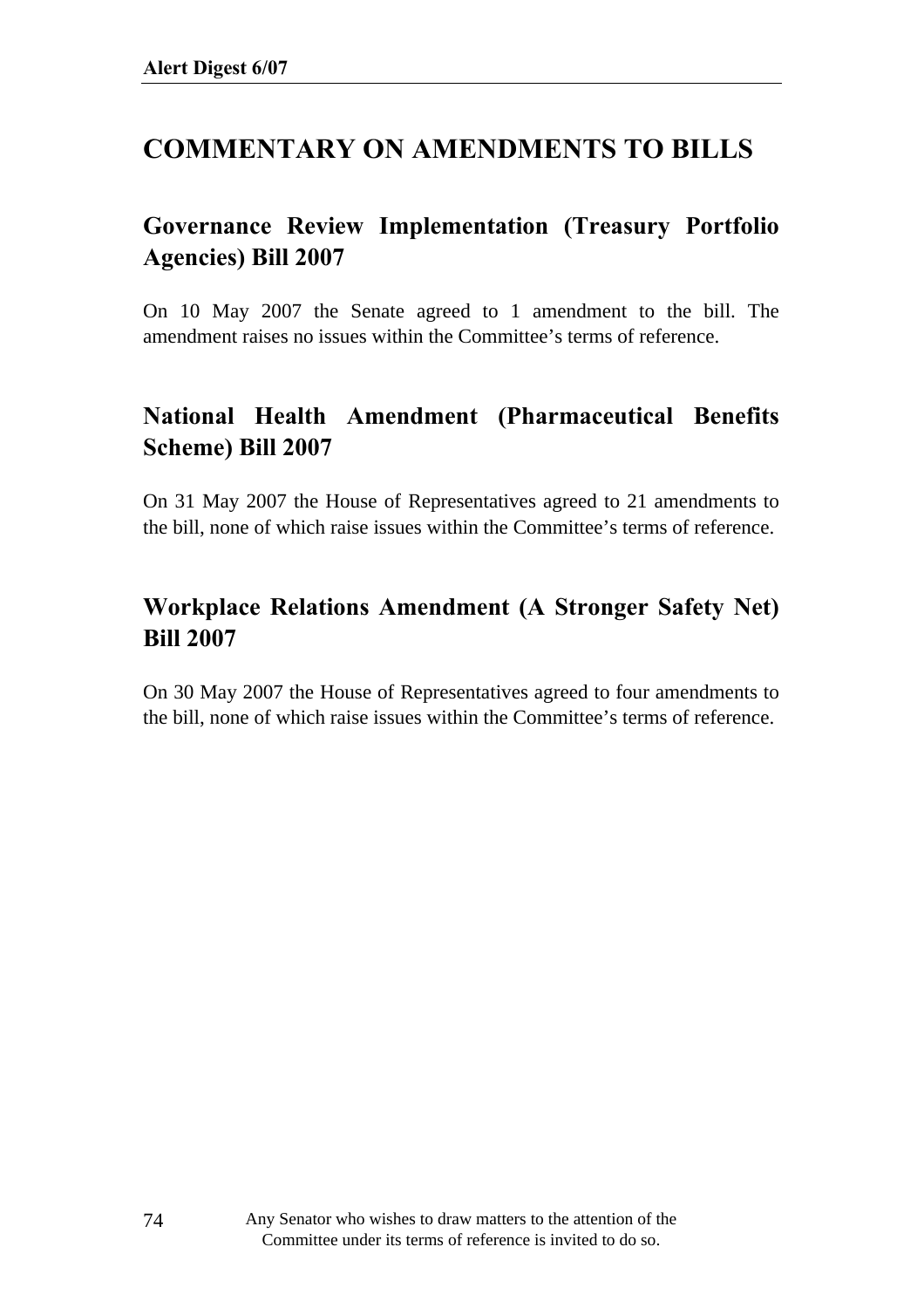# COMMENTARY ON AMENDMENTS TO BILLS

## Governance Review Implementation (Treasury Portfolio Agencies) Bill 2007

On 10 May 2007 the Senate agreed to 1 amendment to the bill. The amendment raises no issues within the Committee's terms of reference.

## National Health Amendment (Pharmaceutical Benefits Scheme) Bill 2007

On 31 May 2007 the House of Representatives agreed to 21 amendments to the bill, none of which raise issues within the Committee's terms of reference.

## Workplace Relations Amendment (A Stronger Safety Net) Bill 2007

On 30 May 2007 the House of Representatives agreed to four amendments to the bill, none of which raise issues within the Committee's terms of reference.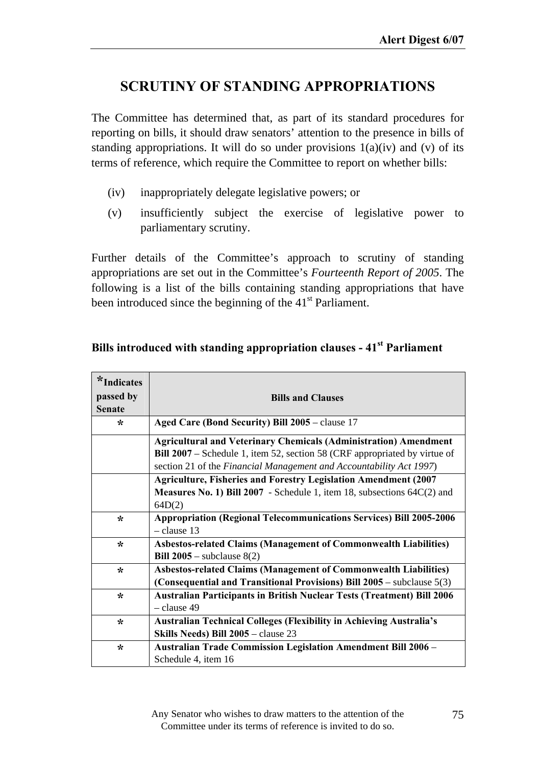# SCRUTINY OF STANDING APPROPRIATIONS

The Committee has determined that, as part of its standard procedures for reporting on bills, it should draw senators' attention to the presence in bills of standing appropriations. It will do so under provisions 1(a)(iv) and (v) of its terms of reference, which require the Committee to report on whether bills:

(iv) inappropriately delegate legislative powers; or

(v) insufficiently subject the exercise of legislative power to parliamentary scrutiny.

Further details of the Committee's approach to scrutiny of standing appropriations are set out in the Committee's *Fourteenth Report of 2005*. The following is a list of the bills containing standing appropriations that have been introduced since the beginning of the 41st Parliament.

### Bills introduced with standing appropriation clauses - 41st Parliament

| *Indicates passed by Senate | Bills and Clauses |
|---|---|
| * | **Aged Care (Bond Security) Bill 2005** – clause 17 |
| | **Agricultural and Veterinary Chemicals (Administration) Amendment Bill 2007** – Schedule 1, item 52, section 58 (CRF appropriated by virtue of section 21 of the *Financial Management and Accountability Act 1997*) |
| | **Agriculture, Fisheries and Forestry Legislation Amendment (2007 Measures No. 1) Bill 2007** - Schedule 1, item 18, subsections 64C(2) and 64D(2) |
| * | **Appropriation (Regional Telecommunications Services) Bill 2005-2006** – clause 13 |
| * | **Asbestos-related Claims (Management of Commonwealth Liabilities) Bill 2005** – subclause 8(2) |
| * | **Asbestos-related Claims (Management of Commonwealth Liabilities) (Consequential and Transitional Provisions) Bill 2005** – subclause 5(3) |
| * | **Australian Participants in British Nuclear Tests (Treatment) Bill 2006** – clause 49 |
| * | **Australian Technical Colleges (Flexibility in Achieving Australia's Skills Needs) Bill 2005** – clause 23 |
| * | **Australian Trade Commission Legislation Amendment Bill 2006** – Schedule 4, item 16 |

Any Senator who wishes to draw matters to the attention of the Committee under its terms of reference is invited to do so.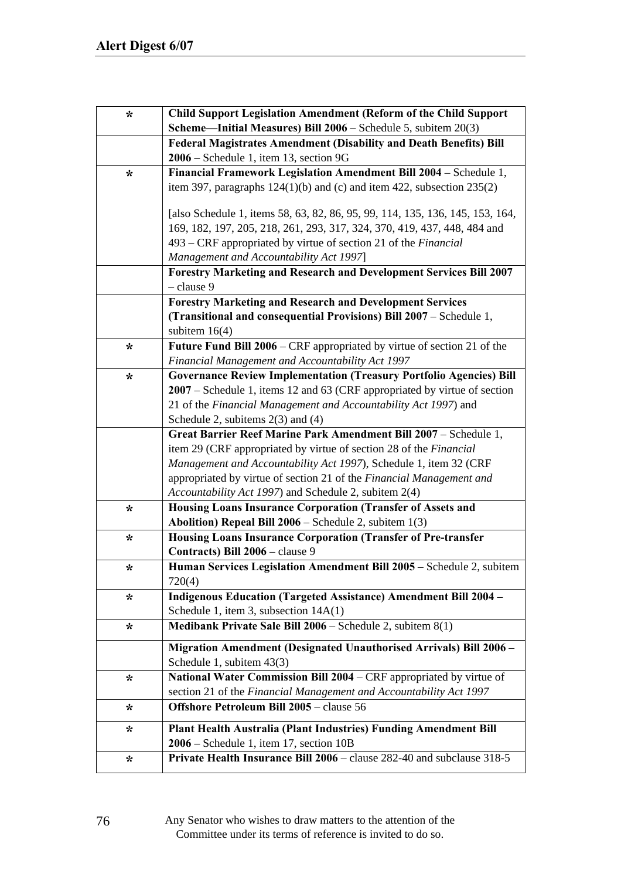| | |
|---|---|
| * | **Child Support Legislation Amendment (Reform of the Child Support Scheme—Initial Measures) Bill 2006** – Schedule 5, subitem 20(3) |
| | **Federal Magistrates Amendment (Disability and Death Benefits) Bill 2006** – Schedule 1, item 13, section 9G |
| * | **Financial Framework Legislation Amendment Bill 2004** – Schedule 1, item 397, paragraphs 124(1)(b) and (c) and item 422, subsection 235(2)<br><br>[also Schedule 1, items 58, 63, 82, 86, 95, 99, 114, 135, 136, 145, 153, 164, 169, 182, 197, 205, 218, 261, 293, 317, 324, 370, 419, 437, 448, 484 and 493 – CRF appropriated by virtue of section 21 of the *Financial Management and Accountability Act 1997*] |
| | **Forestry Marketing and Research and Development Services Bill 2007** – clause 9 |
| | **Forestry Marketing and Research and Development Services (Transitional and consequential Provisions) Bill 2007** – Schedule 1, subitem 16(4) |
| * | **Future Fund Bill 2006** – CRF appropriated by virtue of section 21 of the *Financial Management and Accountability Act 1997* |
| * | **Governance Review Implementation (Treasury Portfolio Agencies) Bill 2007** – Schedule 1, items 12 and 63 (CRF appropriated by virtue of section 21 of the *Financial Management and Accountability Act 1997*) and Schedule 2, subitems 2(3) and (4) |
| | **Great Barrier Reef Marine Park Amendment Bill 2007** – Schedule 1, item 29 (CRF appropriated by virtue of section 28 of the *Financial Management and Accountability Act 1997*), Schedule 1, item 32 (CRF appropriated by virtue of section 21 of the *Financial Management and Accountability Act 1997*) and Schedule 2, subitem 2(4) |
| * | **Housing Loans Insurance Corporation (Transfer of Assets and Abolition) Repeal Bill 2006** – Schedule 2, subitem 1(3) |
| * | **Housing Loans Insurance Corporation (Transfer of Pre-transfer Contracts) Bill 2006** – clause 9 |
| * | **Human Services Legislation Amendment Bill 2005** – Schedule 2, subitem 720(4) |
| * | **Indigenous Education (Targeted Assistance) Amendment Bill 2004** – Schedule 1, item 3, subsection 14A(1) |
| * | **Medibank Private Sale Bill 2006** – Schedule 2, subitem 8(1) |
| | **Migration Amendment (Designated Unauthorised Arrivals) Bill 2006** – Schedule 1, subitem 43(3) |
| * | **National Water Commission Bill 2004** – CRF appropriated by virtue of section 21 of the *Financial Management and Accountability Act 1997* |
| * | **Offshore Petroleum Bill 2005** – clause 56 |
| * | **Plant Health Australia (Plant Industries) Funding Amendment Bill 2006** – Schedule 1, item 17, section 10B |
| * | **Private Health Insurance Bill 2006** – clause 282-40 and subclause 318-5 |

Any Senator who wishes to draw matters to the attention of the Committee under its terms of reference is invited to do so.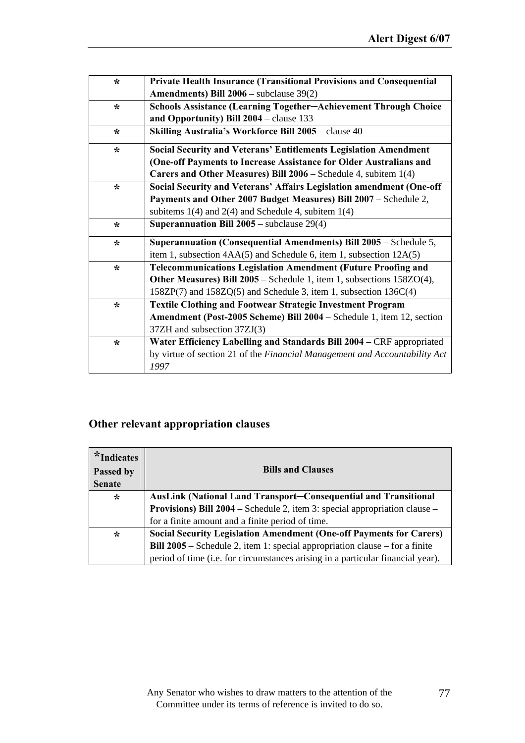| | |
|---|---|
| * | **Private Health Insurance (Transitional Provisions and Consequential Amendments) Bill 2006** – subclause 39(2) |
| * | **Schools Assistance (Learning Together─Achievement Through Choice and Opportunity) Bill 2004** – clause 133 |
| * | **Skilling Australia's Workforce Bill 2005** – clause 40 |
| * | **Social Security and Veterans' Entitlements Legislation Amendment (One-off Payments to Increase Assistance for Older Australians and Carers and Other Measures) Bill 2006** – Schedule 4, subitem 1(4) |
| * | **Social Security and Veterans' Affairs Legislation amendment (One-off Payments and Other 2007 Budget Measures) Bill 2007** – Schedule 2, subitems 1(4) and 2(4) and Schedule 4, subitem 1(4) |
| * | **Superannuation Bill 2005** – subclause 29(4) |
| * | **Superannuation (Consequential Amendments) Bill 2005** – Schedule 5, item 1, subsection 4AA(5) and Schedule 6, item 1, subsection 12A(5) |
| * | **Telecommunications Legislation Amendment (Future Proofing and Other Measures) Bill 2005** – Schedule 1, item 1, subsections 158ZO(4), 158ZP(7) and 158ZQ(5) and Schedule 3, item 1, subsection 136C(4) |
| * | **Textile Clothing and Footwear Strategic Investment Program Amendment (Post-2005 Scheme) Bill 2004** – Schedule 1, item 12, section 37ZH and subsection 37ZJ(3) |
| * | **Water Efficiency Labelling and Standards Bill 2004** – CRF appropriated by virtue of section 21 of the *Financial Management and Accountability Act 1997* |

## Other relevant appropriation clauses

| *Indicates Passed by Senate | Bills and Clauses |
|---|---|
| * | **AusLink (National Land Transport─Consequential and Transitional Provisions) Bill 2004** – Schedule 2, item 3: special appropriation clause – for a finite amount and a finite period of time. |
| * | **Social Security Legislation Amendment (One-off Payments for Carers) Bill 2005** – Schedule 2, item 1: special appropriation clause – for a finite period of time (i.e. for circumstances arising in a particular financial year). |

Any Senator who wishes to draw matters to the attention of the Committee under its terms of reference is invited to do so.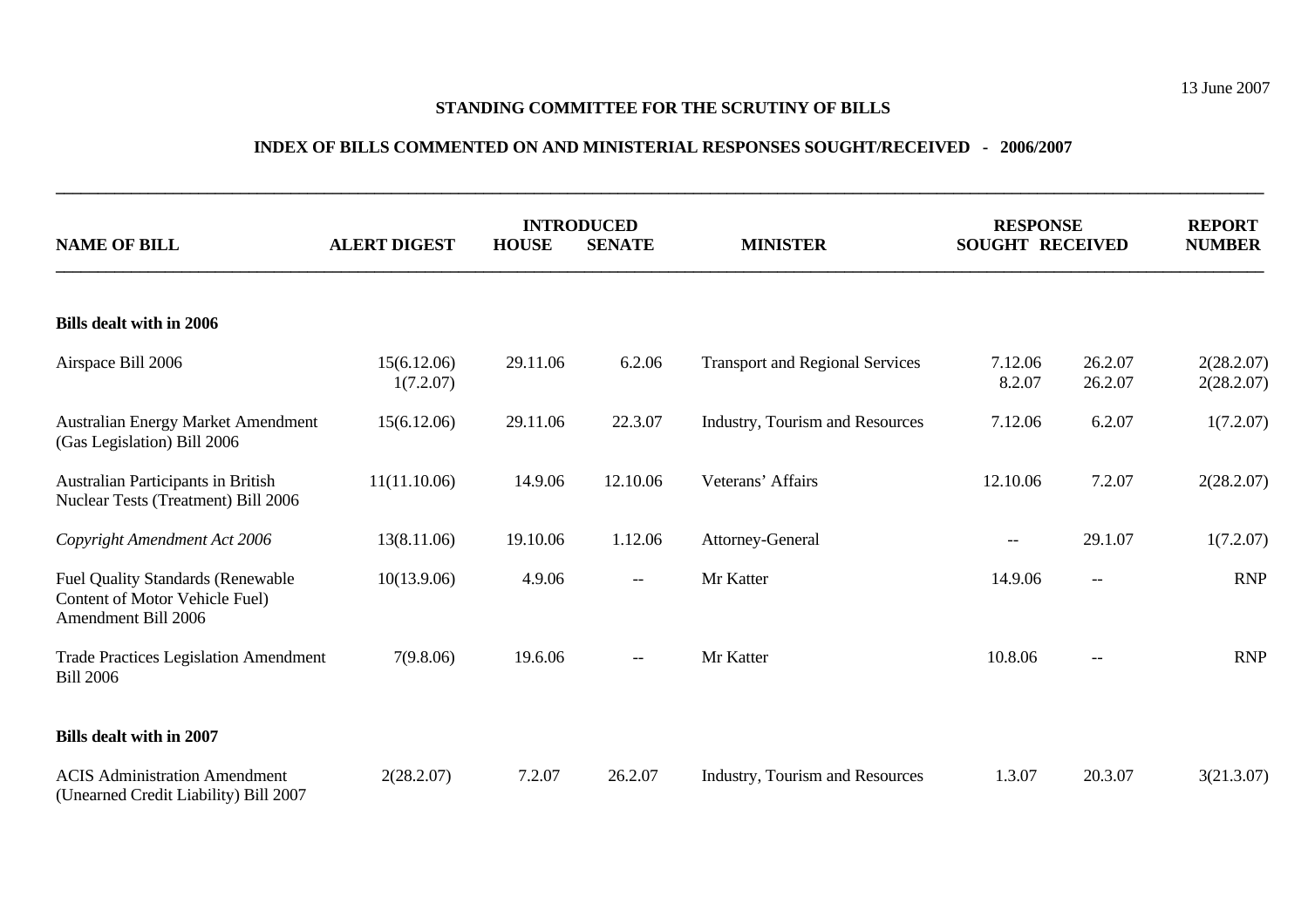13 June 2007

**STANDING COMMITTEE FOR THE SCRUTINY OF BILLS**

**INDEX OF BILLS COMMENTED ON AND MINISTERIAL RESPONSES SOUGHT/RECEIVED - 2006/2007**

| NAME OF BILL | ALERT DIGEST | INTRODUCED | | MINISTER | RESPONSE | | REPORT NUMBER |
|---|---|---|---|---|---|---|---|
| | | HOUSE | SENATE | | SOUGHT | RECEIVED | |
| **Bills dealt with in 2006** | | | | | | | |
| Airspace Bill 2006 | 15(6.12.06)<br>1(7.2.07) | 29.11.06 | 6.2.06 | Transport and Regional Services | 7.12.06<br>8.2.07 | 26.2.07<br>26.2.07 | 2(28.2.07)<br>2(28.2.07) |
| Australian Energy Market Amendment (Gas Legislation) Bill 2006 | 15(6.12.06) | 29.11.06 | 22.3.07 | Industry, Tourism and Resources | 7.12.06 | 6.2.07 | 1(7.2.07) |
| Australian Participants in British Nuclear Tests (Treatment) Bill 2006 | 11(11.10.06) | 14.9.06 | 12.10.06 | Veterans' Affairs | 12.10.06 | 7.2.07 | 2(28.2.07) |
| *Copyright Amendment Act 2006* | 13(8.11.06) | 19.10.06 | 1.12.06 | Attorney-General | -- | 29.1.07 | 1(7.2.07) |
| Fuel Quality Standards (Renewable Content of Motor Vehicle Fuel) Amendment Bill 2006 | 10(13.9.06) | 4.9.06 | -- | Mr Katter | 14.9.06 | -- | RNP |
| Trade Practices Legislation Amendment Bill 2006 | 7(9.8.06) | 19.6.06 | -- | Mr Katter | 10.8.06 | -- | RNP |
| **Bills dealt with in 2007** | | | | | | | |
| ACIS Administration Amendment (Unearned Credit Liability) Bill 2007 | 2(28.2.07) | 7.2.07 | 26.2.07 | Industry, Tourism and Resources | 1.3.07 | 20.3.07 | 3(21.3.07) |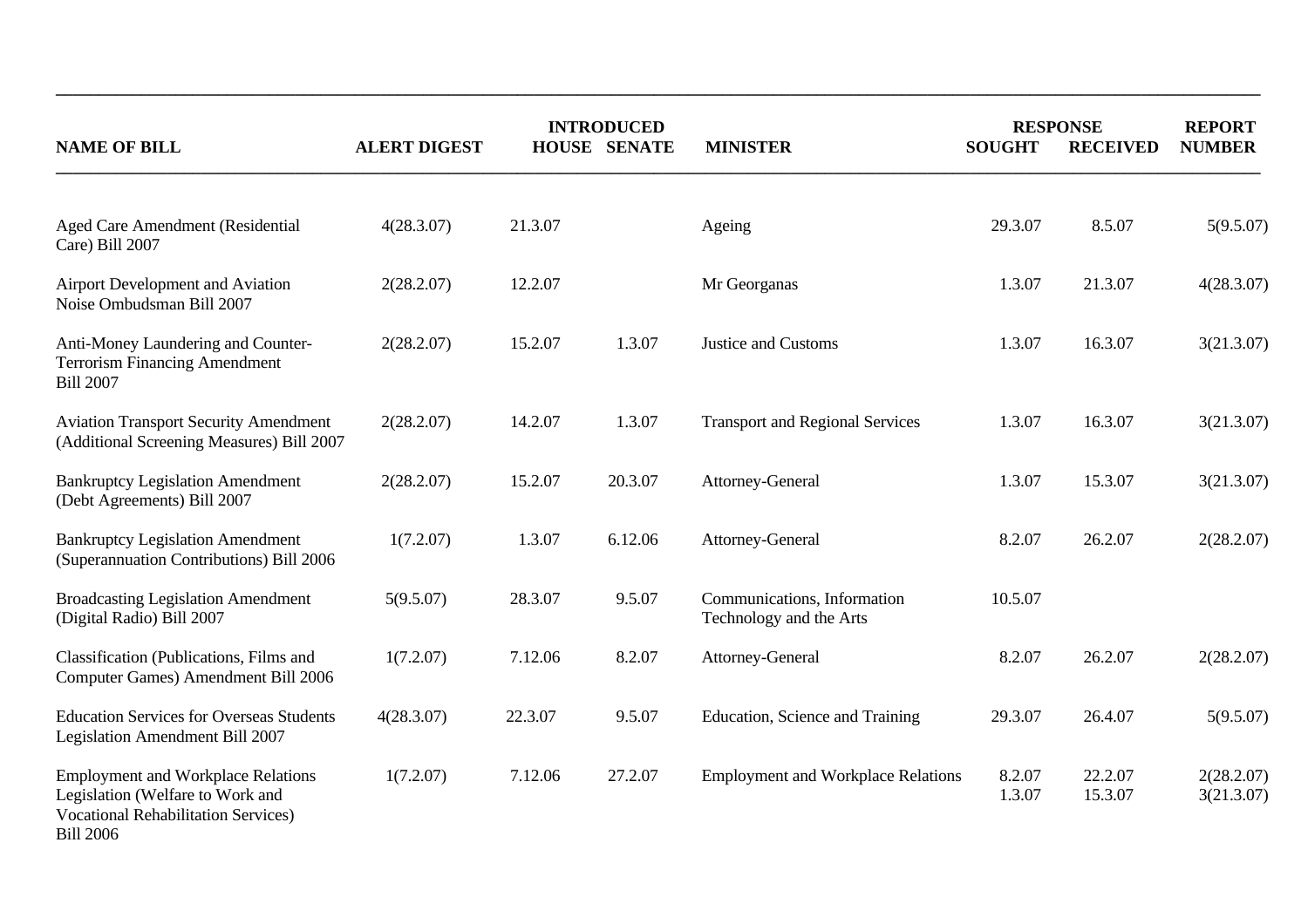| NAME OF BILL | ALERT DIGEST | INTRODUCED HOUSE | INTRODUCED SENATE | MINISTER | RESPONSE SOUGHT | RESPONSE RECEIVED | REPORT NUMBER |
|---|---|---|---|---|---|---|---|
| Aged Care Amendment (Residential Care) Bill 2007 | 4(28.3.07) | 21.3.07 | | Ageing | 29.3.07 | 8.5.07 | 5(9.5.07) |
| Airport Development and Aviation Noise Ombudsman Bill 2007 | 2(28.2.07) | 12.2.07 | | Mr Georganas | 1.3.07 | 21.3.07 | 4(28.3.07) |
| Anti-Money Laundering and Counter-Terrorism Financing Amendment Bill 2007 | 2(28.2.07) | 15.2.07 | 1.3.07 | Justice and Customs | 1.3.07 | 16.3.07 | 3(21.3.07) |
| Aviation Transport Security Amendment (Additional Screening Measures) Bill 2007 | 2(28.2.07) | 14.2.07 | 1.3.07 | Transport and Regional Services | 1.3.07 | 16.3.07 | 3(21.3.07) |
| Bankruptcy Legislation Amendment (Debt Agreements) Bill 2007 | 2(28.2.07) | 15.2.07 | 20.3.07 | Attorney-General | 1.3.07 | 15.3.07 | 3(21.3.07) |
| Bankruptcy Legislation Amendment (Superannuation Contributions) Bill 2006 | 1(7.2.07) | 1.3.07 | 6.12.06 | Attorney-General | 8.2.07 | 26.2.07 | 2(28.2.07) |
| Broadcasting Legislation Amendment (Digital Radio) Bill 2007 | 5(9.5.07) | 28.3.07 | 9.5.07 | Communications, Information Technology and the Arts | 10.5.07 | | |
| Classification (Publications, Films and Computer Games) Amendment Bill 2006 | 1(7.2.07) | 7.12.06 | 8.2.07 | Attorney-General | 8.2.07 | 26.2.07 | 2(28.2.07) |
| Education Services for Overseas Students Legislation Amendment Bill 2007 | 4(28.3.07) | 22.3.07 | 9.5.07 | Education, Science and Training | 29.3.07 | 26.4.07 | 5(9.5.07) |
| Employment and Workplace Relations Legislation (Welfare to Work and Vocational Rehabilitation Services) Bill 2006 | 1(7.2.07) | 7.12.06 | 27.2.07 | Employment and Workplace Relations | 8.2.07<br>1.3.07 | 22.2.07<br>15.3.07 | 2(28.2.07)<br>3(21.3.07) |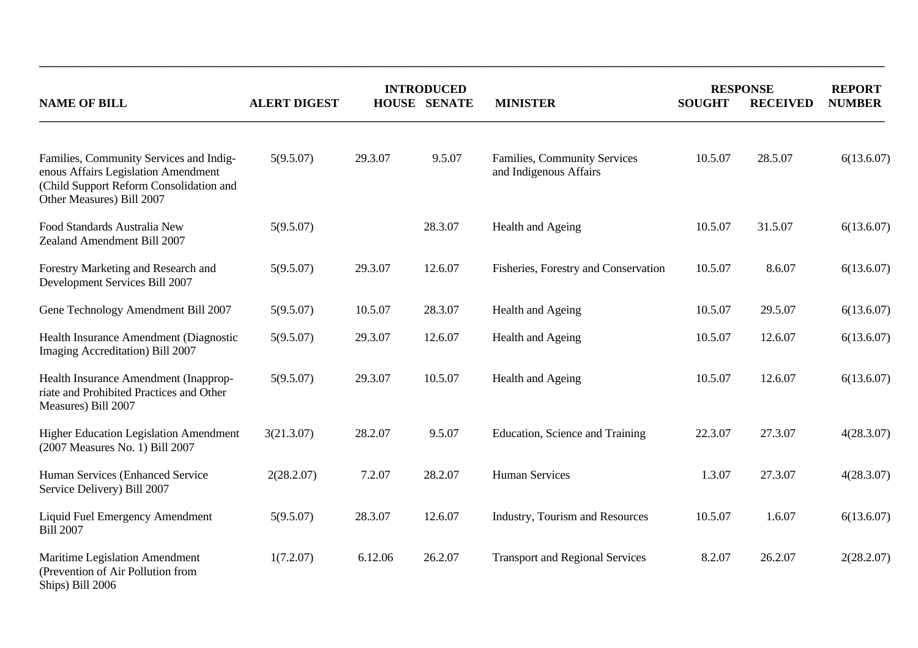| NAME OF BILL | ALERT DIGEST | INTRODUCED | | MINISTER | RESPONSE | | REPORT NUMBER |
|---|---|---|---|---|---|---|---|
| | | HOUSE | SENATE | | SOUGHT | RECEIVED | |
| Families, Community Services and Indigenous Affairs Legislation Amendment (Child Support Reform Consolidation and Other Measures) Bill 2007 | 5(9.5.07) | 29.3.07 | 9.5.07 | Families, Community Services and Indigenous Affairs | 10.5.07 | 28.5.07 | 6(13.6.07) |
| Food Standards Australia New Zealand Amendment Bill 2007 | 5(9.5.07) | | 28.3.07 | Health and Ageing | 10.5.07 | 31.5.07 | 6(13.6.07) |
| Forestry Marketing and Research and Development Services Bill 2007 | 5(9.5.07) | 29.3.07 | 12.6.07 | Fisheries, Forestry and Conservation | 10.5.07 | 8.6.07 | 6(13.6.07) |
| Gene Technology Amendment Bill 2007 | 5(9.5.07) | 10.5.07 | 28.3.07 | Health and Ageing | 10.5.07 | 29.5.07 | 6(13.6.07) |
| Health Insurance Amendment (Diagnostic Imaging Accreditation) Bill 2007 | 5(9.5.07) | 29.3.07 | 12.6.07 | Health and Ageing | 10.5.07 | 12.6.07 | 6(13.6.07) |
| Health Insurance Amendment (Inappropriate and Prohibited Practices and Other Measures) Bill 2007 | 5(9.5.07) | 29.3.07 | 10.5.07 | Health and Ageing | 10.5.07 | 12.6.07 | 6(13.6.07) |
| Higher Education Legislation Amendment (2007 Measures No. 1) Bill 2007 | 3(21.3.07) | 28.2.07 | 9.5.07 | Education, Science and Training | 22.3.07 | 27.3.07 | 4(28.3.07) |
| Human Services (Enhanced Service Service Delivery) Bill 2007 | 2(28.2.07) | 7.2.07 | 28.2.07 | Human Services | 1.3.07 | 27.3.07 | 4(28.3.07) |
| Liquid Fuel Emergency Amendment Bill 2007 | 5(9.5.07) | 28.3.07 | 12.6.07 | Industry, Tourism and Resources | 10.5.07 | 1.6.07 | 6(13.6.07) |
| Maritime Legislation Amendment (Prevention of Air Pollution from Ships) Bill 2006 | 1(7.2.07) | 6.12.06 | 26.2.07 | Transport and Regional Services | 8.2.07 | 26.2.07 | 2(28.2.07) |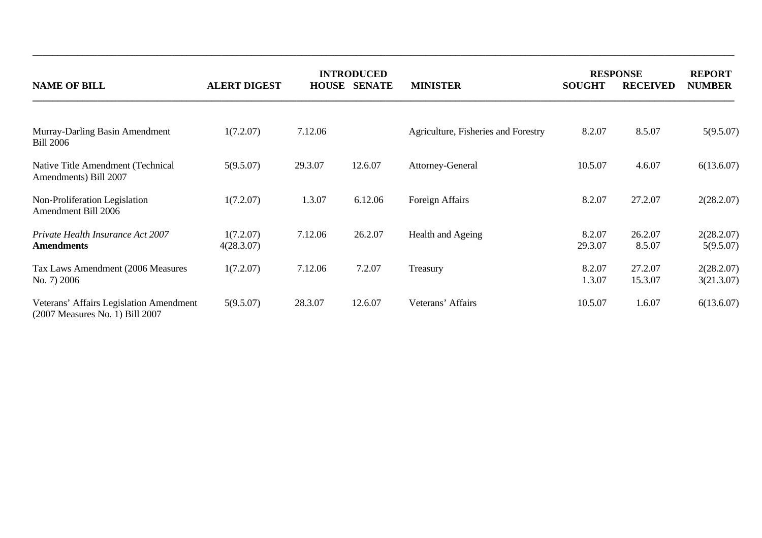| NAME OF BILL | ALERT DIGEST | INTRODUCED HOUSE | INTRODUCED SENATE | MINISTER | RESPONSE SOUGHT | RESPONSE RECEIVED | REPORT NUMBER |
|---|---|---|---|---|---|---|---|
| Murray-Darling Basin Amendment Bill 2006 | 1(7.2.07) | 7.12.06 | | Agriculture, Fisheries and Forestry | 8.2.07 | 8.5.07 | 5(9.5.07) |
| Native Title Amendment (Technical Amendments) Bill 2007 | 5(9.5.07) | 29.3.07 | 12.6.07 | Attorney-General | 10.5.07 | 4.6.07 | 6(13.6.07) |
| Non-Proliferation Legislation Amendment Bill 2006 | 1(7.2.07) | 1.3.07 | 6.12.06 | Foreign Affairs | 8.2.07 | 27.2.07 | 2(28.2.07) |
| *Private Health Insurance Act 2007* **Amendments** | 1(7.2.07) 4(28.3.07) | 7.12.06 | 26.2.07 | Health and Ageing | 8.2.07 29.3.07 | 26.2.07 8.5.07 | 2(28.2.07) 5(9.5.07) |
| Tax Laws Amendment (2006 Measures No. 7) 2006 | 1(7.2.07) | 7.12.06 | 7.2.07 | Treasury | 8.2.07 1.3.07 | 27.2.07 15.3.07 | 2(28.2.07) 3(21.3.07) |
| Veterans' Affairs Legislation Amendment (2007 Measures No. 1) Bill 2007 | 5(9.5.07) | 28.3.07 | 12.6.07 | Veterans' Affairs | 10.5.07 | 1.6.07 | 6(13.6.07) |